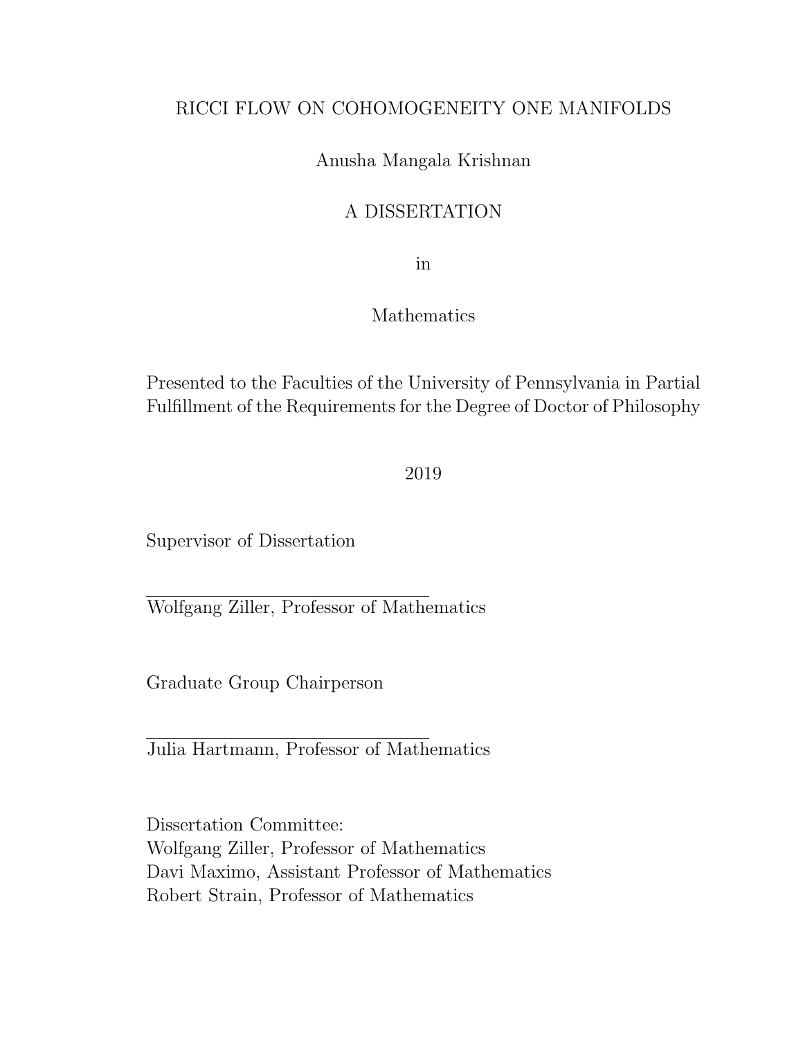# RICCI FLOW ON COHOMOGENEITY ONE MANIFOLDS

Anusha Mangala Krishnan

A DISSERTATION

in

Mathematics

Presented to the Faculties of the University of Pennsylvania in Partial Fulfillment of the Requirements for the Degree of Doctor of Philosophy

2019

Supervisor of Dissertation

\_\_\_\_\_\_\_\_\_\_\_\_\_\_\_\_\_\_\_\_\_\_\_\_\_\_\_\_\_\_

Wolfgang Ziller, Professor of Mathematics

Graduate Group Chairperson

\_\_\_\_\_\_\_\_\_\_\_\_\_\_\_\_\_\_\_\_\_\_\_\_\_\_\_\_\_\_

Julia Hartmann, Professor of Mathematics

Dissertation Committee:
Wolfgang Ziller, Professor of Mathematics
Davi Maximo, Assistant Professor of Mathematics
Robert Strain, Professor of Mathematics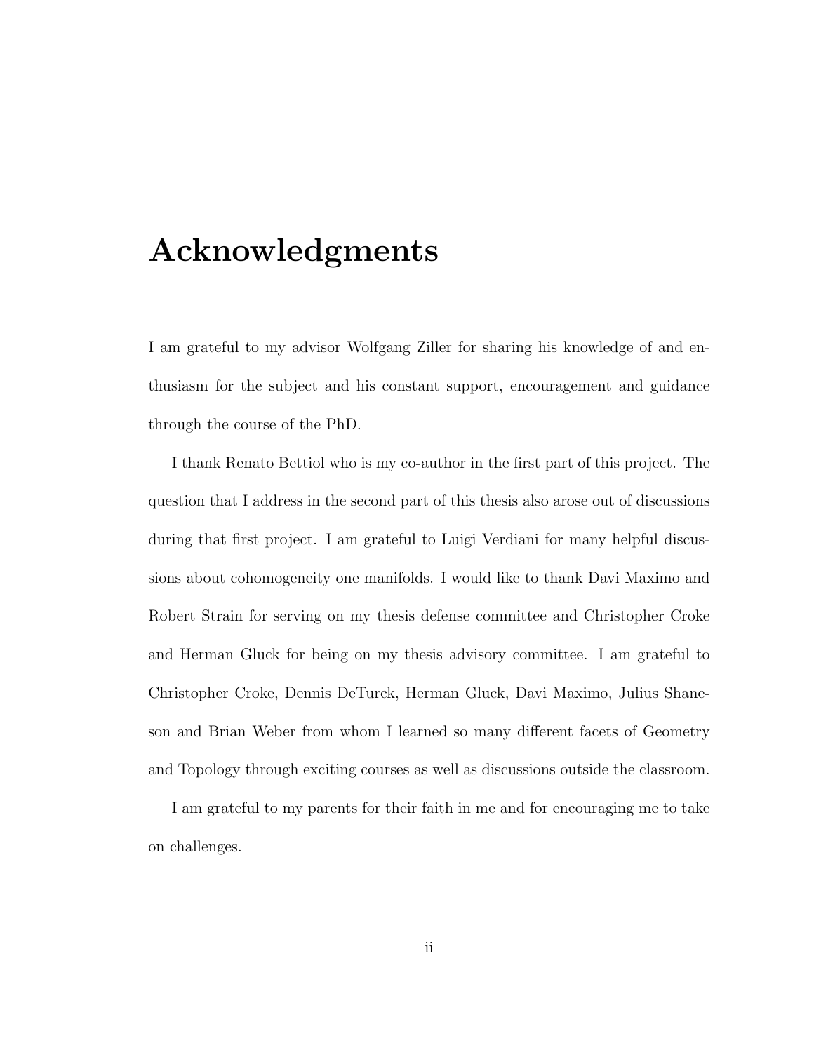# Acknowledgments

I am grateful to my advisor Wolfgang Ziller for sharing his knowledge of and enthusiasm for the subject and his constant support, encouragement and guidance through the course of the PhD.

I thank Renato Bettiol who is my co-author in the first part of this project. The question that I address in the second part of this thesis also arose out of discussions during that first project. I am grateful to Luigi Verdiani for many helpful discussions about cohomogeneity one manifolds. I would like to thank Davi Maximo and Robert Strain for serving on my thesis defense committee and Christopher Croke and Herman Gluck for being on my thesis advisory committee. I am grateful to Christopher Croke, Dennis DeTurck, Herman Gluck, Davi Maximo, Julius Shaneson and Brian Weber from whom I learned so many different facets of Geometry and Topology through exciting courses as well as discussions outside the classroom.

I am grateful to my parents for their faith in me and for encouraging me to take on challenges.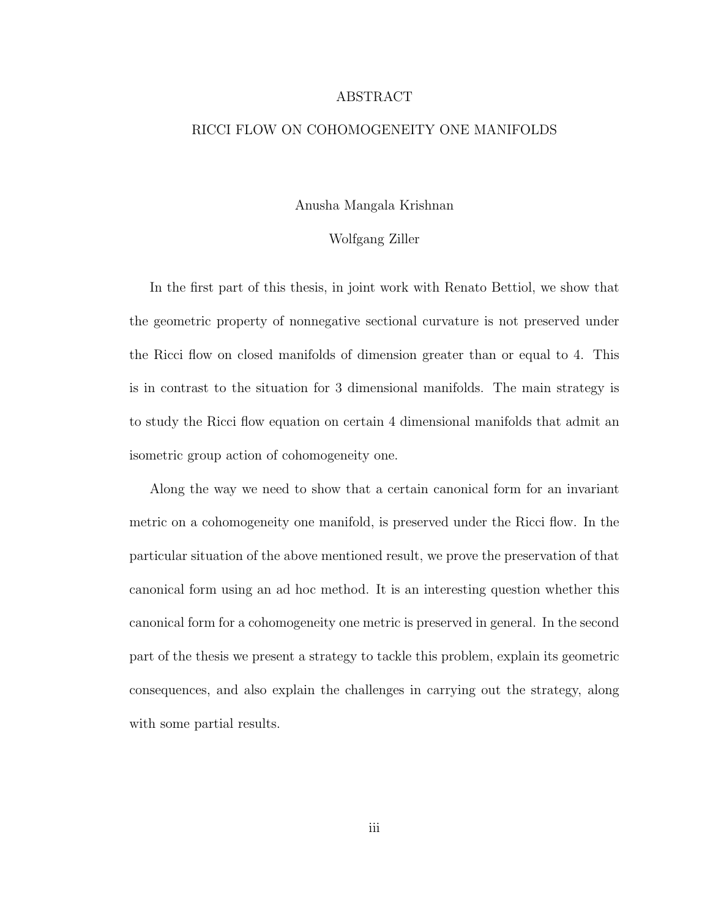# ABSTRACT

## RICCI FLOW ON COHOMOGENEITY ONE MANIFOLDS

Anusha Mangala Krishnan

Wolfgang Ziller

In the first part of this thesis, in joint work with Renato Bettiol, we show that the geometric property of nonnegative sectional curvature is not preserved under the Ricci flow on closed manifolds of dimension greater than or equal to 4. This is in contrast to the situation for 3 dimensional manifolds. The main strategy is to study the Ricci flow equation on certain 4 dimensional manifolds that admit an isometric group action of cohomogeneity one.

Along the way we need to show that a certain canonical form for an invariant metric on a cohomogeneity one manifold, is preserved under the Ricci flow. In the particular situation of the above mentioned result, we prove the preservation of that canonical form using an ad hoc method. It is an interesting question whether this canonical form for a cohomogeneity one metric is preserved in general. In the second part of the thesis we present a strategy to tackle this problem, explain its geometric consequences, and also explain the challenges in carrying out the strategy, along with some partial results.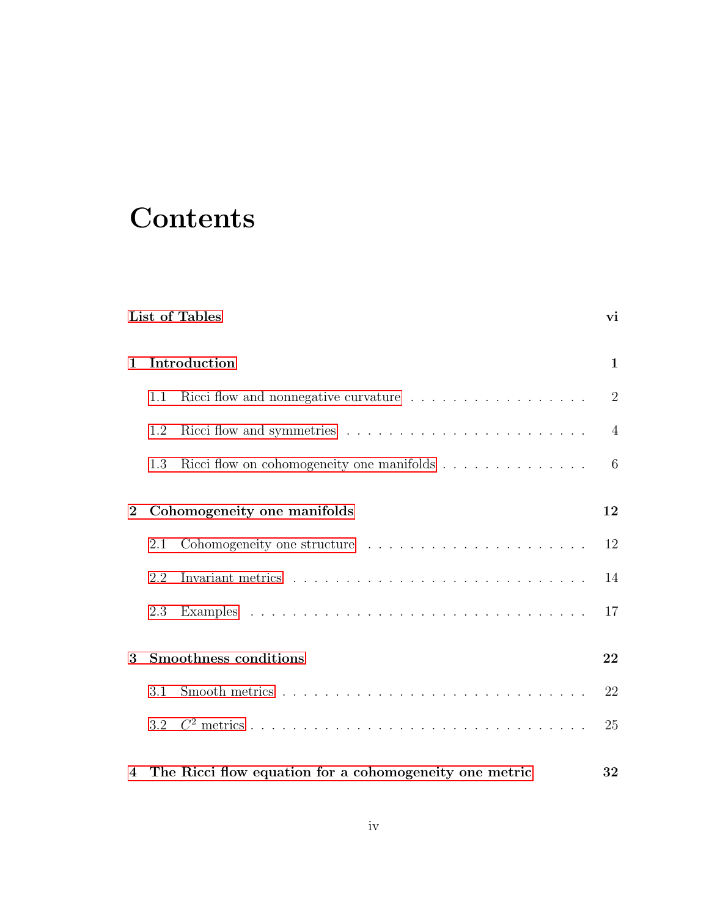# Contents

**List of Tables** **vi**

**1 Introduction** **1**

1.1 Ricci flow and nonnegative curvature . . . . . . . . . . . . . . . . . . 2

1.2 Ricci flow and symmetries . . . . . . . . . . . . . . . . . . . . . . . . 4

1.3 Ricci flow on cohomogeneity one manifolds . . . . . . . . . . . . . . . 6

**2 Cohomogeneity one manifolds** **12**

2.1 Cohomogeneity one structure . . . . . . . . . . . . . . . . . . . . . . 12

2.2 Invariant metrics . . . . . . . . . . . . . . . . . . . . . . . . . . . . . 14

2.3 Examples . . . . . . . . . . . . . . . . . . . . . . . . . . . . . . . . . 17

**3 Smoothness conditions** **22**

3.1 Smooth metrics . . . . . . . . . . . . . . . . . . . . . . . . . . . . . . 22

3.2 $C^2$ metrics . . . . . . . . . . . . . . . . . . . . . . . . . . . . . . . . 25

**4 The Ricci flow equation for a cohomogeneity one metric** **32**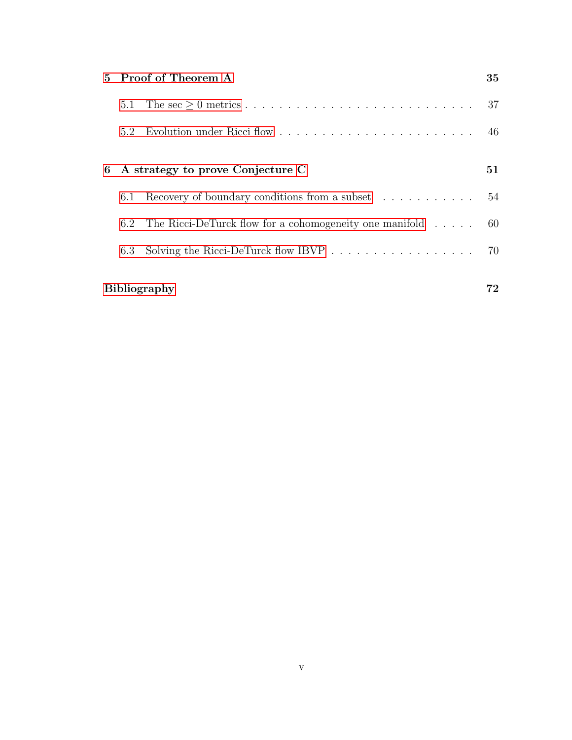**5 Proof of Theorem A** — 35

- 5.1 The sec $\geq 0$ metrics — 37
- 5.2 Evolution under Ricci flow — 46

**6 A strategy to prove Conjecture C** — 51

- 6.1 Recovery of boundary conditions from a subset — 54
- 6.2 The Ricci-DeTurck flow for a cohomogeneity one manifold — 60
- 6.3 Solving the Ricci-DeTurck flow IBVP — 70

**Bibliography** — 72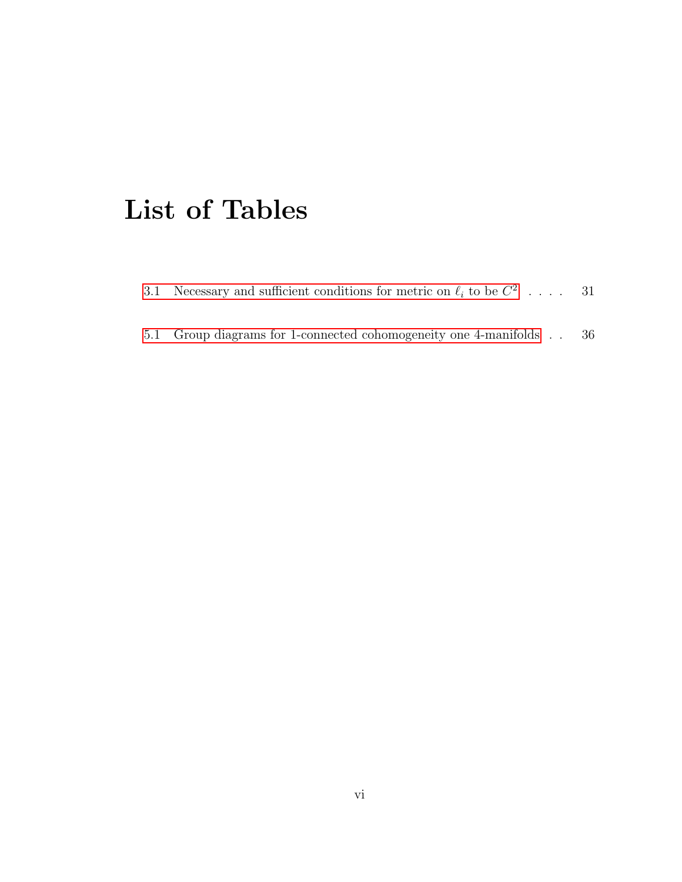# List of Tables

3.1 Necessary and sufficient conditions for metric on $\ell_i$ to be $C^2$ . . . . 31

5.1 Group diagrams for 1-connected cohomogeneity one 4-manifolds . . 36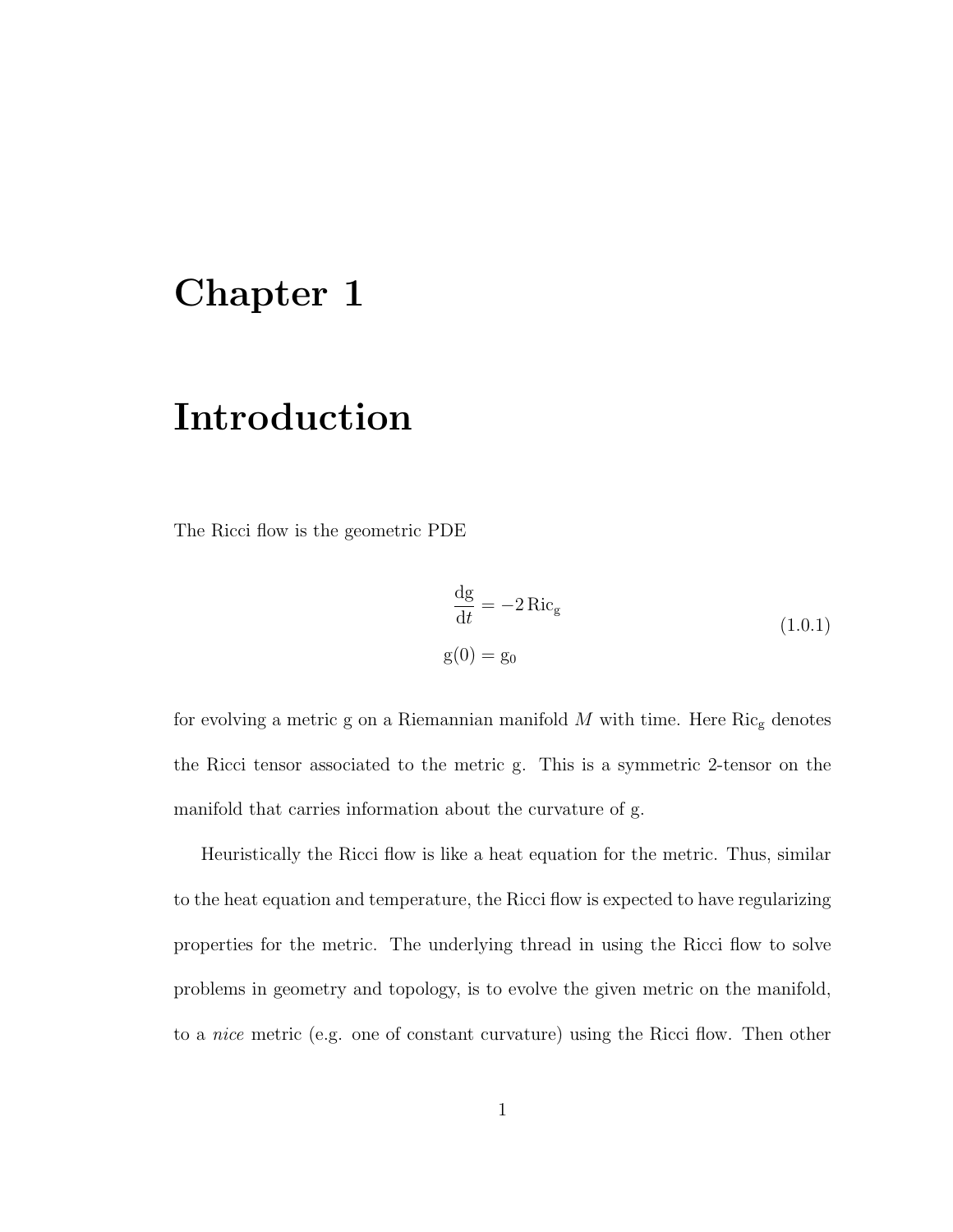# Chapter 1

# Introduction

The Ricci flow is the geometric PDE

$$
\begin{aligned}
\frac{\mathrm{dg}}{\mathrm{d}t} &= -2\,\mathrm{Ric}_{\mathrm{g}} \\
\mathrm{g}(0) &= \mathrm{g}_0
\end{aligned}
\tag{1.0.1}
$$

for evolving a metric g on a Riemannian manifold $M$ with time. Here $\mathrm{Ric}_{\mathrm{g}}$ denotes the Ricci tensor associated to the metric g. This is a symmetric 2-tensor on the manifold that carries information about the curvature of g.

Heuristically the Ricci flow is like a heat equation for the metric. Thus, similar to the heat equation and temperature, the Ricci flow is expected to have regularizing properties for the metric. The underlying thread in using the Ricci flow to solve problems in geometry and topology, is to evolve the given metric on the manifold, to a *nice* metric (e.g. one of constant curvature) using the Ricci flow. Then other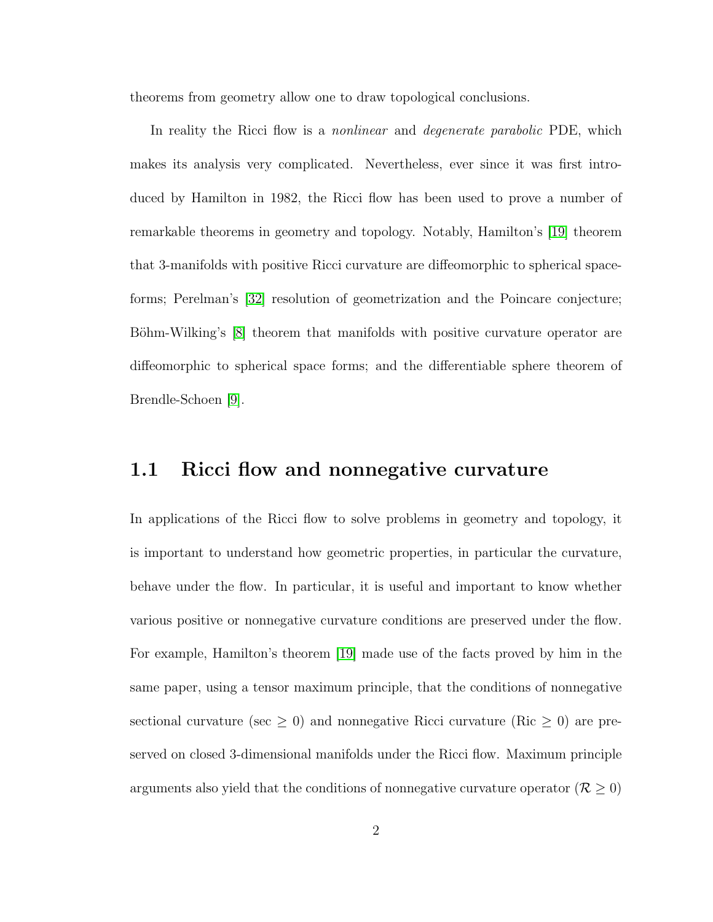theorems from geometry allow one to draw topological conclusions.

In reality the Ricci flow is a *nonlinear* and *degenerate parabolic* PDE, which makes its analysis very complicated. Nevertheless, ever since it was first introduced by Hamilton in 1982, the Ricci flow has been used to prove a number of remarkable theorems in geometry and topology. Notably, Hamilton's [19] theorem that 3-manifolds with positive Ricci curvature are diffeomorphic to spherical space-forms; Perelman's [32] resolution of geometrization and the Poincare conjecture; Böhm-Wilking's [8] theorem that manifolds with positive curvature operator are diffeomorphic to spherical space forms; and the differentiable sphere theorem of Brendle-Schoen [9].

## 1.1 Ricci flow and nonnegative curvature

In applications of the Ricci flow to solve problems in geometry and topology, it is important to understand how geometric properties, in particular the curvature, behave under the flow. In particular, it is useful and important to know whether various positive or nonnegative curvature conditions are preserved under the flow. For example, Hamilton's theorem [19] made use of the facts proved by him in the same paper, using a tensor maximum principle, that the conditions of nonnegative sectional curvature ($\sec \geq 0$) and nonnegative Ricci curvature ($\mathrm{Ric} \geq 0$) are preserved on closed 3-dimensional manifolds under the Ricci flow. Maximum principle arguments also yield that the conditions of nonnegative curvature operator ($\mathcal{R} \geq 0$)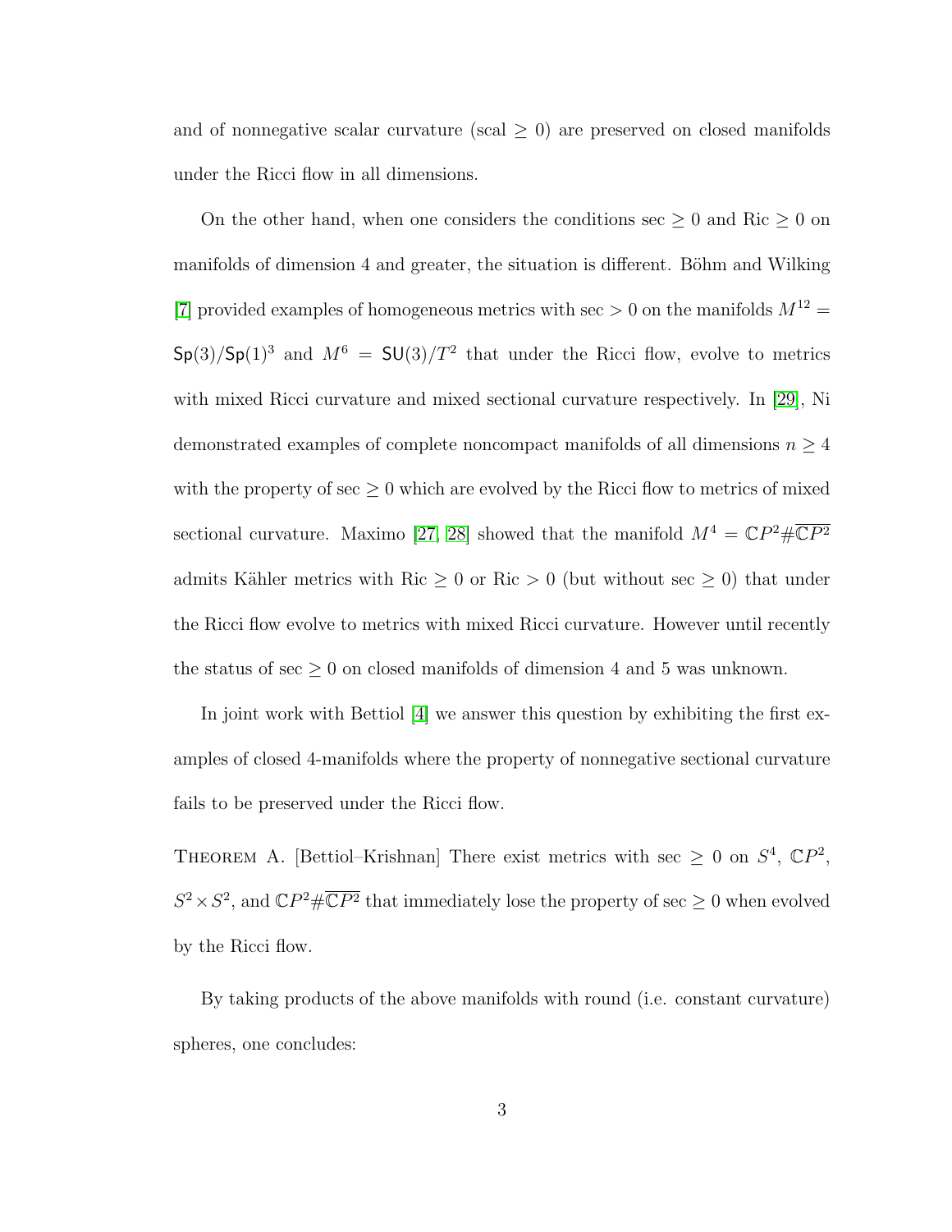and of nonnegative scalar curvature (scal $\geq 0$) are preserved on closed manifolds under the Ricci flow in all dimensions.

On the other hand, when one considers the conditions sec $\geq 0$ and Ric $\geq 0$ on manifolds of dimension 4 and greater, the situation is different. Böhm and Wilking [7] provided examples of homogeneous metrics with sec $> 0$ on the manifolds $M^{12} = \mathsf{Sp}(3)/\mathsf{Sp}(1)^3$ and $M^6 = \mathsf{SU}(3)/T^2$ that under the Ricci flow, evolve to metrics with mixed Ricci curvature and mixed sectional curvature respectively. In [29], Ni demonstrated examples of complete noncompact manifolds of all dimensions $n \geq 4$ with the property of sec $\geq 0$ which are evolved by the Ricci flow to metrics of mixed sectional curvature. Maximo [27, 28] showed that the manifold $M^4 = \mathbb{C}P^2 \# \overline{\mathbb{C}P^2}$ admits Kähler metrics with Ric $\geq 0$ or Ric $> 0$ (but without sec $\geq 0$) that under the Ricci flow evolve to metrics with mixed Ricci curvature. However until recently the status of sec $\geq 0$ on closed manifolds of dimension 4 and 5 was unknown.

In joint work with Bettiol [4] we answer this question by exhibiting the first examples of closed 4-manifolds where the property of nonnegative sectional curvature fails to be preserved under the Ricci flow.

Theorem A. [Bettiol–Krishnan] *There exist metrics with* sec $\geq 0$ *on* $S^4$, $\mathbb{C}P^2$, $S^2 \times S^2$, *and* $\mathbb{C}P^2 \# \overline{\mathbb{C}P^2}$ *that immediately lose the property of* sec $\geq 0$ *when evolved by the Ricci flow.*

By taking products of the above manifolds with round (i.e. constant curvature) spheres, one concludes: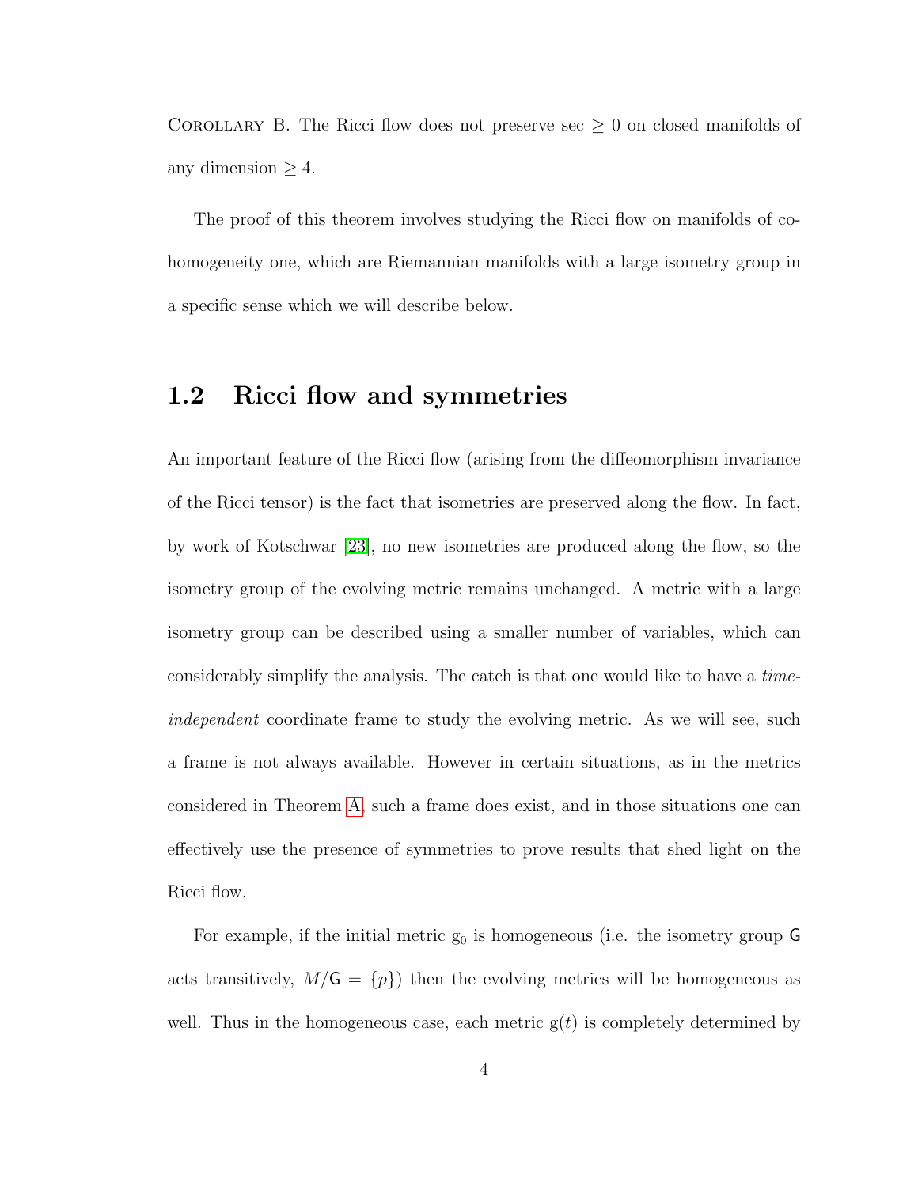Corollary B. The Ricci flow does not preserve $\sec \geq 0$ on closed manifolds of any dimension $\geq 4$.

The proof of this theorem involves studying the Ricci flow on manifolds of cohomogeneity one, which are Riemannian manifolds with a large isometry group in a specific sense which we will describe below.

## 1.2 Ricci flow and symmetries

An important feature of the Ricci flow (arising from the diffeomorphism invariance of the Ricci tensor) is the fact that isometries are preserved along the flow. In fact, by work of Kotschwar [23], no new isometries are produced along the flow, so the isometry group of the evolving metric remains unchanged. A metric with a large isometry group can be described using a smaller number of variables, which can considerably simplify the analysis. The catch is that one would like to have a *time-independent* coordinate frame to study the evolving metric. As we will see, such a frame is not always available. However in certain situations, as in the metrics considered in Theorem A, such a frame does exist, and in those situations one can effectively use the presence of symmetries to prove results that shed light on the Ricci flow.

For example, if the initial metric $g_0$ is homogeneous (i.e. the isometry group $\mathsf{G}$ acts transitively, $M/\mathsf{G} = \{p\}$) then the evolving metrics will be homogeneous as well. Thus in the homogeneous case, each metric $g(t)$ is completely determined by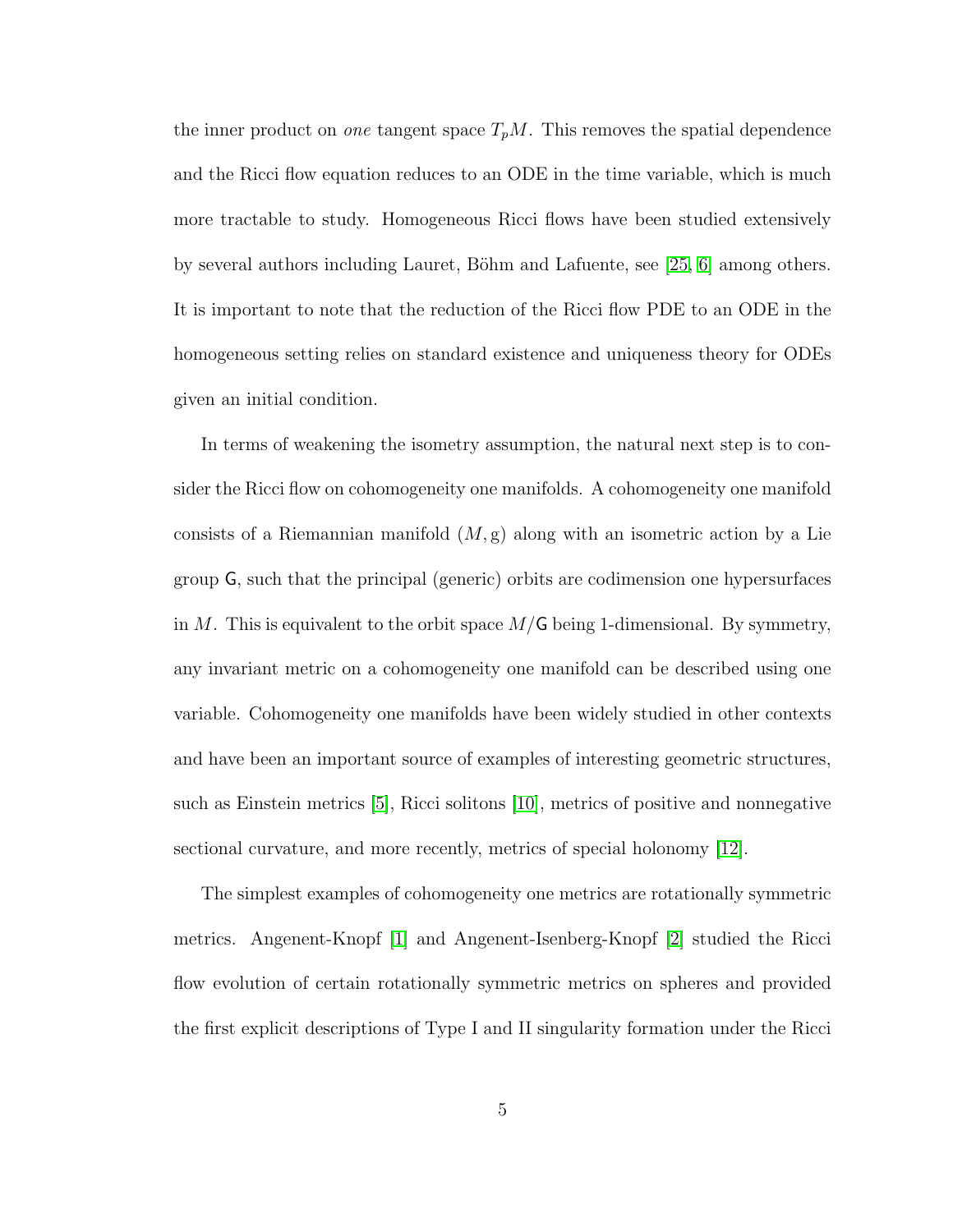the inner product on *one* tangent space $T_pM$. This removes the spatial dependence and the Ricci flow equation reduces to an ODE in the time variable, which is much more tractable to study. Homogeneous Ricci flows have been studied extensively by several authors including Lauret, Böhm and Lafuente, see [25, 6] among others. It is important to note that the reduction of the Ricci flow PDE to an ODE in the homogeneous setting relies on standard existence and uniqueness theory for ODEs given an initial condition.

In terms of weakening the isometry assumption, the natural next step is to consider the Ricci flow on cohomogeneity one manifolds. A cohomogeneity one manifold consists of a Riemannian manifold $(M, \mathrm{g})$ along with an isometric action by a Lie group $\mathsf{G}$, such that the principal (generic) orbits are codimension one hypersurfaces in $M$. This is equivalent to the orbit space $M/\mathsf{G}$ being 1-dimensional. By symmetry, any invariant metric on a cohomogeneity one manifold can be described using one variable. Cohomogeneity one manifolds have been widely studied in other contexts and have been an important source of examples of interesting geometric structures, such as Einstein metrics [5], Ricci solitons [10], metrics of positive and nonnegative sectional curvature, and more recently, metrics of special holonomy [12].

The simplest examples of cohomogeneity one metrics are rotationally symmetric metrics. Angenent-Knopf [1] and Angenent-Isenberg-Knopf [2] studied the Ricci flow evolution of certain rotationally symmetric metrics on spheres and provided the first explicit descriptions of Type I and II singularity formation under the Ricci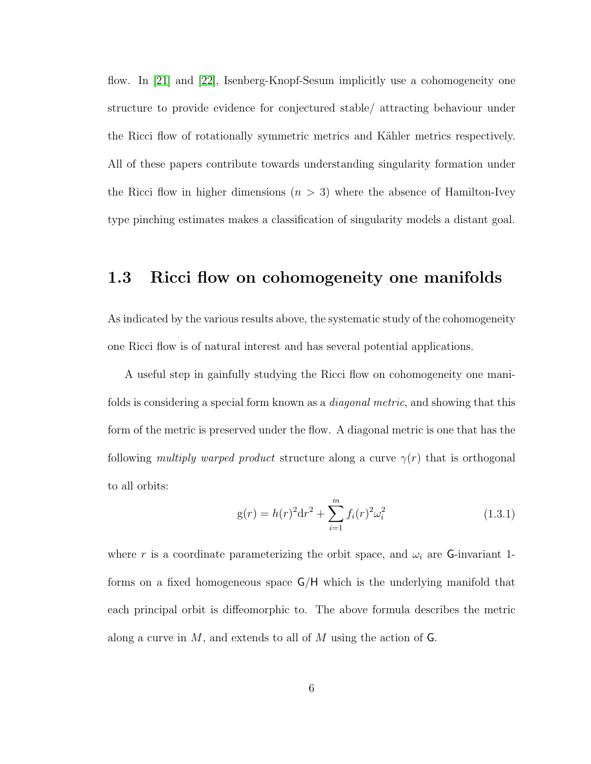flow. In [21] and [22], Isenberg-Knopf-Sesum implicitly use a cohomogeneity one structure to provide evidence for conjectured stable/ attracting behaviour under the Ricci flow of rotationally symmetric metrics and Kähler metrics respectively. All of these papers contribute towards understanding singularity formation under the Ricci flow in higher dimensions ($n > 3$) where the absence of Hamilton-Ivey type pinching estimates makes a classification of singularity models a distant goal.

## 1.3 Ricci flow on cohomogeneity one manifolds

As indicated by the various results above, the systematic study of the cohomogeneity one Ricci flow is of natural interest and has several potential applications.

A useful step in gainfully studying the Ricci flow on cohomogeneity one manifolds is considering a special form known as a *diagonal metric*, and showing that this form of the metric is preserved under the flow. A diagonal metric is one that has the following *multiply warped product* structure along a curve $\gamma(r)$ that is orthogonal to all orbits:

$$\mathrm{g}(r) = h(r)^2 \mathrm{d}r^2 + \sum_{i=1}^{m} f_i(r)^2 \omega_i^2 \tag{1.3.1}$$

where $r$ is a coordinate parameterizing the orbit space, and $\omega_i$ are $\mathsf{G}$-invariant 1-forms on a fixed homogeneous space $\mathsf{G}/\mathsf{H}$ which is the underlying manifold that each principal orbit is diffeomorphic to. The above formula describes the metric along a curve in $M$, and extends to all of $M$ using the action of $\mathsf{G}$.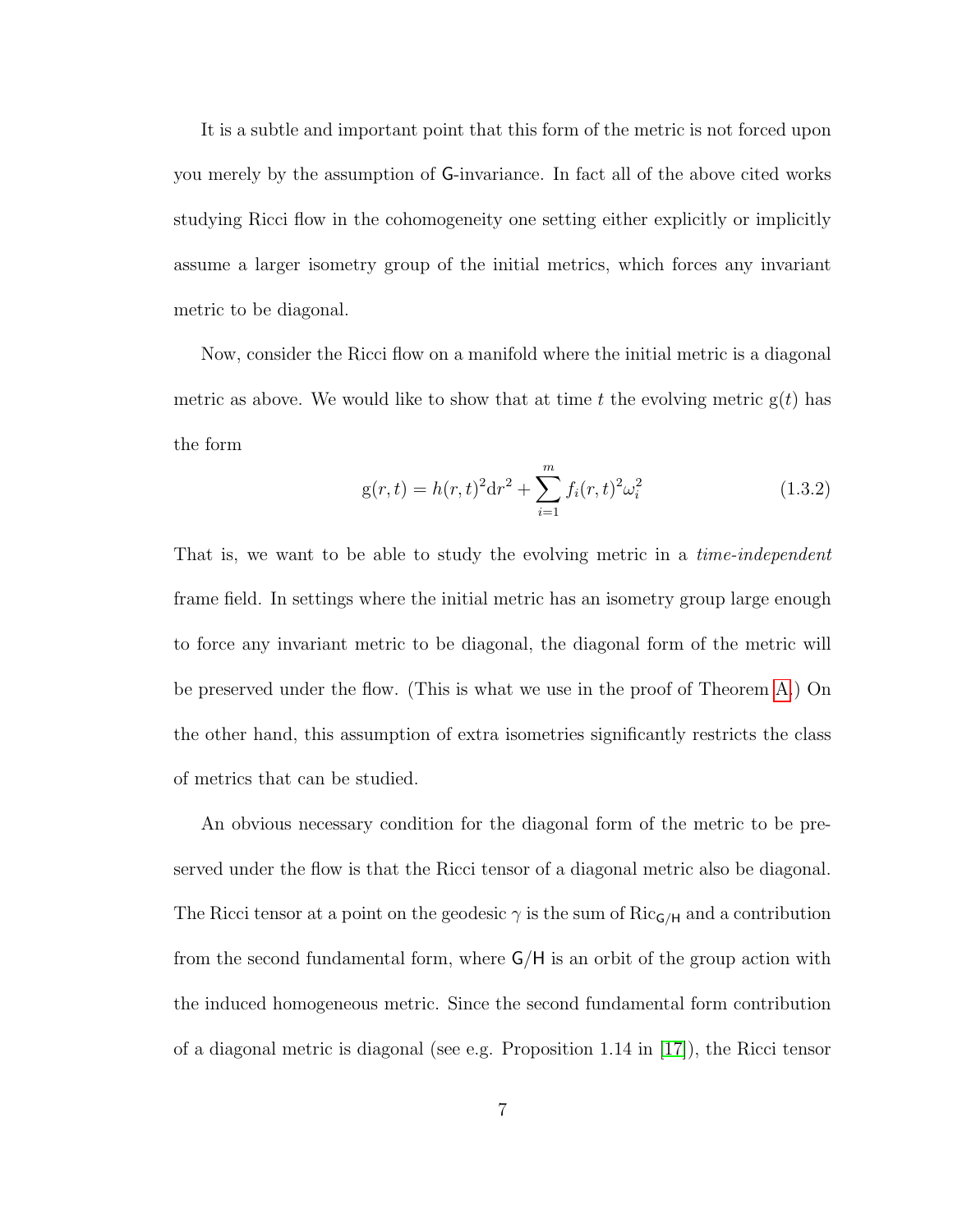It is a subtle and important point that this form of the metric is not forced upon you merely by the assumption of $\mathsf{G}$-invariance. In fact all of the above cited works studying Ricci flow in the cohomogeneity one setting either explicitly or implicitly assume a larger isometry group of the initial metrics, which forces any invariant metric to be diagonal.

Now, consider the Ricci flow on a manifold where the initial metric is a diagonal metric as above. We would like to show that at time $t$ the evolving metric $\mathrm{g}(t)$ has the form

$$\mathrm{g}(r,t) = h(r,t)^2 \mathrm{d}r^2 + \sum_{i=1}^{m} f_i(r,t)^2 \omega_i^2 \tag{1.3.2}$$

That is, we want to be able to study the evolving metric in a *time-independent* frame field. In settings where the initial metric has an isometry group large enough to force any invariant metric to be diagonal, the diagonal form of the metric will be preserved under the flow. (This is what we use in the proof of Theorem A.) On the other hand, this assumption of extra isometries significantly restricts the class of metrics that can be studied.

An obvious necessary condition for the diagonal form of the metric to be preserved under the flow is that the Ricci tensor of a diagonal metric also be diagonal. The Ricci tensor at a point on the geodesic $\gamma$ is the sum of $\mathrm{Ric}_{\mathsf{G}/\mathsf{H}}$ and a contribution from the second fundamental form, where $\mathsf{G}/\mathsf{H}$ is an orbit of the group action with the induced homogeneous metric. Since the second fundamental form contribution of a diagonal metric is diagonal (see e.g. Proposition 1.14 in [17]), the Ricci tensor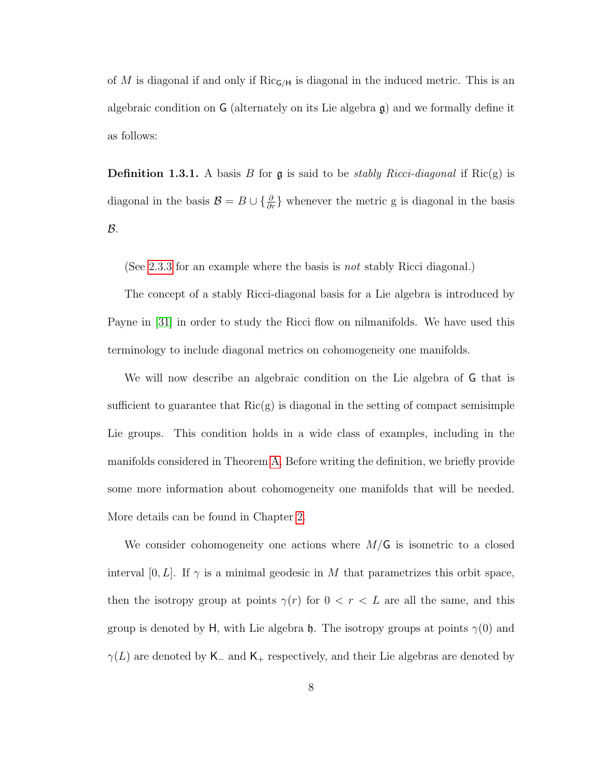of $M$ is diagonal if and only if $\mathrm{Ric}_{\mathsf{G}/\mathsf{H}}$ is diagonal in the induced metric. This is an algebraic condition on $\mathsf{G}$ (alternately on its Lie algebra $\mathfrak{g}$) and we formally define it as follows:

**Definition 1.3.1.** A basis $B$ for $\mathfrak{g}$ is said to be *stably Ricci-diagonal* if $\mathrm{Ric}(\mathrm{g})$ is diagonal in the basis $\mathcal{B} = B \cup \{\frac{\partial}{\partial r}\}$ whenever the metric $\mathrm{g}$ is diagonal in the basis $\mathcal{B}$.

(See 2.3.3 for an example where the basis is *not* stably Ricci diagonal.)

The concept of a stably Ricci-diagonal basis for a Lie algebra is introduced by Payne in [31] in order to study the Ricci flow on nilmanifolds. We have used this terminology to include diagonal metrics on cohomogeneity one manifolds.

We will now describe an algebraic condition on the Lie algebra of $\mathsf{G}$ that is sufficient to guarantee that $\mathrm{Ric}(\mathrm{g})$ is diagonal in the setting of compact semisimple Lie groups. This condition holds in a wide class of examples, including in the manifolds considered in Theorem A. Before writing the definition, we briefly provide some more information about cohomogeneity one manifolds that will be needed. More details can be found in Chapter 2.

We consider cohomogeneity one actions where $M/\mathsf{G}$ is isometric to a closed interval $[0, L]$. If $\gamma$ is a minimal geodesic in $M$ that parametrizes this orbit space, then the isotropy group at points $\gamma(r)$ for $0 < r < L$ are all the same, and this group is denoted by $\mathsf{H}$, with Lie algebra $\mathfrak{h}$. The isotropy groups at points $\gamma(0)$ and $\gamma(L)$ are denoted by $\mathsf{K}_-$ and $\mathsf{K}_+$ respectively, and their Lie algebras are denoted by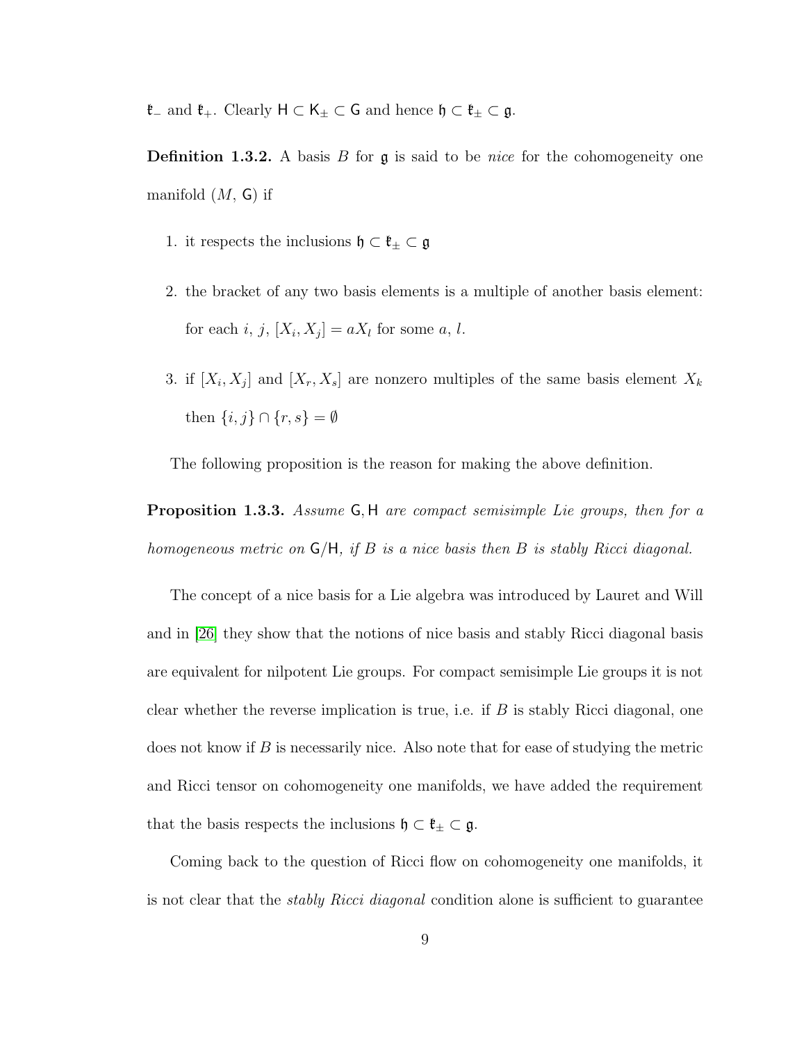$\mathfrak{k}_-$ and $\mathfrak{k}_+$. Clearly $\mathsf{H} \subset \mathsf{K}_\pm \subset \mathsf{G}$ and hence $\mathfrak{h} \subset \mathfrak{k}_\pm \subset \mathfrak{g}$.

**Definition 1.3.2.** A basis $B$ for $\mathfrak{g}$ is said to be *nice* for the cohomogeneity one manifold $(M, \mathsf{G})$ if

1. it respects the inclusions $\mathfrak{h} \subset \mathfrak{k}_\pm \subset \mathfrak{g}$
2. the bracket of any two basis elements is a multiple of another basis element: for each $i$, $j$, $[X_i, X_j] = aX_l$ for some $a$, $l$.
3. if $[X_i, X_j]$ and $[X_r, X_s]$ are nonzero multiples of the same basis element $X_k$ then $\{i, j\} \cap \{r, s\} = \emptyset$

The following proposition is the reason for making the above definition.

**Proposition 1.3.3.** *Assume $\mathsf{G}, \mathsf{H}$ are compact semisimple Lie groups, then for a homogeneous metric on $\mathsf{G}/\mathsf{H}$, if $B$ is a nice basis then $B$ is stably Ricci diagonal.*

The concept of a nice basis for a Lie algebra was introduced by Lauret and Will and in [26] they show that the notions of nice basis and stably Ricci diagonal basis are equivalent for nilpotent Lie groups. For compact semisimple Lie groups it is not clear whether the reverse implication is true, i.e. if $B$ is stably Ricci diagonal, one does not know if $B$ is necessarily nice. Also note that for ease of studying the metric and Ricci tensor on cohomogeneity one manifolds, we have added the requirement that the basis respects the inclusions $\mathfrak{h} \subset \mathfrak{k}_\pm \subset \mathfrak{g}$.

Coming back to the question of Ricci flow on cohomogeneity one manifolds, it is not clear that the *stably Ricci diagonal* condition alone is sufficient to guarantee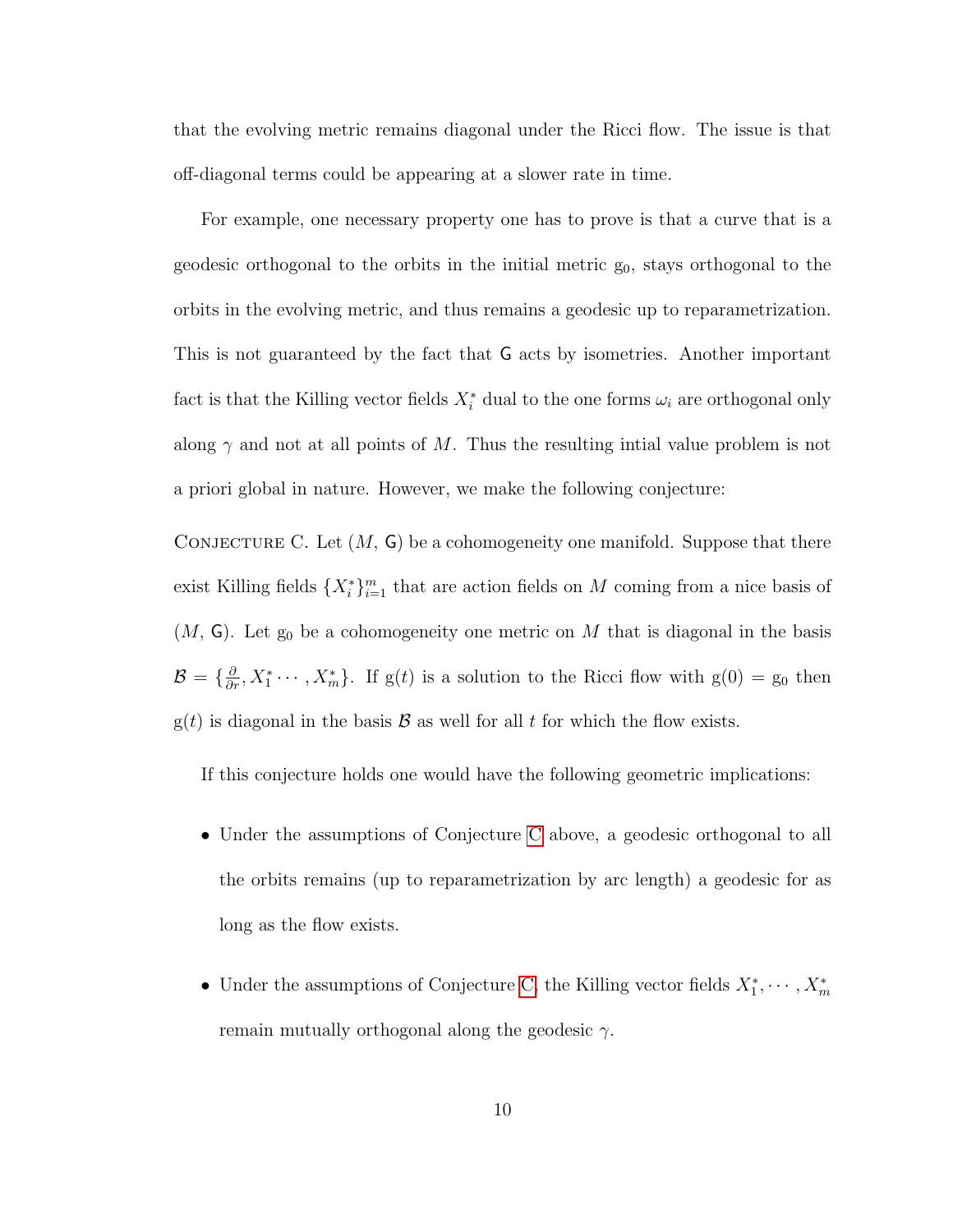that the evolving metric remains diagonal under the Ricci flow. The issue is that off-diagonal terms could be appearing at a slower rate in time.

For example, one necessary property one has to prove is that a curve that is a geodesic orthogonal to the orbits in the initial metric $\mathrm{g}_0$, stays orthogonal to the orbits in the evolving metric, and thus remains a geodesic up to reparametrization. This is not guaranteed by the fact that $\mathsf{G}$ acts by isometries. Another important fact is that the Killing vector fields $X_i^*$ dual to the one forms $\omega_i$ are orthogonal only along $\gamma$ and not at all points of $M$. Thus the resulting intial value problem is not a priori global in nature. However, we make the following conjecture:

Conjecture C. Let $(M, \mathsf{G})$ be a cohomogeneity one manifold. Suppose that there exist Killing fields $\{X_i^*\}_{i=1}^m$ that are action fields on $M$ coming from a nice basis of $(M, \mathsf{G})$. Let $\mathrm{g}_0$ be a cohomogeneity one metric on $M$ that is diagonal in the basis $\mathcal{B} = \{\frac{\partial}{\partial r}, X_1^* \cdots, X_m^*\}$. If $\mathrm{g}(t)$ is a solution to the Ricci flow with $\mathrm{g}(0) = \mathrm{g}_0$ then $\mathrm{g}(t)$ is diagonal in the basis $\mathcal{B}$ as well for all $t$ for which the flow exists.

If this conjecture holds one would have the following geometric implications:

- Under the assumptions of Conjecture C above, a geodesic orthogonal to all the orbits remains (up to reparametrization by arc length) a geodesic for as long as the flow exists.

- Under the assumptions of Conjecture C, the Killing vector fields $X_1^*, \cdots, X_m^*$ remain mutually orthogonal along the geodesic $\gamma$.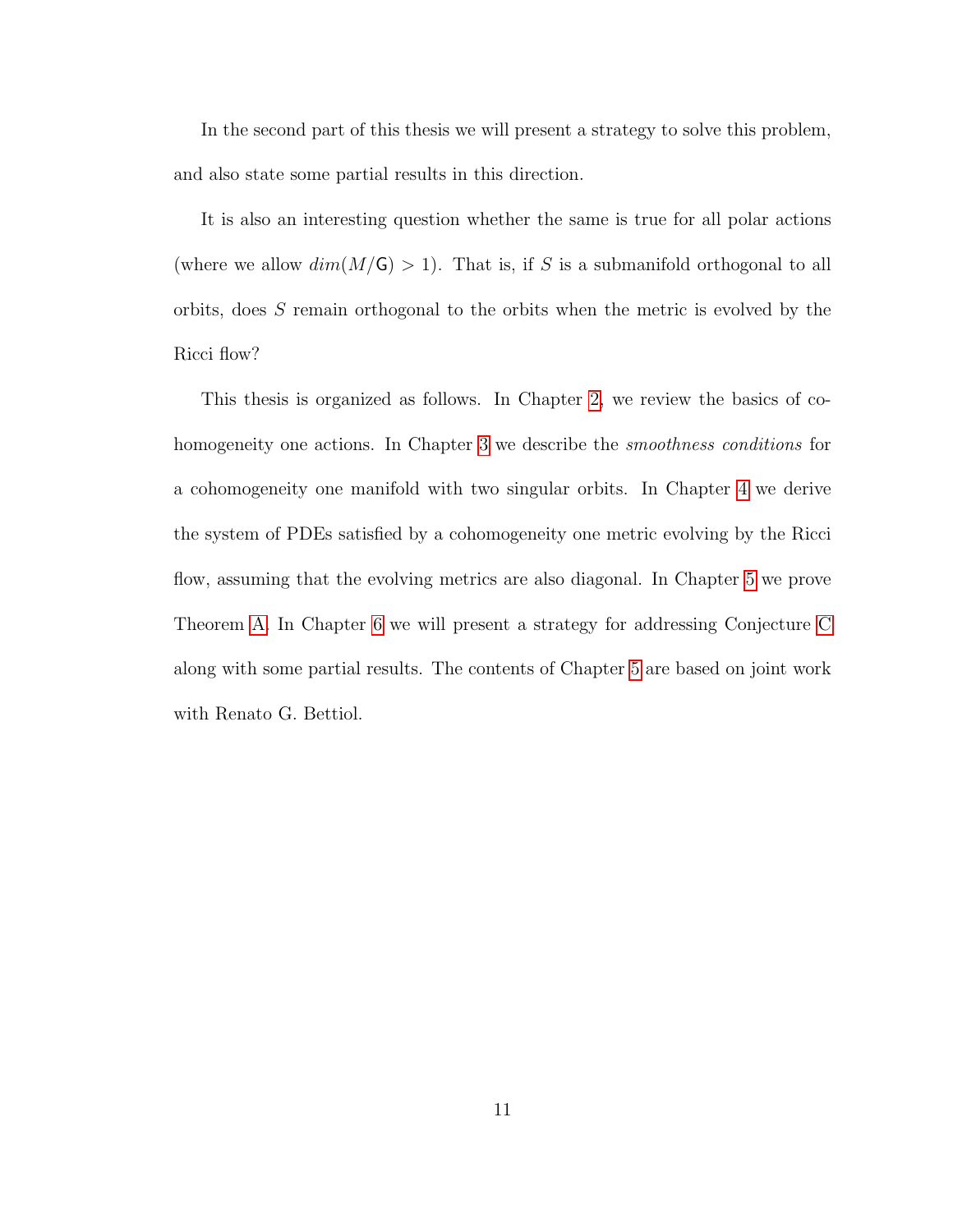In the second part of this thesis we will present a strategy to solve this problem, and also state some partial results in this direction.

It is also an interesting question whether the same is true for all polar actions (where we allow $dim(M/\mathsf{G}) > 1$). That is, if $S$ is a submanifold orthogonal to all orbits, does $S$ remain orthogonal to the orbits when the metric is evolved by the Ricci flow?

This thesis is organized as follows. In Chapter 2, we review the basics of cohomogeneity one actions. In Chapter 3 we describe the *smoothness conditions* for a cohomogeneity one manifold with two singular orbits. In Chapter 4 we derive the system of PDEs satisfied by a cohomogeneity one metric evolving by the Ricci flow, assuming that the evolving metrics are also diagonal. In Chapter 5 we prove Theorem A. In Chapter 6 we will present a strategy for addressing Conjecture C along with some partial results. The contents of Chapter 5 are based on joint work with Renato G. Bettiol.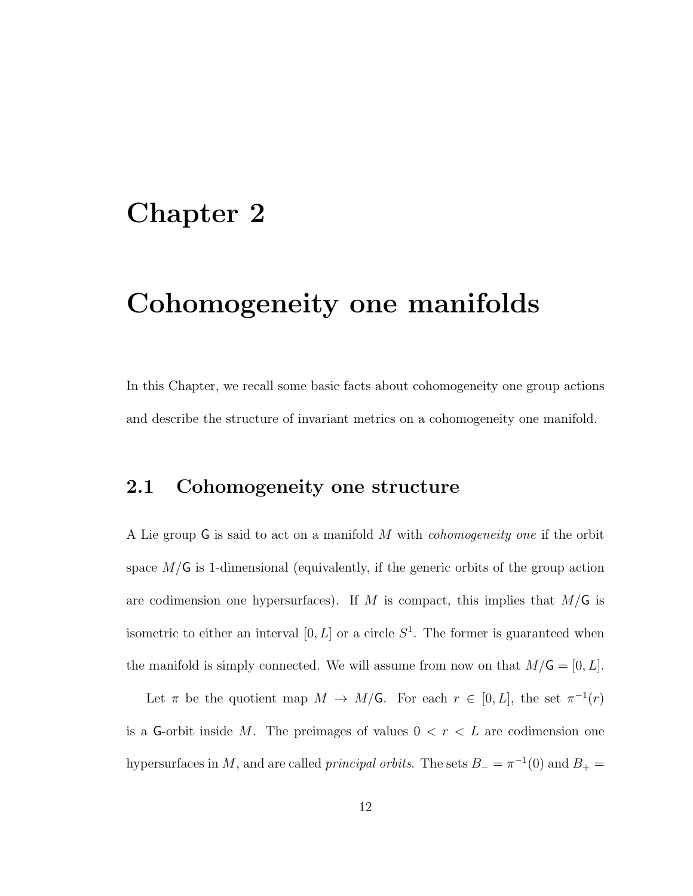# Chapter 2

# Cohomogeneity one manifolds

In this Chapter, we recall some basic facts about cohomogeneity one group actions and describe the structure of invariant metrics on a cohomogeneity one manifold.

## 2.1 Cohomogeneity one structure

A Lie group $\mathsf{G}$ is said to act on a manifold $M$ with *cohomogeneity one* if the orbit space $M/\mathsf{G}$ is 1-dimensional (equivalently, if the generic orbits of the group action are codimension one hypersurfaces). If $M$ is compact, this implies that $M/\mathsf{G}$ is isometric to either an interval $[0, L]$ or a circle $S^1$. The former is guaranteed when the manifold is simply connected. We will assume from now on that $M/\mathsf{G} = [0, L]$.

Let $\pi$ be the quotient map $M \to M/\mathsf{G}$. For each $r \in [0, L]$, the set $\pi^{-1}(r)$ is a $\mathsf{G}$-orbit inside $M$. The preimages of values $0 < r < L$ are codimension one hypersurfaces in $M$, and are called *principal orbits*. The sets $B_- = \pi^{-1}(0)$ and $B_+ =$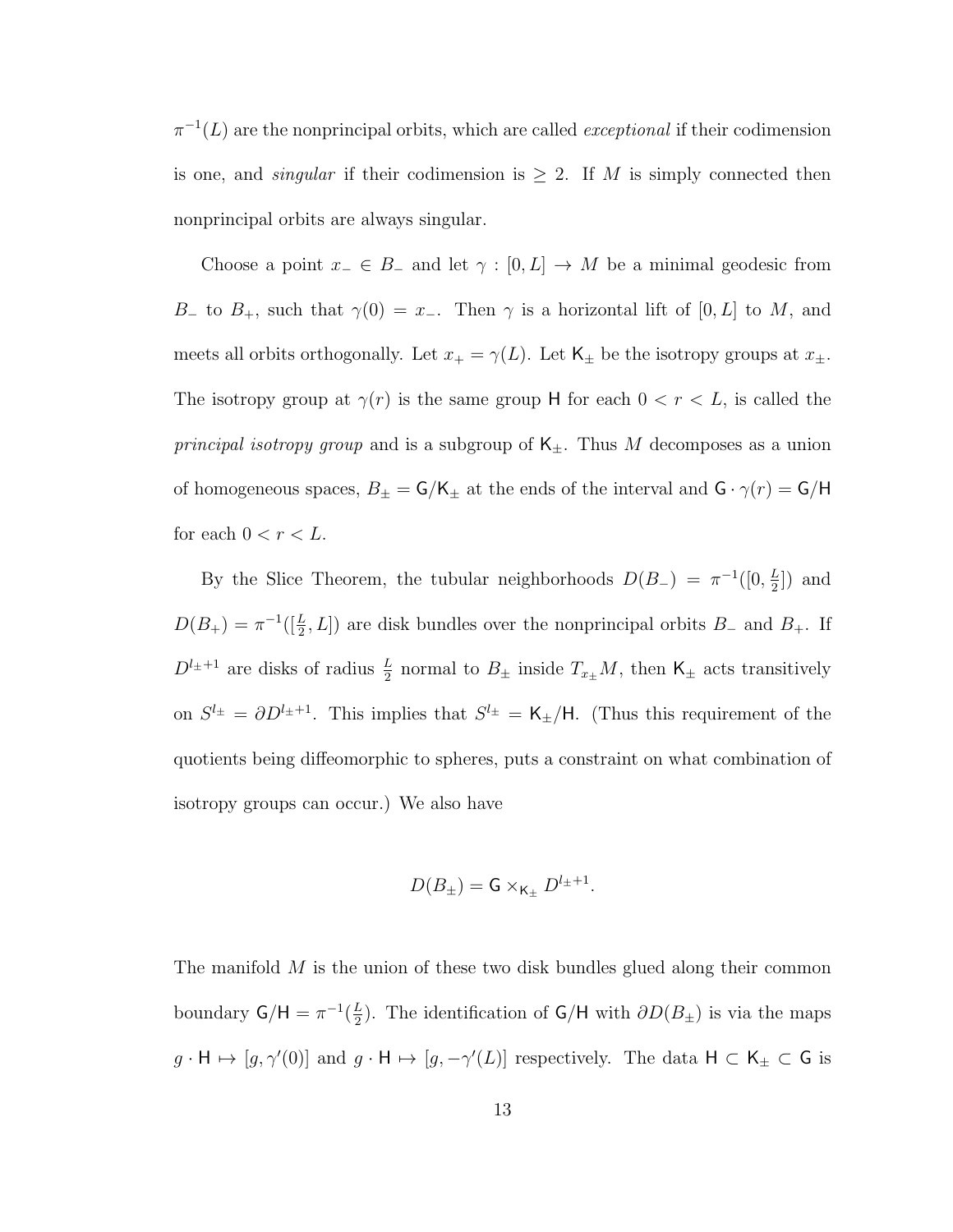$\pi^{-1}(L)$ are the nonprincipal orbits, which are called *exceptional* if their codimension is one, and *singular* if their codimension is $\geq 2$. If $M$ is simply connected then nonprincipal orbits are always singular.

Choose a point $x_- \in B_-$ and let $\gamma : [0, L] \to M$ be a minimal geodesic from $B_-$ to $B_+$, such that $\gamma(0) = x_-$. Then $\gamma$ is a horizontal lift of $[0, L]$ to $M$, and meets all orbits orthogonally. Let $x_+ = \gamma(L)$. Let $\mathsf{K}_\pm$ be the isotropy groups at $x_\pm$. The isotropy group at $\gamma(r)$ is the same group $\mathsf{H}$ for each $0 < r < L$, is called the *principal isotropy group* and is a subgroup of $\mathsf{K}_\pm$. Thus $M$ decomposes as a union of homogeneous spaces, $B_\pm = \mathsf{G}/\mathsf{K}_\pm$ at the ends of the interval and $\mathsf{G} \cdot \gamma(r) = \mathsf{G}/\mathsf{H}$ for each $0 < r < L$.

By the Slice Theorem, the tubular neighborhoods $D(B_-) = \pi^{-1}([0, \frac{L}{2}])$ and $D(B_+) = \pi^{-1}([\frac{L}{2}, L])$ are disk bundles over the nonprincipal orbits $B_-$ and $B_+$. If $D^{l_\pm+1}$ are disks of radius $\frac{L}{2}$ normal to $B_\pm$ inside $T_{x_\pm}M$, then $\mathsf{K}_\pm$ acts transitively on $S^{l_\pm} = \partial D^{l_\pm+1}$. This implies that $S^{l_\pm} = \mathsf{K}_\pm/\mathsf{H}$. (Thus this requirement of the quotients being diffeomorphic to spheres, puts a constraint on what combination of isotropy groups can occur.) We also have

$$D(B_\pm) = \mathsf{G} \times_{\mathsf{K}_\pm} D^{l_\pm+1}.$$

The manifold $M$ is the union of these two disk bundles glued along their common boundary $\mathsf{G}/\mathsf{H} = \pi^{-1}(\frac{L}{2})$. The identification of $\mathsf{G}/\mathsf{H}$ with $\partial D(B_\pm)$ is via the maps $g \cdot \mathsf{H} \mapsto [g, \gamma'(0)]$ and $g \cdot \mathsf{H} \mapsto [g, -\gamma'(L)]$ respectively. The data $\mathsf{H} \subset \mathsf{K}_\pm \subset \mathsf{G}$ is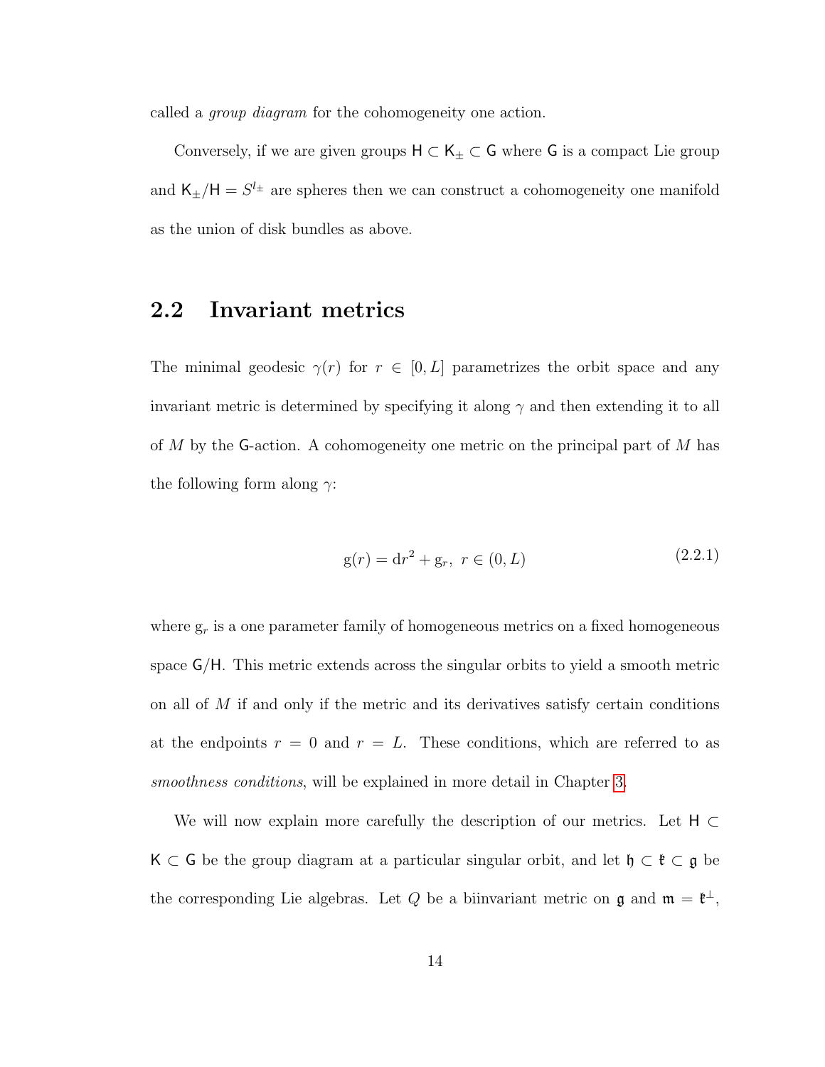called a *group diagram* for the cohomogeneity one action.

Conversely, if we are given groups $\mathsf{H} \subset \mathsf{K}_{\pm} \subset \mathsf{G}$ where $\mathsf{G}$ is a compact Lie group and $\mathsf{K}_{\pm}/\mathsf{H} = S^{l_{\pm}}$ are spheres then we can construct a cohomogeneity one manifold as the union of disk bundles as above.

## 2.2 Invariant metrics

The minimal geodesic $\gamma(r)$ for $r \in [0, L]$ parametrizes the orbit space and any invariant metric is determined by specifying it along $\gamma$ and then extending it to all of $M$ by the $\mathsf{G}$-action. A cohomogeneity one metric on the principal part of $M$ has the following form along $\gamma$:

$$\mathrm{g}(r) = \mathrm{d}r^2 + \mathrm{g}_r, \ r \in (0, L) \tag{2.2.1}$$

where $\mathrm{g}_r$ is a one parameter family of homogeneous metrics on a fixed homogeneous space $\mathsf{G}/\mathsf{H}$. This metric extends across the singular orbits to yield a smooth metric on all of $M$ if and only if the metric and its derivatives satisfy certain conditions at the endpoints $r = 0$ and $r = L$. These conditions, which are referred to as *smoothness conditions*, will be explained in more detail in Chapter 3.

We will now explain more carefully the description of our metrics. Let $\mathsf{H} \subset \mathsf{K} \subset \mathsf{G}$ be the group diagram at a particular singular orbit, and let $\mathfrak{h} \subset \mathfrak{k} \subset \mathfrak{g}$ be the corresponding Lie algebras. Let $Q$ be a biinvariant metric on $\mathfrak{g}$ and $\mathfrak{m} = \mathfrak{k}^{\perp}$,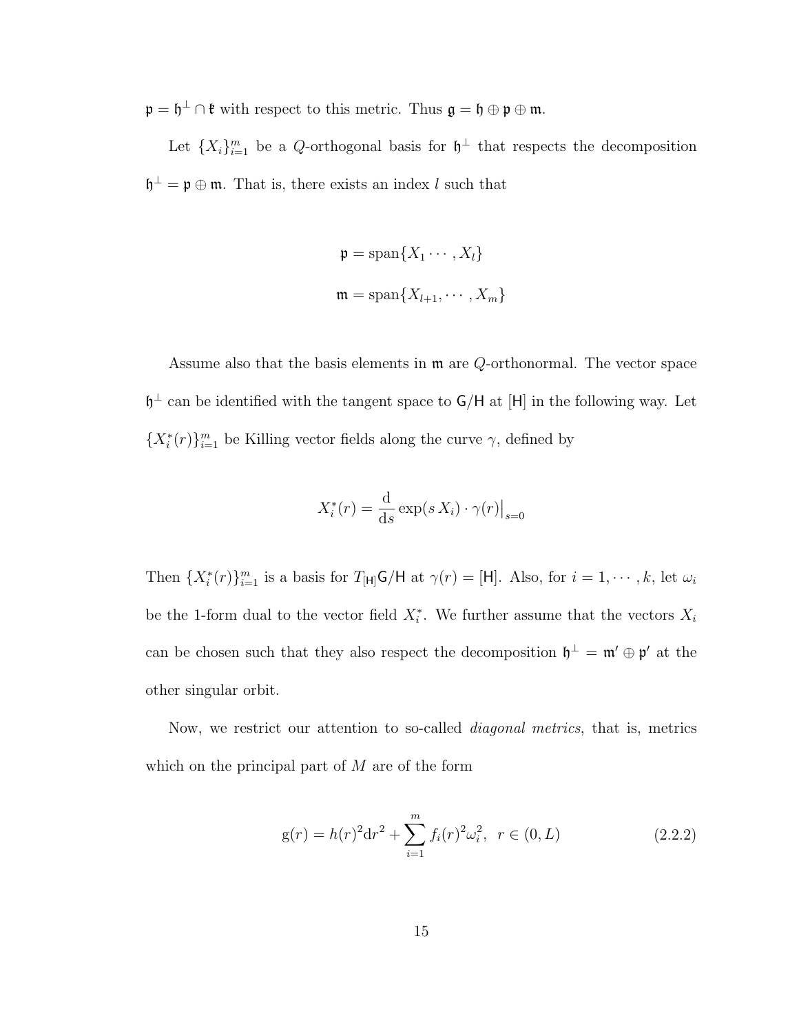$\mathfrak{p} = \mathfrak{h}^\perp \cap \mathfrak{k}$ with respect to this metric. Thus $\mathfrak{g} = \mathfrak{h} \oplus \mathfrak{p} \oplus \mathfrak{m}$.

Let $\{X_i\}_{i=1}^m$ be a $Q$-orthogonal basis for $\mathfrak{h}^\perp$ that respects the decomposition $\mathfrak{h}^\perp = \mathfrak{p} \oplus \mathfrak{m}$. That is, there exists an index $l$ such that

$$\mathfrak{p} = \mathrm{span}\{X_1 \cdots, X_l\}$$

$$\mathfrak{m} = \mathrm{span}\{X_{l+1}, \cdots, X_m\}$$

Assume also that the basis elements in $\mathfrak{m}$ are $Q$-orthonormal. The vector space $\mathfrak{h}^\perp$ can be identified with the tangent space to $\mathsf{G}/\mathsf{H}$ at $[\mathsf{H}]$ in the following way. Let $\{X_i^*(r)\}_{i=1}^m$ be Killing vector fields along the curve $\gamma$, defined by

$$X_i^*(r) = \frac{\mathrm{d}}{\mathrm{d}s} \exp(s\, X_i) \cdot \gamma(r)\big|_{s=0}$$

Then $\{X_i^*(r)\}_{i=1}^m$ is a basis for $T_{[\mathsf{H}]}\mathsf{G}/\mathsf{H}$ at $\gamma(r) = [\mathsf{H}]$. Also, for $i = 1, \cdots, k$, let $\omega_i$ be the 1-form dual to the vector field $X_i^*$. We further assume that the vectors $X_i$ can be chosen such that they also respect the decomposition $\mathfrak{h}^\perp = \mathfrak{m}' \oplus \mathfrak{p}'$ at the other singular orbit.

Now, we restrict our attention to so-called *diagonal metrics*, that is, metrics which on the principal part of $M$ are of the form

$$\mathrm{g}(r) = h(r)^2 \mathrm{d}r^2 + \sum_{i=1}^{m} f_i(r)^2 \omega_i^2, \ \ r \in (0, L) \tag{2.2.2}$$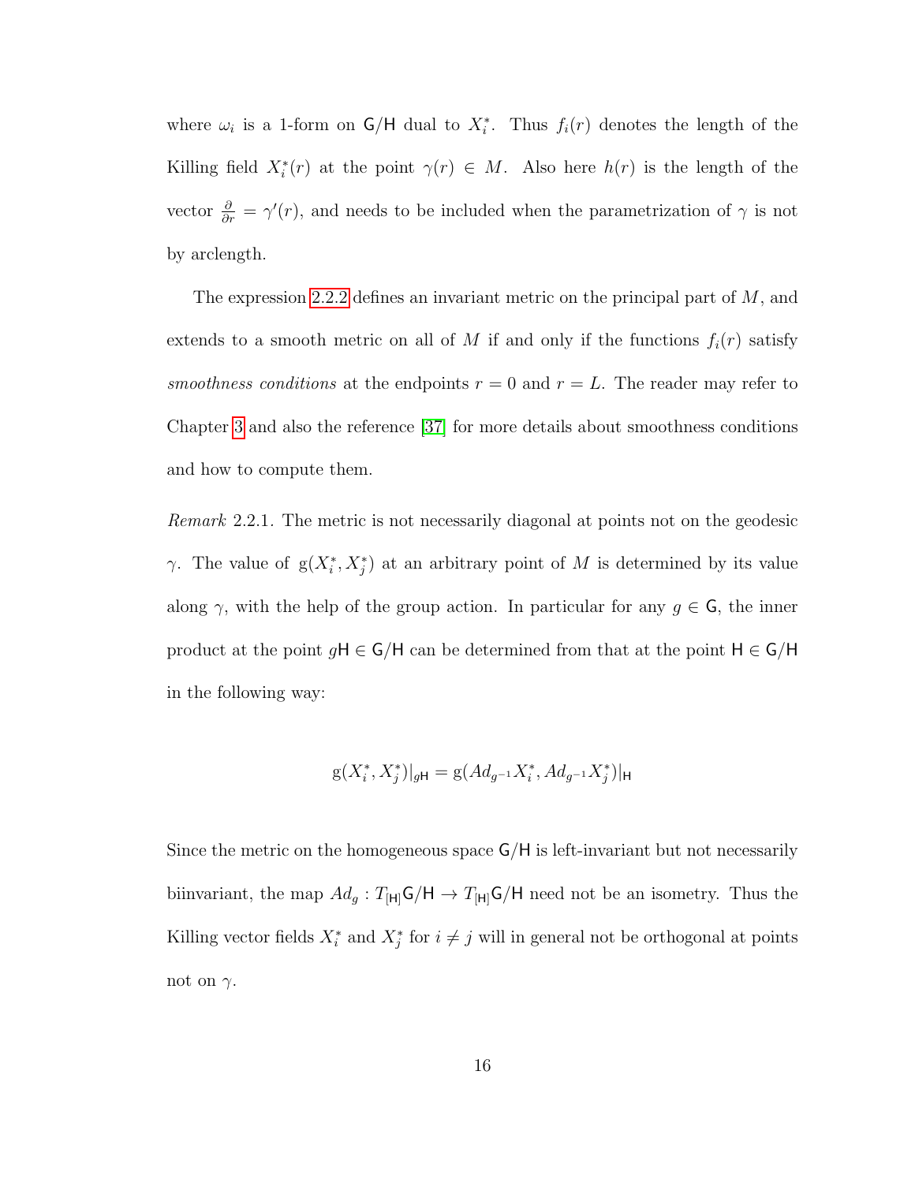where $\omega_i$ is a 1-form on $\mathsf{G}/\mathsf{H}$ dual to $X_i^*$. Thus $f_i(r)$ denotes the length of the Killing field $X_i^*(r)$ at the point $\gamma(r) \in M$. Also here $h(r)$ is the length of the vector $\frac{\partial}{\partial r} = \gamma'(r)$, and needs to be included when the parametrization of $\gamma$ is not by arclength.

The expression 2.2.2 defines an invariant metric on the principal part of $M$, and extends to a smooth metric on all of $M$ if and only if the functions $f_i(r)$ satisfy *smoothness conditions* at the endpoints $r = 0$ and $r = L$. The reader may refer to Chapter 3 and also the reference [37] for more details about smoothness conditions and how to compute them.

*Remark* 2.2.1. The metric is not necessarily diagonal at points not on the geodesic $\gamma$. The value of $\mathrm{g}(X_i^*, X_j^*)$ at an arbitrary point of $M$ is determined by its value along $\gamma$, with the help of the group action. In particular for any $g \in \mathsf{G}$, the inner product at the point $g\mathsf{H} \in \mathsf{G}/\mathsf{H}$ can be determined from that at the point $\mathsf{H} \in \mathsf{G}/\mathsf{H}$ in the following way:

$$\mathrm{g}(X_i^*, X_j^*)|_{g\mathsf{H}} = \mathrm{g}(Ad_{g^{-1}}X_i^*, Ad_{g^{-1}}X_j^*)|_{\mathsf{H}}$$

Since the metric on the homogeneous space $\mathsf{G}/\mathsf{H}$ is left-invariant but not necessarily biinvariant, the map $Ad_g : T_{[\mathsf{H}]}\mathsf{G}/\mathsf{H} \to T_{[\mathsf{H}]}\mathsf{G}/\mathsf{H}$ need not be an isometry. Thus the Killing vector fields $X_i^*$ and $X_j^*$ for $i \neq j$ will in general not be orthogonal at points not on $\gamma$.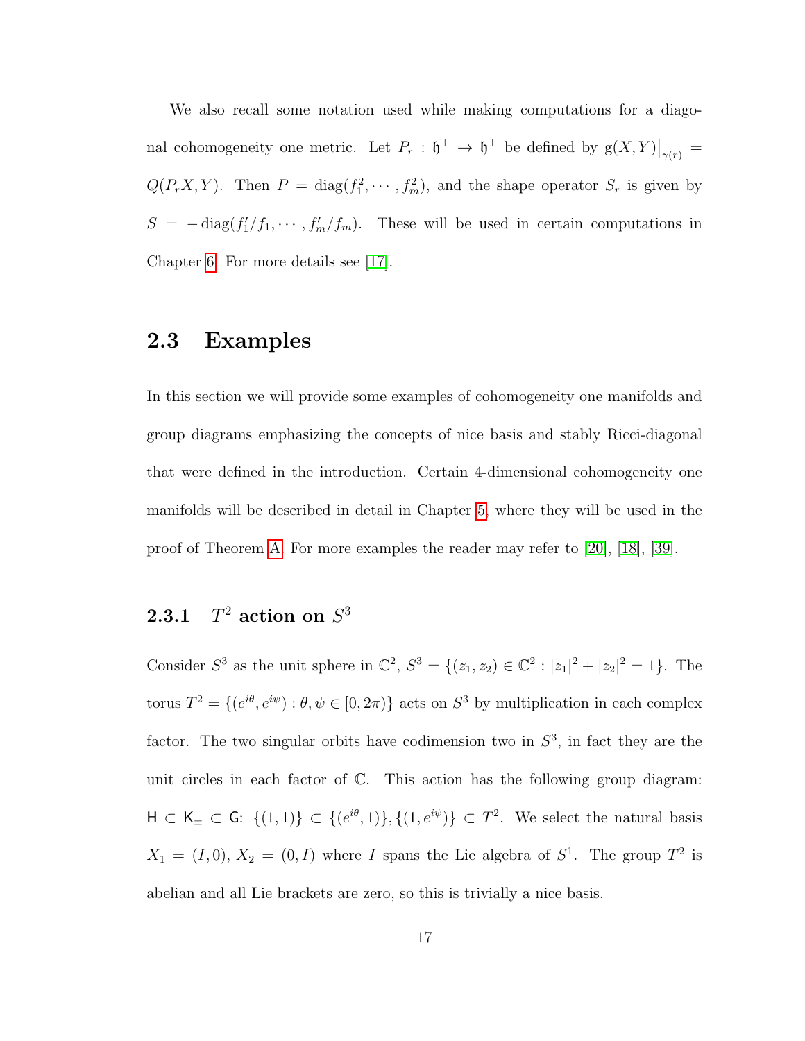We also recall some notation used while making computations for a diagonal cohomogeneity one metric. Let $P_r : \mathfrak{h}^\perp \to \mathfrak{h}^\perp$ be defined by $\mathrm{g}(X,Y)\big|_{\gamma(r)} = Q(P_r X, Y)$. Then $P = \mathrm{diag}(f_1^2, \cdots, f_m^2)$, and the shape operator $S_r$ is given by $S = -\,\mathrm{diag}(f_1'/f_1, \cdots, f_m'/f_m)$. These will be used in certain computations in Chapter 6. For more details see [17].

## 2.3 Examples

In this section we will provide some examples of cohomogeneity one manifolds and group diagrams emphasizing the concepts of nice basis and stably Ricci-diagonal that were defined in the introduction. Certain 4-dimensional cohomogeneity one manifolds will be described in detail in Chapter 5, where they will be used in the proof of Theorem A. For more examples the reader may refer to [20], [18], [39].

### 2.3.1 $T^2$ action on $S^3$

Consider $S^3$ as the unit sphere in $\mathbb{C}^2$, $S^3 = \{(z_1, z_2) \in \mathbb{C}^2 : |z_1|^2 + |z_2|^2 = 1\}$. The torus $T^2 = \{(e^{i\theta}, e^{i\psi}) : \theta, \psi \in [0, 2\pi)\}$ acts on $S^3$ by multiplication in each complex factor. The two singular orbits have codimension two in $S^3$, in fact they are the unit circles in each factor of $\mathbb{C}$. This action has the following group diagram: $\mathsf{H} \subset \mathsf{K}_\pm \subset \mathsf{G}$: $\{(1,1)\} \subset \{(e^{i\theta}, 1)\}, \{(1, e^{i\psi})\} \subset T^2$. We select the natural basis $X_1 = (I, 0)$, $X_2 = (0, I)$ where $I$ spans the Lie algebra of $S^1$. The group $T^2$ is abelian and all Lie brackets are zero, so this is trivially a nice basis.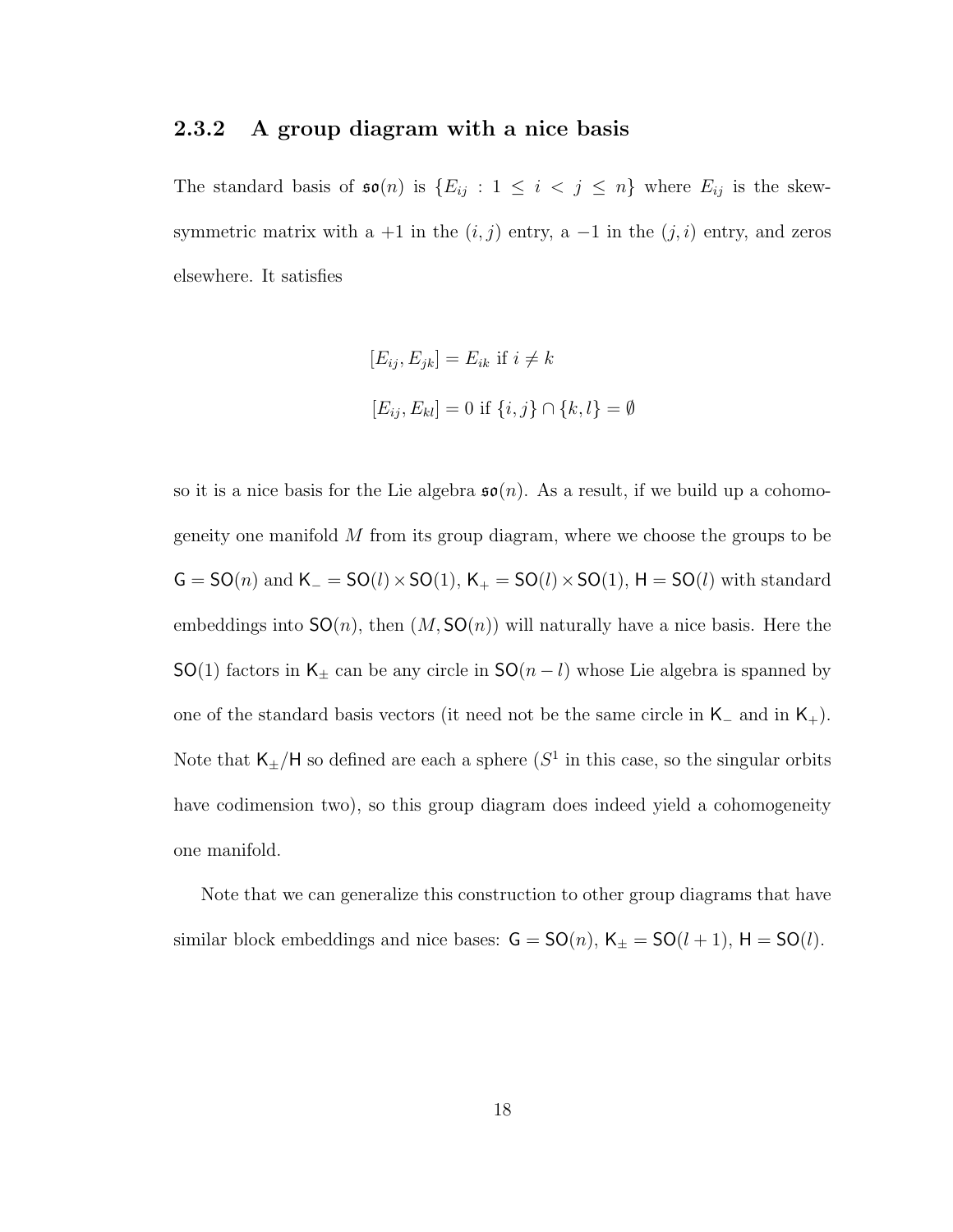### 2.3.2 A group diagram with a nice basis

The standard basis of $\mathfrak{so}(n)$ is $\{E_{ij} : 1 \leq i < j \leq n\}$ where $E_{ij}$ is the skew-symmetric matrix with a $+1$ in the $(i, j)$ entry, a $-1$ in the $(j, i)$ entry, and zeros elsewhere. It satisfies

$$[E_{ij}, E_{jk}] = E_{ik} \text{ if } i \neq k$$

$$[E_{ij}, E_{kl}] = 0 \text{ if } \{i, j\} \cap \{k, l\} = \emptyset$$

so it is a nice basis for the Lie algebra $\mathfrak{so}(n)$. As a result, if we build up a cohomogeneity one manifold $M$ from its group diagram, where we choose the groups to be $\mathsf{G} = \mathsf{SO}(n)$ and $\mathsf{K}_{-} = \mathsf{SO}(l) \times \mathsf{SO}(1)$, $\mathsf{K}_{+} = \mathsf{SO}(l) \times \mathsf{SO}(1)$, $\mathsf{H} = \mathsf{SO}(l)$ with standard embeddings into $\mathsf{SO}(n)$, then $(M, \mathsf{SO}(n))$ will naturally have a nice basis. Here the $\mathsf{SO}(1)$ factors in $\mathsf{K}_{\pm}$ can be any circle in $\mathsf{SO}(n-l)$ whose Lie algebra is spanned by one of the standard basis vectors (it need not be the same circle in $\mathsf{K}_{-}$ and in $\mathsf{K}_{+}$). Note that $\mathsf{K}_{\pm}/\mathsf{H}$ so defined are each a sphere ($S^1$ in this case, so the singular orbits have codimension two), so this group diagram does indeed yield a cohomogeneity one manifold.

Note that we can generalize this construction to other group diagrams that have similar block embeddings and nice bases: $\mathsf{G} = \mathsf{SO}(n)$, $\mathsf{K}_{\pm} = \mathsf{SO}(l + 1)$, $\mathsf{H} = \mathsf{SO}(l)$.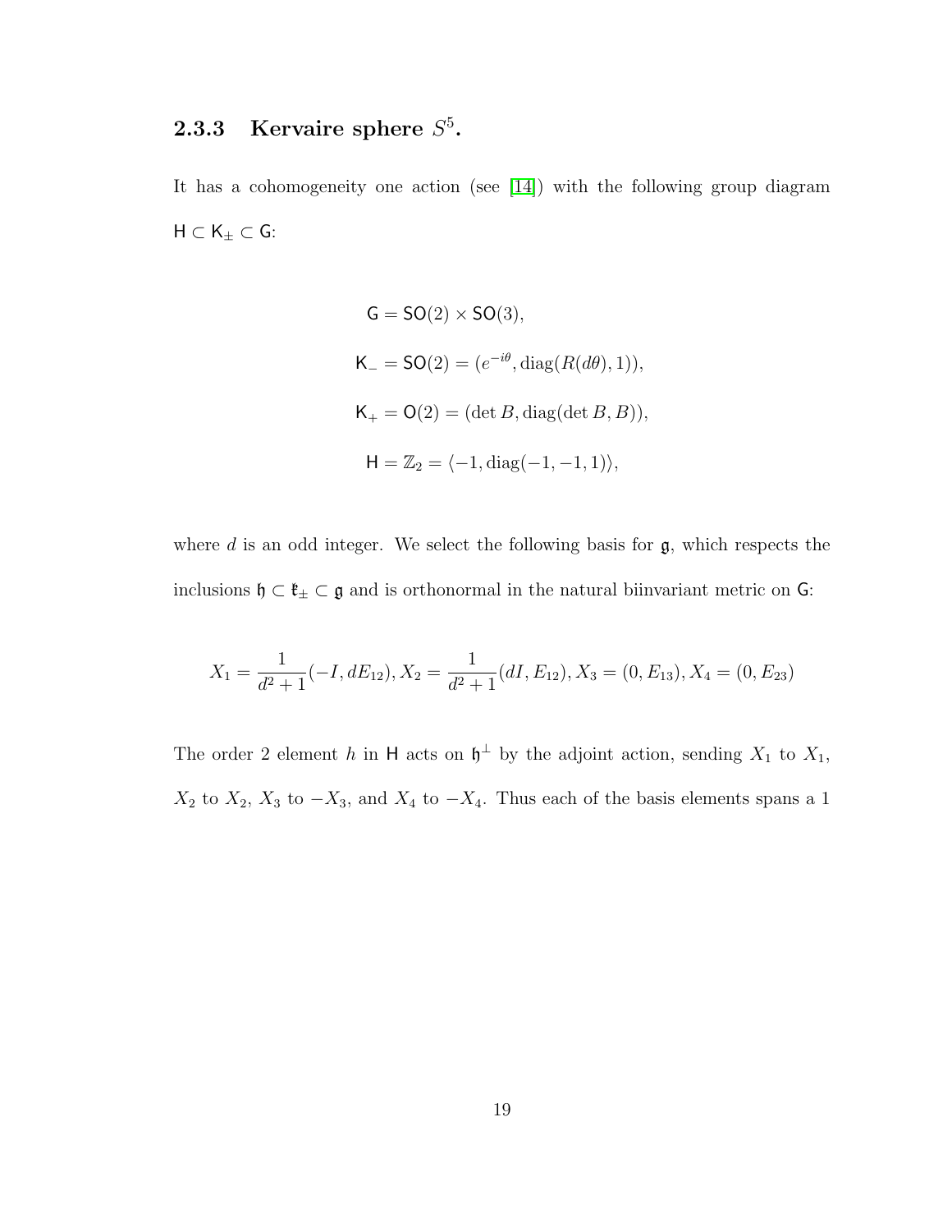### 2.3.3 Kervaire sphere $S^5$.

It has a cohomogeneity one action (see [14]) with the following group diagram $\mathsf{H} \subset \mathsf{K}_{\pm} \subset \mathsf{G}$:

$$\mathsf{G} = \mathsf{SO}(2) \times \mathsf{SO}(3),$$

$$\mathsf{K}_{-} = \mathsf{SO}(2) = (e^{-i\theta}, \operatorname{diag}(R(d\theta), 1)),$$

$$\mathsf{K}_{+} = \mathsf{O}(2) = (\det B, \operatorname{diag}(\det B, B)),$$

$$\mathsf{H} = \mathbb{Z}_2 = \langle -1, \operatorname{diag}(-1, -1, 1) \rangle,$$

where $d$ is an odd integer. We select the following basis for $\mathfrak{g}$, which respects the inclusions $\mathfrak{h} \subset \mathfrak{k}_{\pm} \subset \mathfrak{g}$ and is orthonormal in the natural biinvariant metric on $\mathsf{G}$:

$$X_1 = \frac{1}{d^2+1}(-I, dE_{12}), X_2 = \frac{1}{d^2+1}(dI, E_{12}), X_3 = (0, E_{13}), X_4 = (0, E_{23})$$

The order 2 element $h$ in $\mathsf{H}$ acts on $\mathfrak{h}^{\perp}$ by the adjoint action, sending $X_1$ to $X_1$, $X_2$ to $X_2$, $X_3$ to $-X_3$, and $X_4$ to $-X_4$. Thus each of the basis elements spans a 1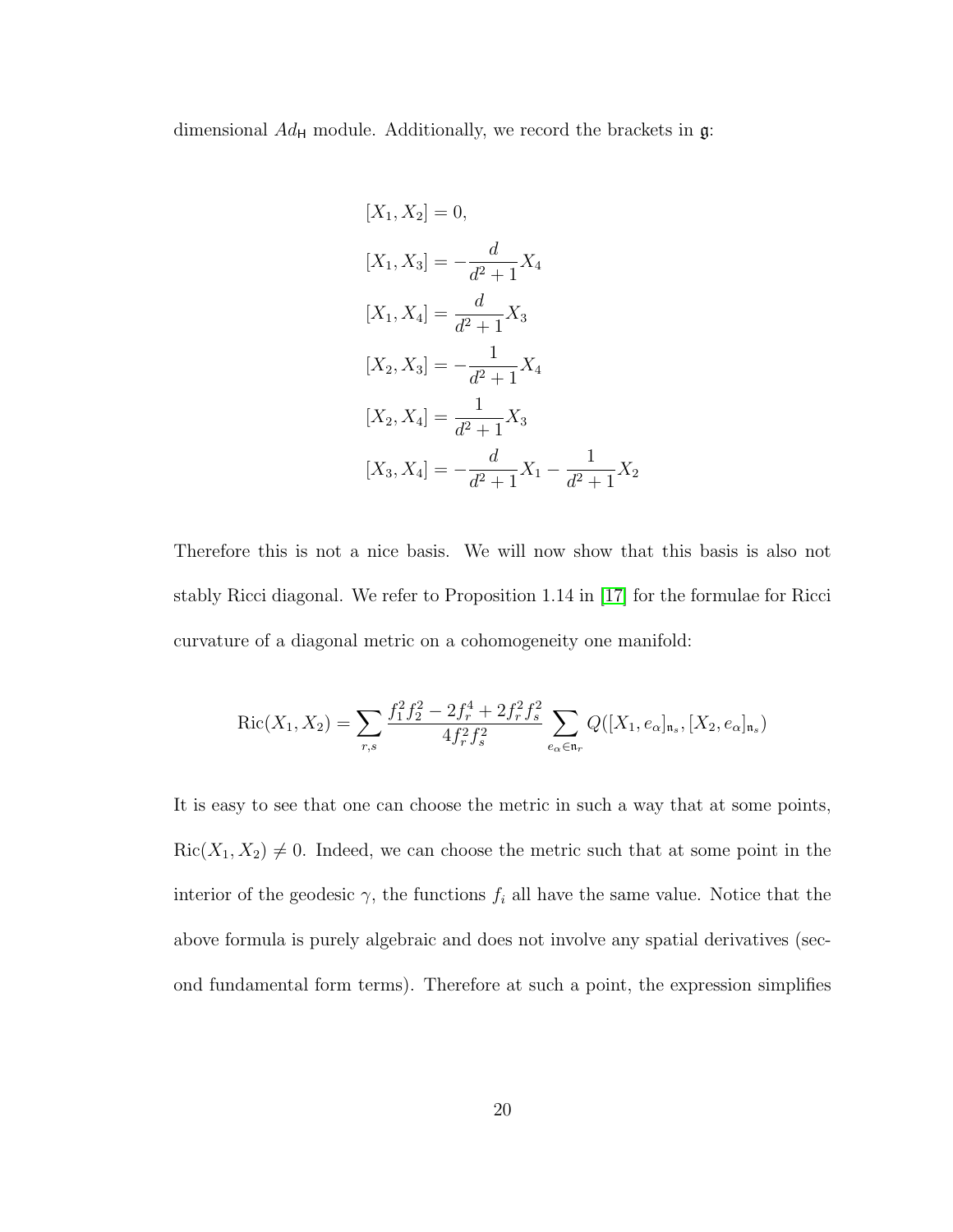dimensional $Ad_{\mathsf{H}}$ module. Additionally, we record the brackets in $\mathfrak{g}$:

$$
\begin{aligned}
[X_1, X_2] &= 0, \\
[X_1, X_3] &= -\frac{d}{d^2+1}X_4 \\
[X_1, X_4] &= \frac{d}{d^2+1}X_3 \\
[X_2, X_3] &= -\frac{1}{d^2+1}X_4 \\
[X_2, X_4] &= \frac{1}{d^2+1}X_3 \\
[X_3, X_4] &= -\frac{d}{d^2+1}X_1 - \frac{1}{d^2+1}X_2
\end{aligned}
$$

Therefore this is not a nice basis. We will now show that this basis is also not stably Ricci diagonal. We refer to Proposition 1.14 in [17] for the formulae for Ricci curvature of a diagonal metric on a cohomogeneity one manifold:

$$
\operatorname{Ric}(X_1, X_2) = \sum_{r,s} \frac{f_1^2 f_2^2 - 2f_r^4 + 2f_r^2 f_s^2}{4 f_r^2 f_s^2} \sum_{e_\alpha \in \mathfrak{n}_r} Q([X_1, e_\alpha]_{\mathfrak{n}_s}, [X_2, e_\alpha]_{\mathfrak{n}_s})
$$

It is easy to see that one can choose the metric in such a way that at some points, $\operatorname{Ric}(X_1, X_2) \neq 0$. Indeed, we can choose the metric such that at some point in the interior of the geodesic $\gamma$, the functions $f_i$ all have the same value. Notice that the above formula is purely algebraic and does not involve any spatial derivatives (second fundamental form terms). Therefore at such a point, the expression simplifies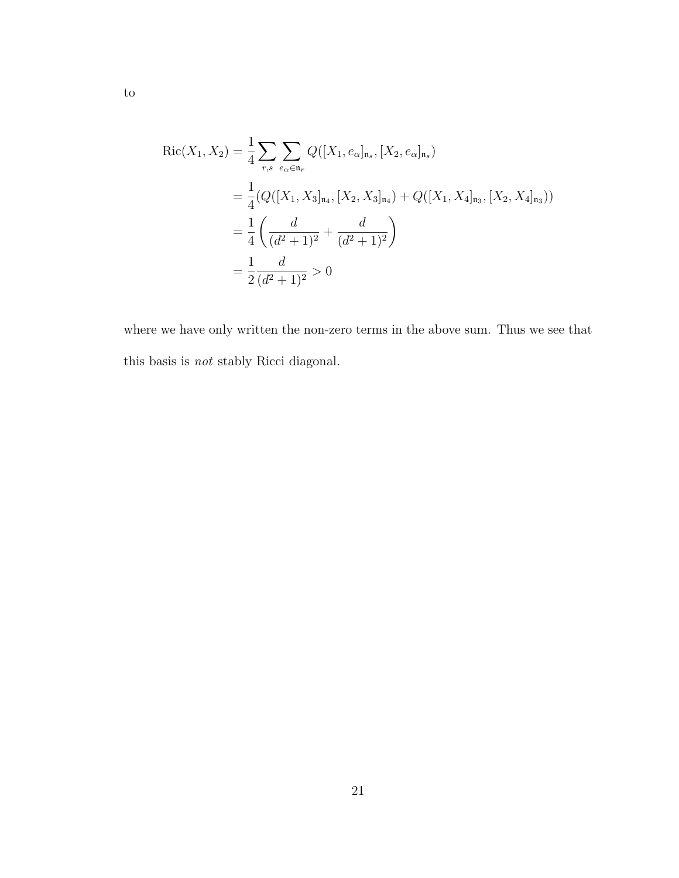to

$$
\begin{aligned}
\mathrm{Ric}(X_1, X_2) &= \frac{1}{4} \sum_{r,s} \sum_{e_\alpha \in \mathfrak{n}_r} Q([X_1, e_\alpha]_{\mathfrak{n}_s}, [X_2, e_\alpha]_{\mathfrak{n}_s}) \\
&= \frac{1}{4}(Q([X_1, X_3]_{\mathfrak{n}_4}, [X_2, X_3]_{\mathfrak{n}_4}) + Q([X_1, X_4]_{\mathfrak{n}_3}, [X_2, X_4]_{\mathfrak{n}_3})) \\
&= \frac{1}{4}\left( \frac{d}{(d^2+1)^2} + \frac{d}{(d^2+1)^2} \right) \\
&= \frac{1}{2} \frac{d}{(d^2+1)^2} > 0
\end{aligned}
$$

where we have only written the non-zero terms in the above sum. Thus we see that this basis is *not* stably Ricci diagonal.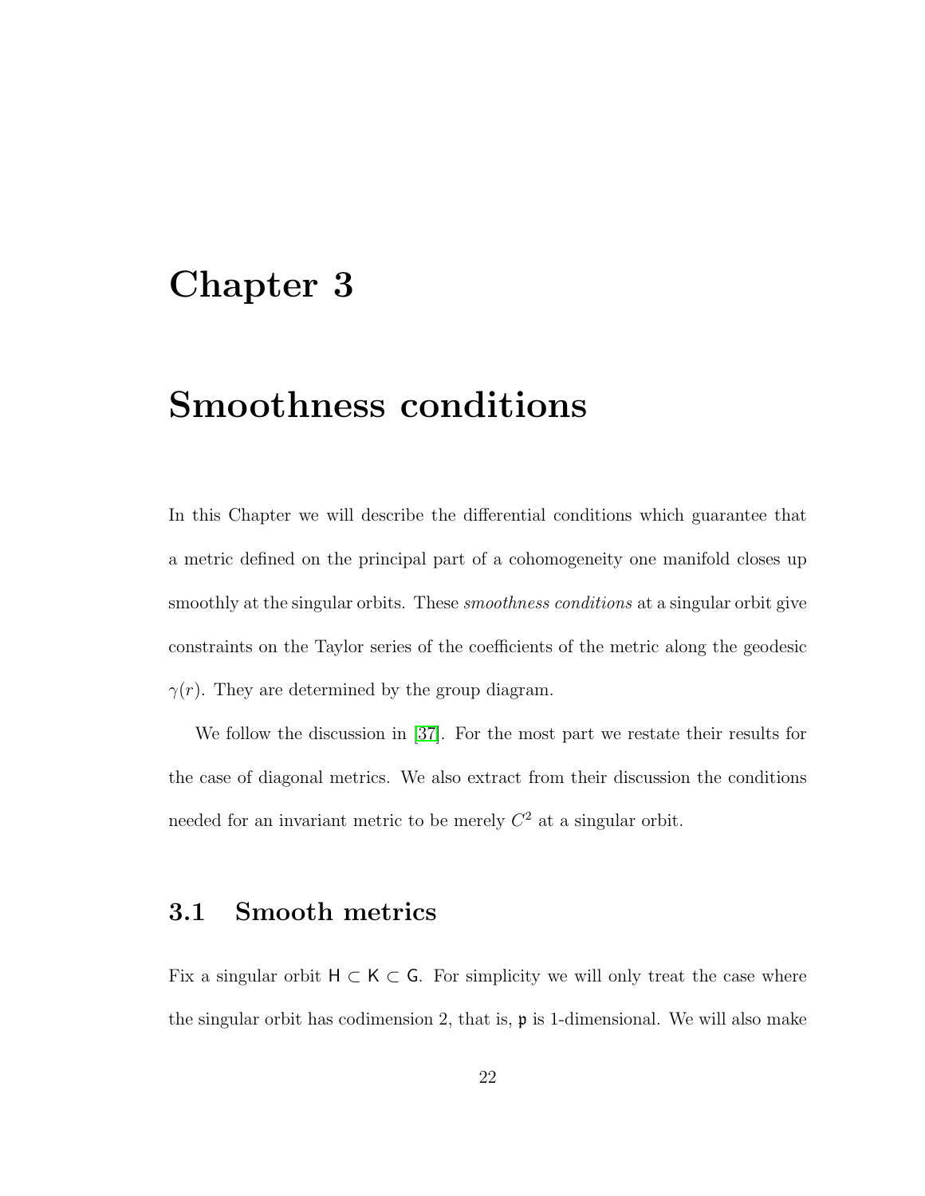# Chapter 3

# Smoothness conditions

In this Chapter we will describe the differential conditions which guarantee that a metric defined on the principal part of a cohomogeneity one manifold closes up smoothly at the singular orbits. These *smoothness conditions* at a singular orbit give constraints on the Taylor series of the coefficients of the metric along the geodesic $\gamma(r)$. They are determined by the group diagram.

We follow the discussion in [37]. For the most part we restate their results for the case of diagonal metrics. We also extract from their discussion the conditions needed for an invariant metric to be merely $C^2$ at a singular orbit.

## 3.1 Smooth metrics

Fix a singular orbit $\mathsf{H} \subset \mathsf{K} \subset \mathsf{G}$. For simplicity we will only treat the case where the singular orbit has codimension 2, that is, $\mathfrak{p}$ is 1-dimensional. We will also make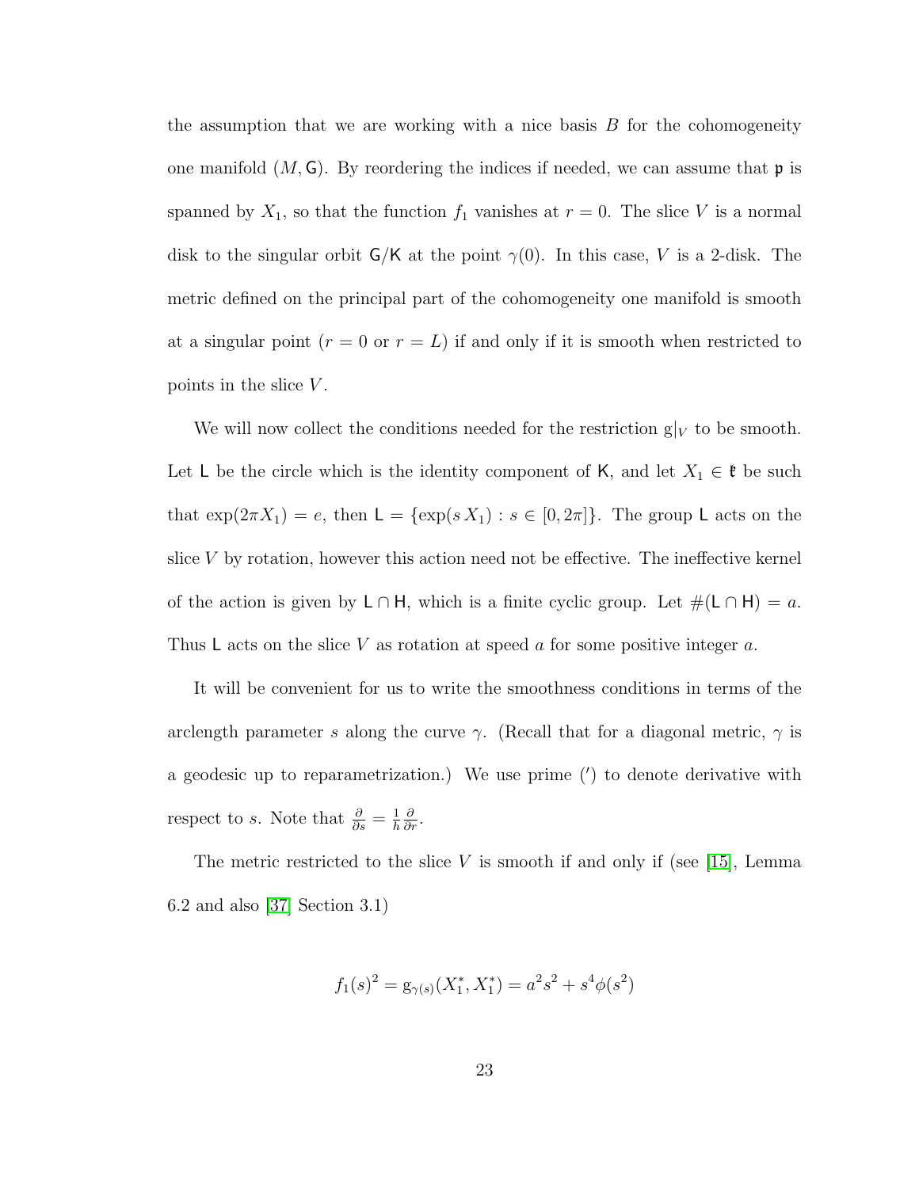the assumption that we are working with a nice basis $B$ for the cohomogeneity one manifold $(M, \mathsf{G})$. By reordering the indices if needed, we can assume that $\mathfrak{p}$ is spanned by $X_1$, so that the function $f_1$ vanishes at $r = 0$. The slice $V$ is a normal disk to the singular orbit $\mathsf{G}/\mathsf{K}$ at the point $\gamma(0)$. In this case, $V$ is a 2-disk. The metric defined on the principal part of the cohomogeneity one manifold is smooth at a singular point ($r = 0$ or $r = L$) if and only if it is smooth when restricted to points in the slice $V$.

We will now collect the conditions needed for the restriction $\mathrm{g}|_V$ to be smooth. Let $\mathsf{L}$ be the circle which is the identity component of $\mathsf{K}$, and let $X_1 \in \mathfrak{k}$ be such that $\exp(2\pi X_1) = e$, then $\mathsf{L} = \{\exp(s\, X_1) : s \in [0, 2\pi]\}$. The group $\mathsf{L}$ acts on the slice $V$ by rotation, however this action need not be effective. The ineffective kernel of the action is given by $\mathsf{L} \cap \mathsf{H}$, which is a finite cyclic group. Let $\#(\mathsf{L} \cap \mathsf{H}) = a$. Thus $\mathsf{L}$ acts on the slice $V$ as rotation at speed $a$ for some positive integer $a$.

It will be convenient for us to write the smoothness conditions in terms of the arclength parameter $s$ along the curve $\gamma$. (Recall that for a diagonal metric, $\gamma$ is a geodesic up to reparametrization.) We use prime ($'$) to denote derivative with respect to $s$. Note that $\frac{\partial}{\partial s} = \frac{1}{h}\frac{\partial}{\partial r}$.

The metric restricted to the slice $V$ is smooth if and only if (see [15], Lemma 6.2 and also [37] Section 3.1)

$$f_1(s)^2 = \mathrm{g}_{\gamma(s)}(X_1^*, X_1^*) = a^2 s^2 + s^4 \phi(s^2)$$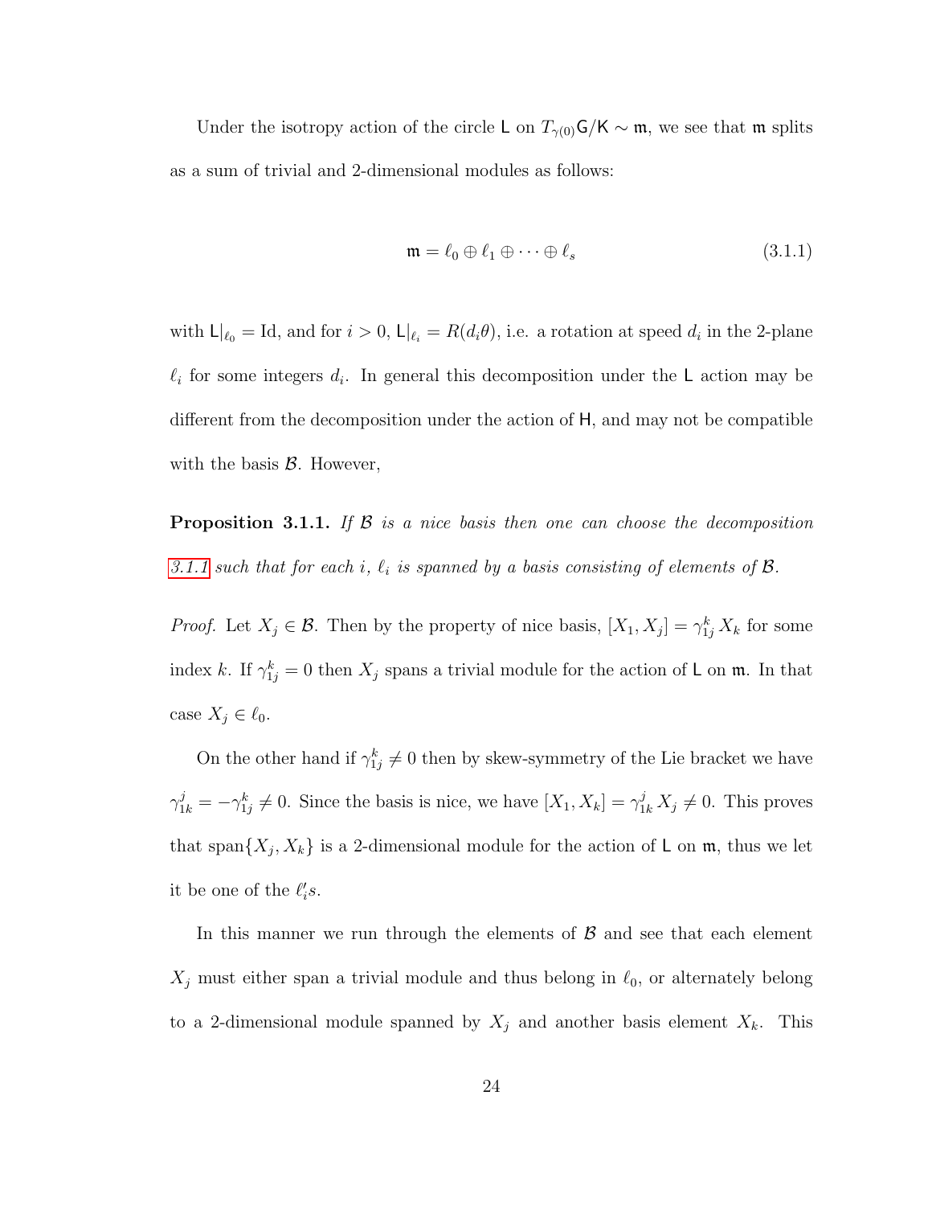Under the isotropy action of the circle $\mathsf{L}$ on $T_{\gamma(0)}\mathsf{G}/\mathsf{K} \sim \mathfrak{m}$, we see that $\mathfrak{m}$ splits as a sum of trivial and 2-dimensional modules as follows:

$$\mathfrak{m} = \ell_0 \oplus \ell_1 \oplus \cdots \oplus \ell_s \tag{3.1.1}$$

with $\mathsf{L}|_{\ell_0} = \mathrm{Id}$, and for $i > 0$, $\mathsf{L}|_{\ell_i} = R(d_i\theta)$, i.e. a rotation at speed $d_i$ in the 2-plane $\ell_i$ for some integers $d_i$. In general this decomposition under the $\mathsf{L}$ action may be different from the decomposition under the action of $\mathsf{H}$, and may not be compatible with the basis $\mathcal{B}$. However,

**Proposition 3.1.1.** *If $\mathcal{B}$ is a nice basis then one can choose the decomposition 3.1.1 such that for each $i$, $\ell_i$ is spanned by a basis consisting of elements of $\mathcal{B}$.*

*Proof.* Let $X_j \in \mathcal{B}$. Then by the property of nice basis, $[X_1, X_j] = \gamma_{1j}^k X_k$ for some index $k$. If $\gamma_{1j}^k = 0$ then $X_j$ spans a trivial module for the action of $\mathsf{L}$ on $\mathfrak{m}$. In that case $X_j \in \ell_0$.

On the other hand if $\gamma_{1j}^k \neq 0$ then by skew-symmetry of the Lie bracket we have $\gamma_{1k}^j = -\gamma_{1j}^k \neq 0$. Since the basis is nice, we have $[X_1, X_k] = \gamma_{1k}^j X_j \neq 0$. This proves that $\mathrm{span}\{X_j, X_k\}$ is a 2-dimensional module for the action of $\mathsf{L}$ on $\mathfrak{m}$, thus we let it be one of the $\ell_i's$.

In this manner we run through the elements of $\mathcal{B}$ and see that each element $X_j$ must either span a trivial module and thus belong in $\ell_0$, or alternately belong to a 2-dimensional module spanned by $X_j$ and another basis element $X_k$. This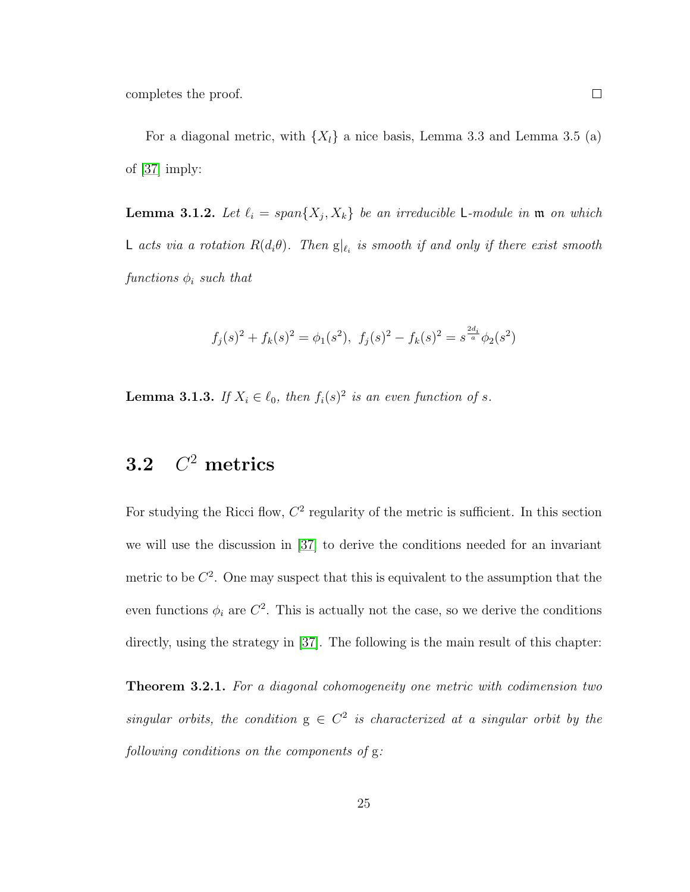completes the proof. □

For a diagonal metric, with $\{X_l\}$ a nice basis, Lemma 3.3 and Lemma 3.5 (a) of [37] imply:

**Lemma 3.1.2.** *Let $\ell_i = span\{X_j, X_k\}$ be an irreducible $\mathsf{L}$-module in $\mathfrak{m}$ on which $\mathsf{L}$ acts via a rotation $R(d_i\theta)$. Then $\mathrm{g}|_{\ell_i}$ is smooth if and only if there exist smooth functions $\phi_i$ such that*

$$f_j(s)^2 + f_k(s)^2 = \phi_1(s^2),\ f_j(s)^2 - f_k(s)^2 = s^{\frac{2d_i}{a}}\phi_2(s^2)$$

**Lemma 3.1.3.** *If $X_i \in \ell_0$, then $f_i(s)^2$ is an even function of $s$.*

## 3.2 $C^2$ metrics

For studying the Ricci flow, $C^2$ regularity of the metric is sufficient. In this section we will use the discussion in [37] to derive the conditions needed for an invariant metric to be $C^2$. One may suspect that this is equivalent to the assumption that the even functions $\phi_i$ are $C^2$. This is actually not the case, so we derive the conditions directly, using the strategy in [37]. The following is the main result of this chapter:

**Theorem 3.2.1.** *For a diagonal cohomogeneity one metric with codimension two singular orbits, the condition $\mathrm{g} \in C^2$ is characterized at a singular orbit by the following conditions on the components of* $\mathrm{g}$*:*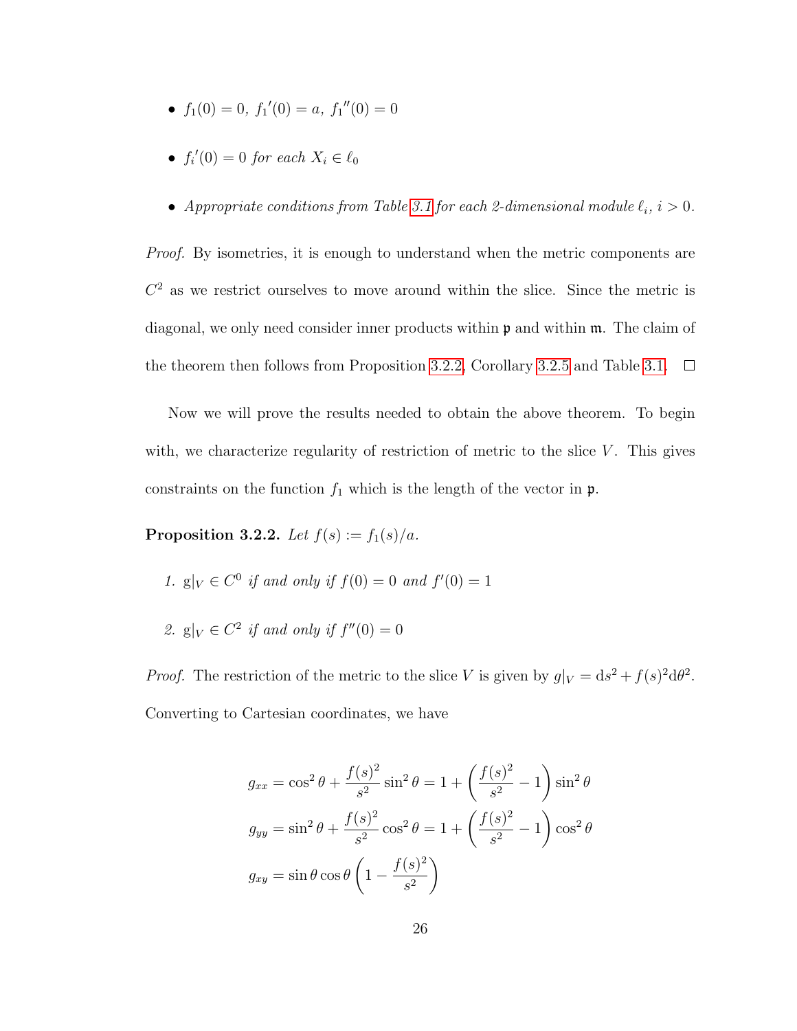- $f_1(0) = 0,\ f_1{}'(0) = a,\ f_1{}''(0) = 0$
- $f_i{}'(0) = 0$ *for each* $X_i \in \ell_0$
- *Appropriate conditions from Table 3.1 for each 2-dimensional module* $\ell_i$, $i > 0$.

*Proof.* By isometries, it is enough to understand when the metric components are $C^2$ as we restrict ourselves to move around within the slice. Since the metric is diagonal, we only need consider inner products within $\mathfrak{p}$ and within $\mathfrak{m}$. The claim of the theorem then follows from Proposition 3.2.2, Corollary 3.2.5 and Table 3.1. □

Now we will prove the results needed to obtain the above theorem. To begin with, we characterize regularity of restriction of metric to the slice $V$. This gives constraints on the function $f_1$ which is the length of the vector in $\mathfrak{p}$.

**Proposition 3.2.2.** *Let* $f(s) := f_1(s)/a$.

1. $\mathrm{g}|_V \in C^0$ *if and only if* $f(0) = 0$ *and* $f'(0) = 1$
2. $\mathrm{g}|_V \in C^2$ *if and only if* $f''(0) = 0$

*Proof.* The restriction of the metric to the slice $V$ is given by $g|_V = \mathrm{d}s^2 + f(s)^2 \mathrm{d}\theta^2$. Converting to Cartesian coordinates, we have

$$
\begin{aligned}
g_{xx} &= \cos^2\theta + \frac{f(s)^2}{s^2}\sin^2\theta = 1 + \left(\frac{f(s)^2}{s^2} - 1\right)\sin^2\theta \\
g_{yy} &= \sin^2\theta + \frac{f(s)^2}{s^2}\cos^2\theta = 1 + \left(\frac{f(s)^2}{s^2} - 1\right)\cos^2\theta \\
g_{xy} &= \sin\theta\cos\theta\left(1 - \frac{f(s)^2}{s^2}\right)
\end{aligned}
$$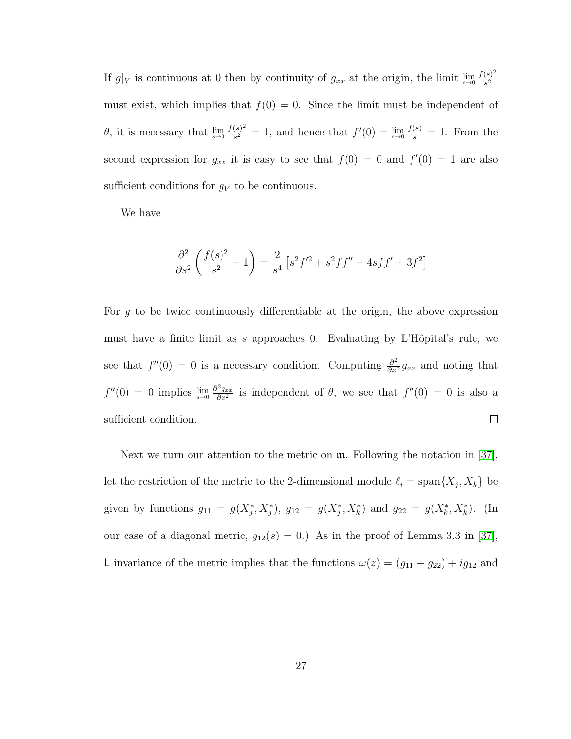If $g|_V$ is continuous at 0 then by continuity of $g_{xx}$ at the origin, the limit $\lim_{s\to 0} \frac{f(s)^2}{s^2}$ must exist, which implies that $f(0) = 0$. Since the limit must be independent of $\theta$, it is necessary that $\lim_{s\to 0} \frac{f(s)^2}{s^2} = 1$, and hence that $f'(0) = \lim_{s\to 0} \frac{f(s)}{s} = 1$. From the second expression for $g_{xx}$ it is easy to see that $f(0) = 0$ and $f'(0) = 1$ are also sufficient conditions for $g_V$ to be continuous.

We have

$$\frac{\partial^2}{\partial s^2}\left(\frac{f(s)^2}{s^2} - 1\right) = \frac{2}{s^4}\left[s^2 f'^2 + s^2 f f'' - 4sff' + 3f^2\right]$$

For $g$ to be twice continuously differentiable at the origin, the above expression must have a finite limit as $s$ approaches 0. Evaluating by L'Hôpital's rule, we see that $f''(0) = 0$ is a necessary condition. Computing $\frac{\partial^2}{\partial x^2} g_{xx}$ and noting that $f''(0) = 0$ implies $\lim_{s\to 0} \frac{\partial^2 g_{xx}}{\partial x^2}$ is independent of $\theta$, we see that $f''(0) = 0$ is also a sufficient condition. $\square$

Next we turn our attention to the metric on $\mathfrak{m}$. Following the notation in [37], let the restriction of the metric to the 2-dimensional module $\ell_i = \operatorname{span}\{X_j, X_k\}$ be given by functions $g_{11} = g(X_j^*, X_j^*)$, $g_{12} = g(X_j^*, X_k^*)$ and $g_{22} = g(X_k^*, X_k^*)$. (In our case of a diagonal metric, $g_{12}(s) = 0$.) As in the proof of Lemma 3.3 in [37], $\mathsf{L}$ invariance of the metric implies that the functions $\omega(z) = (g_{11} - g_{22}) + ig_{12}$ and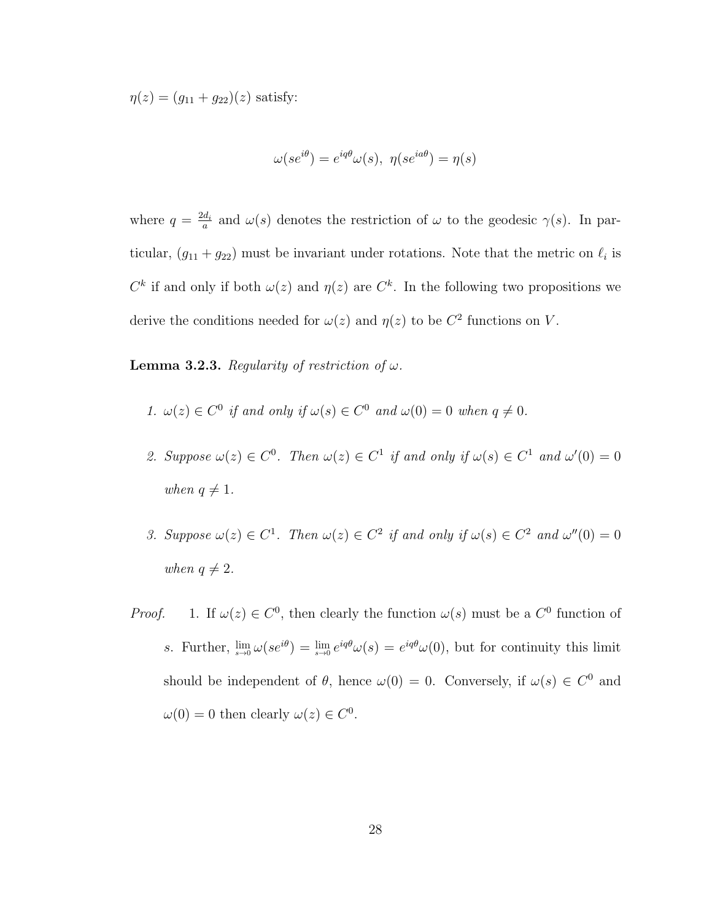$\eta(z) = (g_{11} + g_{22})(z)$ satisfy:

$$\omega(se^{i\theta}) = e^{iq\theta}\omega(s), \ \eta(se^{ia\theta}) = \eta(s)$$

where $q = \frac{2d_i}{a}$ and $\omega(s)$ denotes the restriction of $\omega$ to the geodesic $\gamma(s)$. In particular, $(g_{11} + g_{22})$ must be invariant under rotations. Note that the metric on $\ell_i$ is $C^k$ if and only if both $\omega(z)$ and $\eta(z)$ are $C^k$. In the following two propositions we derive the conditions needed for $\omega(z)$ and $\eta(z)$ to be $C^2$ functions on $V$.

**Lemma 3.2.3.** *Regularity of restriction of $\omega$.*

1. *$\omega(z) \in C^0$ if and only if $\omega(s) \in C^0$ and $\omega(0) = 0$ when $q \neq 0$.*
2. *Suppose $\omega(z) \in C^0$. Then $\omega(z) \in C^1$ if and only if $\omega(s) \in C^1$ and $\omega'(0) = 0$ when $q \neq 1$.*
3. *Suppose $\omega(z) \in C^1$. Then $\omega(z) \in C^2$ if and only if $\omega(s) \in C^2$ and $\omega''(0) = 0$ when $q \neq 2$.*

*Proof.* 1. If $\omega(z) \in C^0$, then clearly the function $\omega(s)$ must be a $C^0$ function of $s$. Further, $\lim_{s\to 0} \omega(se^{i\theta}) = \lim_{s\to 0} e^{iq\theta}\omega(s) = e^{iq\theta}\omega(0)$, but for continuity this limit should be independent of $\theta$, hence $\omega(0) = 0$. Conversely, if $\omega(s) \in C^0$ and $\omega(0) = 0$ then clearly $\omega(z) \in C^0$.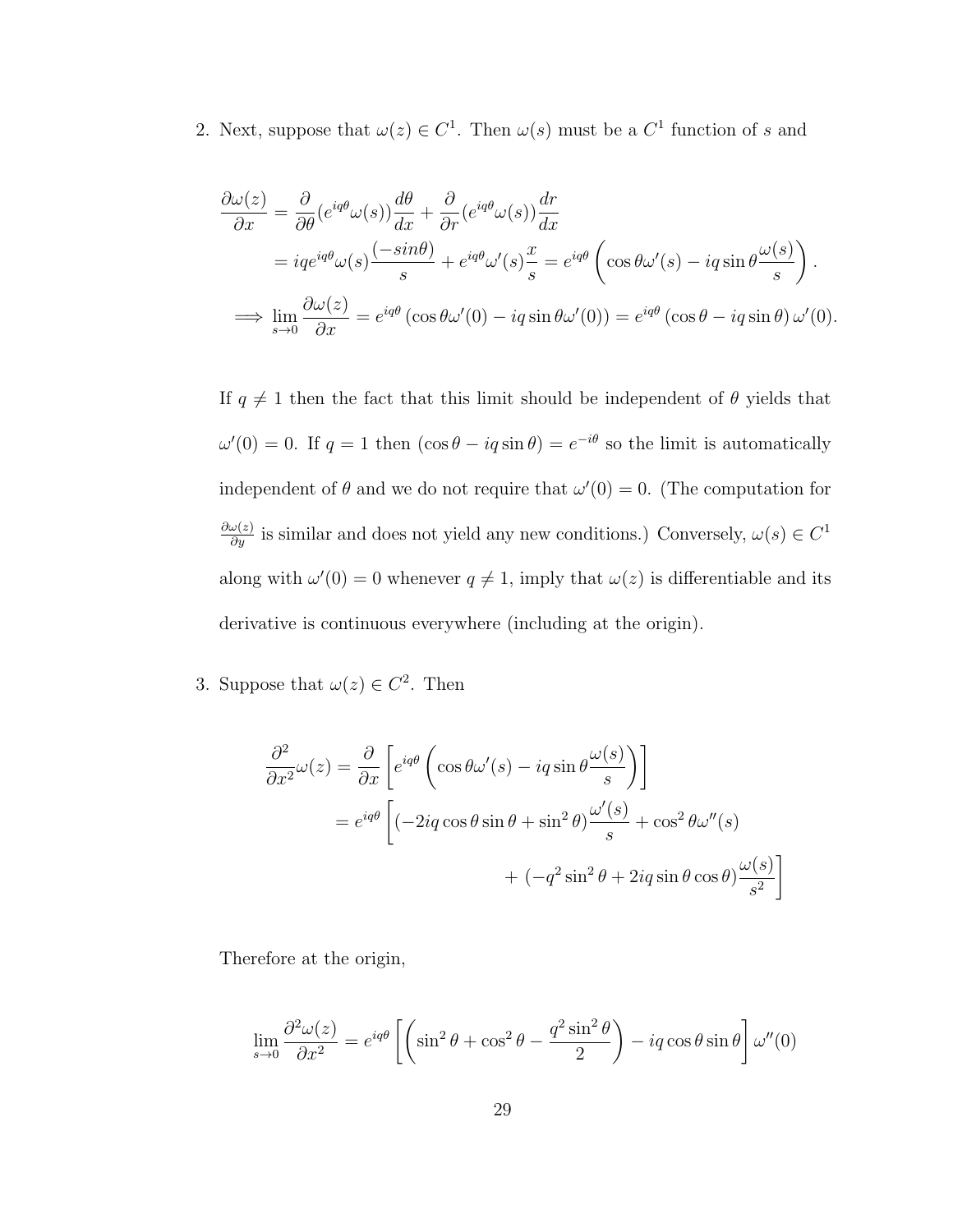2. Next, suppose that $\omega(z) \in C^1$. Then $\omega(s)$ must be a $C^1$ function of $s$ and

$$
\begin{aligned}
\frac{\partial \omega(z)}{\partial x} &= \frac{\partial}{\partial \theta}(e^{iq\theta}\omega(s))\frac{d\theta}{dx} + \frac{\partial}{\partial r}(e^{iq\theta}\omega(s))\frac{dr}{dx} \\
&= iqe^{iq\theta}\omega(s)\frac{(-sin\theta)}{s} + e^{iq\theta}\omega'(s)\frac{x}{s} = e^{iq\theta}\left(\cos\theta\omega'(s) - iq\sin\theta\frac{\omega(s)}{s}\right). \\
\implies \lim_{s\to 0}\frac{\partial \omega(z)}{\partial x} &= e^{iq\theta}\left(\cos\theta\omega'(0) - iq\sin\theta\omega'(0)\right) = e^{iq\theta}\left(\cos\theta - iq\sin\theta\right)\omega'(0).
\end{aligned}
$$

If $q \neq 1$ then the fact that this limit should be independent of $\theta$ yields that $\omega'(0) = 0$. If $q = 1$ then $(\cos\theta - iq\sin\theta) = e^{-i\theta}$ so the limit is automatically independent of $\theta$ and we do not require that $\omega'(0) = 0$. (The computation for $\frac{\partial \omega(z)}{\partial y}$ is similar and does not yield any new conditions.) Conversely, $\omega(s) \in C^1$ along with $\omega'(0) = 0$ whenever $q \neq 1$, imply that $\omega(z)$ is differentiable and its derivative is continuous everywhere (including at the origin).

3. Suppose that $\omega(z) \in C^2$. Then

$$
\begin{aligned}
\frac{\partial^2}{\partial x^2}\omega(z) &= \frac{\partial}{\partial x}\left[e^{iq\theta}\left(\cos\theta\omega'(s) - iq\sin\theta\frac{\omega(s)}{s}\right)\right] \\
&= e^{iq\theta}\left[(-2iq\cos\theta\sin\theta + \sin^2\theta)\frac{\omega'(s)}{s} + \cos^2\theta\omega''(s)\right. \\
&\qquad\qquad \left. + \,(-q^2\sin^2\theta + 2iq\sin\theta\cos\theta)\frac{\omega(s)}{s^2}\right]
\end{aligned}
$$

Therefore at the origin,

$$
\lim_{s\to 0}\frac{\partial^2 \omega(z)}{\partial x^2} = e^{iq\theta}\left[\left(\sin^2\theta + \cos^2\theta - \frac{q^2\sin^2\theta}{2}\right) - iq\cos\theta\sin\theta\right]\omega''(0)
$$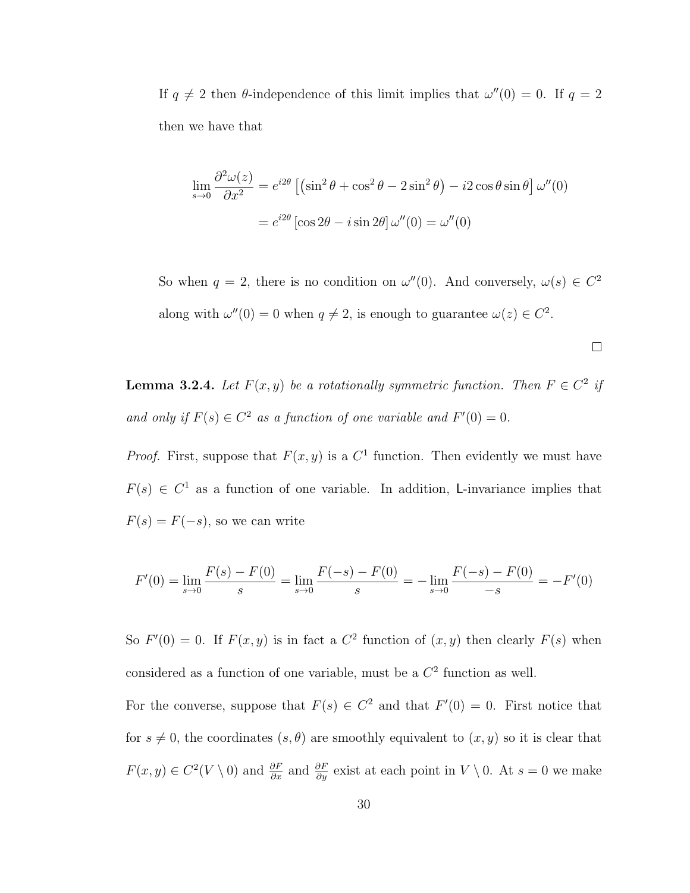If $q \neq 2$ then $\theta$-independence of this limit implies that $\omega''(0) = 0$. If $q = 2$ then we have that

$$\lim_{s \to 0} \frac{\partial^2 \omega(z)}{\partial x^2} = e^{i2\theta} \left[ \left( \sin^2 \theta + \cos^2 \theta - 2 \sin^2 \theta \right) - i2 \cos \theta \sin \theta \right] \omega''(0)$$

$$= e^{i2\theta} \left[ \cos 2\theta - i \sin 2\theta \right] \omega''(0) = \omega''(0)$$

So when $q = 2$, there is no condition on $\omega''(0)$. And conversely, $\omega(s) \in C^2$ along with $\omega''(0) = 0$ when $q \neq 2$, is enough to guarantee $\omega(z) \in C^2$.

$\square$

**Lemma 3.2.4.** *Let $F(x, y)$ be a rotationally symmetric function. Then $F \in C^2$ if and only if $F(s) \in C^2$ as a function of one variable and $F'(0) = 0$.*

*Proof.* First, suppose that $F(x, y)$ is a $C^1$ function. Then evidently we must have $F(s) \in C^1$ as a function of one variable. In addition, L-invariance implies that $F(s) = F(-s)$, so we can write

$$F'(0) = \lim_{s \to 0} \frac{F(s) - F(0)}{s} = \lim_{s \to 0} \frac{F(-s) - F(0)}{s} = -\lim_{s \to 0} \frac{F(-s) - F(0)}{-s} = -F'(0)$$

So $F'(0) = 0$. If $F(x, y)$ is in fact a $C^2$ function of $(x, y)$ then clearly $F(s)$ when considered as a function of one variable, must be a $C^2$ function as well.

For the converse, suppose that $F(s) \in C^2$ and that $F'(0) = 0$. First notice that for $s \neq 0$, the coordinates $(s, \theta)$ are smoothly equivalent to $(x, y)$ so it is clear that $F(x, y) \in C^2(V \setminus 0)$ and $\frac{\partial F}{\partial x}$ and $\frac{\partial F}{\partial y}$ exist at each point in $V \setminus 0$. At $s = 0$ we make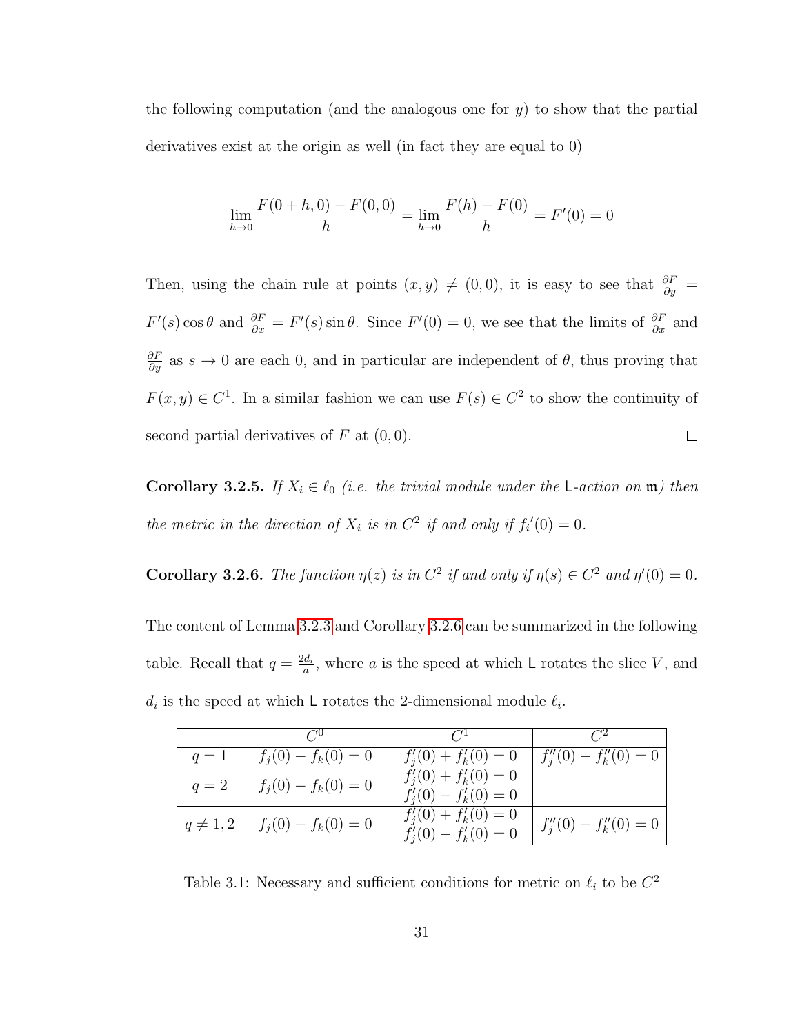the following computation (and the analogous one for $y$) to show that the partial derivatives exist at the origin as well (in fact they are equal to 0)

$$\lim_{h\to 0}\frac{F(0+h,0)-F(0,0)}{h}=\lim_{h\to 0}\frac{F(h)-F(0)}{h}=F'(0)=0$$

Then, using the chain rule at points $(x,y)\neq(0,0)$, it is easy to see that $\frac{\partial F}{\partial y}=F'(s)\cos\theta$ and $\frac{\partial F}{\partial x}=F'(s)\sin\theta$. Since $F'(0)=0$, we see that the limits of $\frac{\partial F}{\partial x}$ and $\frac{\partial F}{\partial y}$ as $s\to 0$ are each 0, and in particular are independent of $\theta$, thus proving that $F(x,y)\in C^1$. In a similar fashion we can use $F(s)\in C^2$ to show the continuity of second partial derivatives of $F$ at $(0,0)$. □

**Corollary 3.2.5.** *If $X_i\in\ell_0$ (i.e. the trivial module under the* $\mathsf{L}$*-action on* $\mathfrak{m}$*) then the metric in the direction of $X_i$ is in $C^2$ if and only if ${f_i}'(0)=0$.*

**Corollary 3.2.6.** *The function $\eta(z)$ is in $C^2$ if and only if $\eta(s)\in C^2$ and $\eta'(0)=0$.*

The content of Lemma 3.2.3 and Corollary 3.2.6 can be summarized in the following table. Recall that $q=\frac{2d_i}{a}$, where $a$ is the speed at which $\mathsf{L}$ rotates the slice $V$, and $d_i$ is the speed at which $\mathsf{L}$ rotates the 2-dimensional module $\ell_i$.

| | $C^0$ | $C^1$ | $C^2$ |
|---|---|---|---|
| $q=1$ | $f_j(0)-f_k(0)=0$ | $f_j'(0)+f_k'(0)=0$ | $f_j''(0)-f_k''(0)=0$ |
| $q=2$ | $f_j(0)-f_k(0)=0$ | $f_j'(0)+f_k'(0)=0$ <br> $f_j'(0)-f_k'(0)=0$ | |
| $q\neq 1,2$ | $f_j(0)-f_k(0)=0$ | $f_j'(0)+f_k'(0)=0$ <br> $f_j'(0)-f_k'(0)=0$ | $f_j''(0)-f_k''(0)=0$ |

Table 3.1: Necessary and sufficient conditions for metric on $\ell_i$ to be $C^2$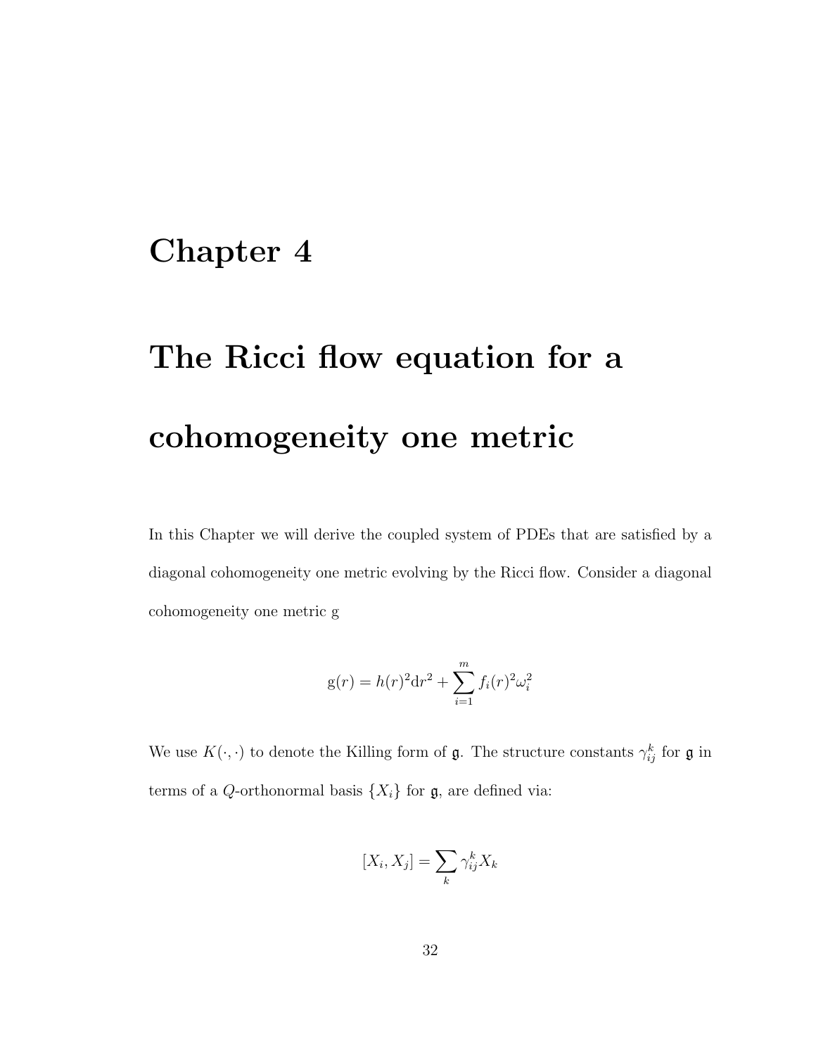# Chapter 4

# The Ricci flow equation for a cohomogeneity one metric

In this Chapter we will derive the coupled system of PDEs that are satisfied by a diagonal cohomogeneity one metric evolving by the Ricci flow. Consider a diagonal cohomogeneity one metric g

$$\mathrm{g}(r) = h(r)^2 \mathrm{d}r^2 + \sum_{i=1}^{m} f_i(r)^2 \omega_i^2$$

We use $K(\cdot, \cdot)$ to denote the Killing form of $\mathfrak{g}$. The structure constants $\gamma_{ij}^k$ for $\mathfrak{g}$ in terms of a $Q$-orthonormal basis $\{X_i\}$ for $\mathfrak{g}$, are defined via:

$$[X_i, X_j] = \sum_k \gamma_{ij}^k X_k$$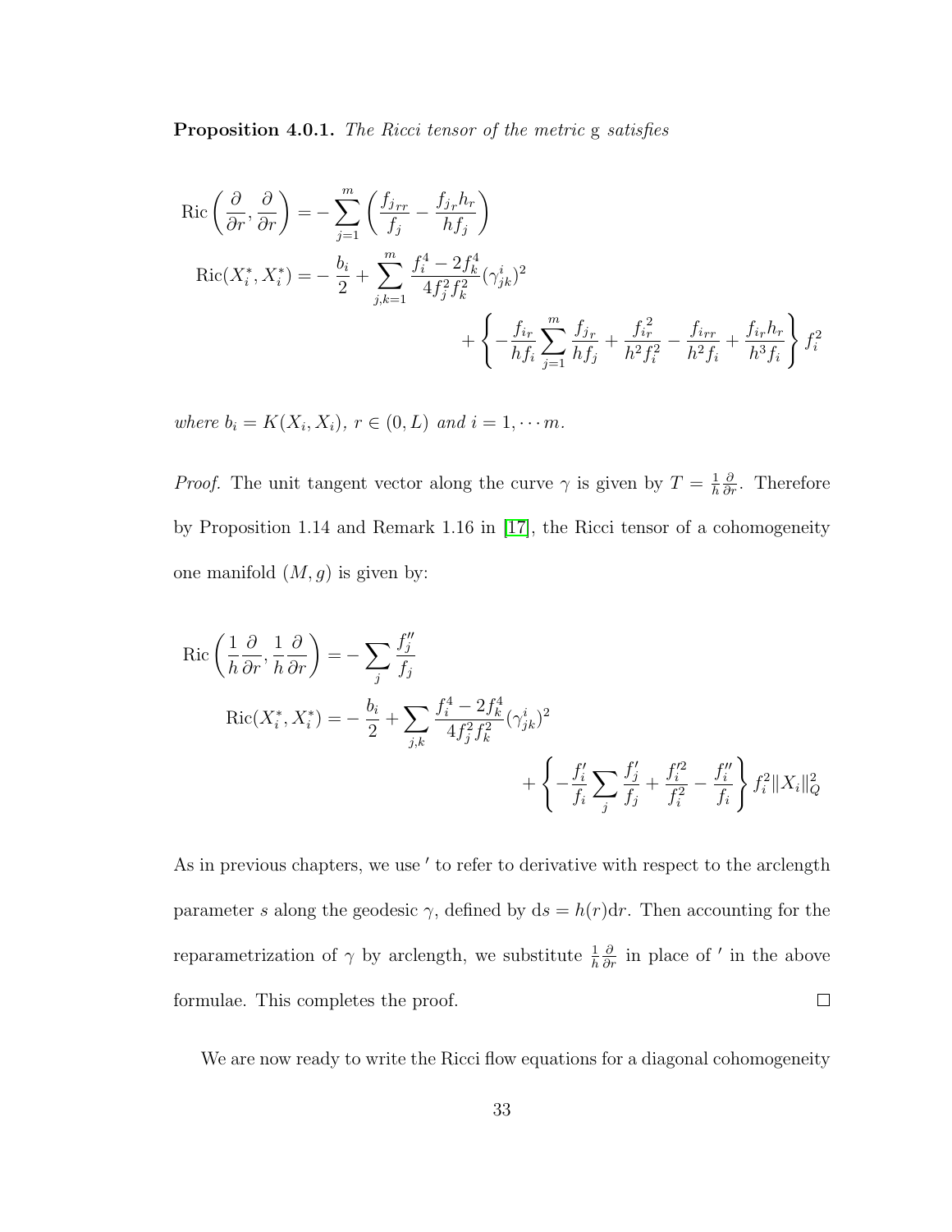**Proposition 4.0.1.** *The Ricci tensor of the metric* g *satisfies*

$$
\begin{aligned}
\mathrm{Ric}\left(\frac{\partial}{\partial r}, \frac{\partial}{\partial r}\right) &= -\sum_{j=1}^{m}\left(\frac{f_{j_{rr}}}{f_j} - \frac{f_{j_r} h_r}{h f_j}\right) \\
\mathrm{Ric}(X_i^*, X_i^*) &= -\frac{b_i}{2} + \sum_{j,k=1}^{m} \frac{f_i^4 - 2f_k^4}{4 f_j^2 f_k^2} (\gamma_{jk}^i)^2 \\
&\quad + \left\{ -\frac{f_{i_r}}{h f_i} \sum_{j=1}^{m} \frac{f_{j_r}}{h f_j} + \frac{{f_{i_r}}^2}{h^2 f_i^2} - \frac{f_{i_{rr}}}{h^2 f_i} + \frac{f_{i_r} h_r}{h^3 f_i} \right\} f_i^2
\end{aligned}
$$

*where* $b_i = K(X_i, X_i)$, $r \in (0, L)$ *and* $i = 1, \cdots m$.

*Proof.* The unit tangent vector along the curve $\gamma$ is given by $T = \frac{1}{h}\frac{\partial}{\partial r}$. Therefore by Proposition 1.14 and Remark 1.16 in [17], the Ricci tensor of a cohomogeneity one manifold $(M, g)$ is given by:

$$
\begin{aligned}
\mathrm{Ric}\left(\frac{1}{h}\frac{\partial}{\partial r}, \frac{1}{h}\frac{\partial}{\partial r}\right) &= -\sum_{j} \frac{f_j''}{f_j} \\
\mathrm{Ric}(X_i^*, X_i^*) &= -\frac{b_i}{2} + \sum_{j,k} \frac{f_i^4 - 2f_k^4}{4 f_j^2 f_k^2} (\gamma_{jk}^i)^2 \\
&\quad + \left\{ -\frac{f_i'}{f_i} \sum_{j} \frac{f_j'}{f_j} + \frac{f_i'^2}{f_i^2} - \frac{f_i''}{f_i} \right\} f_i^2 \|X_i\|_Q^2
\end{aligned}
$$

As in previous chapters, we use $'$ to refer to derivative with respect to the arclength parameter $s$ along the geodesic $\gamma$, defined by $\mathrm{d}s = h(r)\mathrm{d}r$. Then accounting for the reparametrization of $\gamma$ by arclength, we substitute $\frac{1}{h}\frac{\partial}{\partial r}$ in place of $'$ in the above formulae. This completes the proof. ∎

We are now ready to write the Ricci flow equations for a diagonal cohomogeneity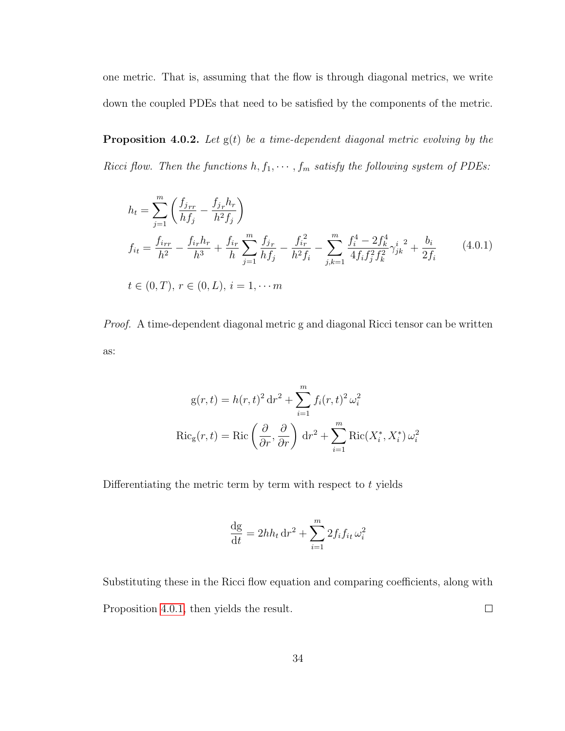one metric. That is, assuming that the flow is through diagonal metrics, we write down the coupled PDEs that need to be satisfied by the components of the metric.

**Proposition 4.0.2.** *Let* $\mathrm{g}(t)$ *be a time-dependent diagonal metric evolving by the Ricci flow. Then the functions* $h, f_1, \cdots, f_m$ *satisfy the following system of PDEs:*

$$
\begin{aligned}
h_t &= \sum_{j=1}^{m} \left( \frac{f_{j_{rr}}}{h f_j} - \frac{f_{j_r} h_r}{h^2 f_j} \right) \\
f_{i_t} &= \frac{f_{i_{rr}}}{h^2} - \frac{f_{i_r} h_r}{h^3} + \frac{f_{i_r}}{h} \sum_{j=1}^{m} \frac{f_{j_r}}{h f_j} - \frac{f_{i_r}^2}{h^2 f_i} - \sum_{j,k=1}^{m} \frac{f_i^4 - 2 f_k^4}{4 f_i f_j^2 f_k^2} {\gamma_{jk}^{i}}^2 + \frac{b_i}{2 f_i} \qquad (4.0.1) \\
& t \in (0, T),\ r \in (0, L),\ i = 1, \cdots m
\end{aligned}
$$

*Proof.* A time-dependent diagonal metric g and diagonal Ricci tensor can be written as:

$$
\begin{aligned}
\mathrm{g}(r,t) &= h(r,t)^2 \, \mathrm{d}r^2 + \sum_{i=1}^{m} f_i(r,t)^2 \, \omega_i^2 \\
\mathrm{Ric}_{\mathrm{g}}(r,t) &= \mathrm{Ric}\left( \frac{\partial}{\partial r}, \frac{\partial}{\partial r} \right) \, \mathrm{d}r^2 + \sum_{i=1}^{m} \mathrm{Ric}(X_i^*, X_i^*) \, \omega_i^2
\end{aligned}
$$

Differentiating the metric term by term with respect to $t$ yields

$$
\frac{\mathrm{dg}}{\mathrm{d}t} = 2 h h_t \, \mathrm{d}r^2 + \sum_{i=1}^{m} 2 f_i f_{i t} \, \omega_i^2
$$

Substituting these in the Ricci flow equation and comparing coefficients, along with Proposition 4.0.1, then yields the result. $\square$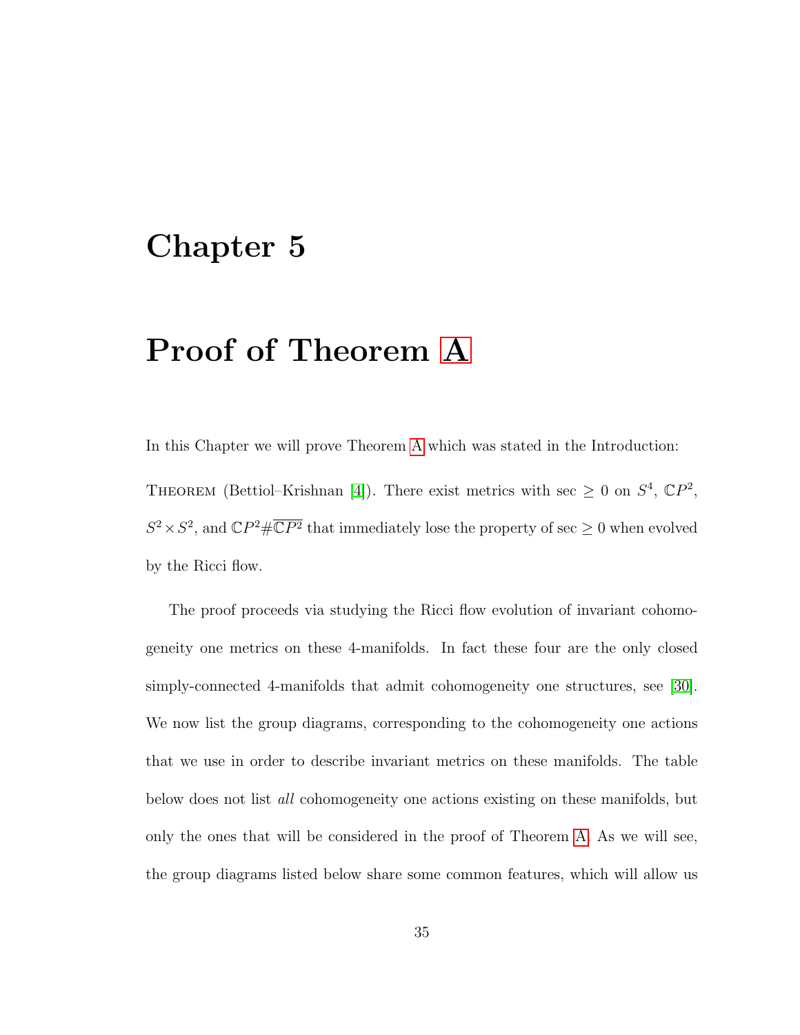# Chapter 5

# Proof of Theorem A

In this Chapter we will prove Theorem A which was stated in the Introduction:

THEOREM (Bettiol–Krishnan [4]). There exist metrics with $\sec \geq 0$ on $S^4$, $\mathbb{C}P^2$, $S^2 \times S^2$, and $\mathbb{C}P^2 \# \overline{\mathbb{C}P^2}$ that immediately lose the property of $\sec \geq 0$ when evolved by the Ricci flow.

The proof proceeds via studying the Ricci flow evolution of invariant cohomogeneity one metrics on these 4-manifolds. In fact these four are the only closed simply-connected 4-manifolds that admit cohomogeneity one structures, see [30]. We now list the group diagrams, corresponding to the cohomogeneity one actions that we use in order to describe invariant metrics on these manifolds. The table below does not list *all* cohomogeneity one actions existing on these manifolds, but only the ones that will be considered in the proof of Theorem A. As we will see, the group diagrams listed below share some common features, which will allow us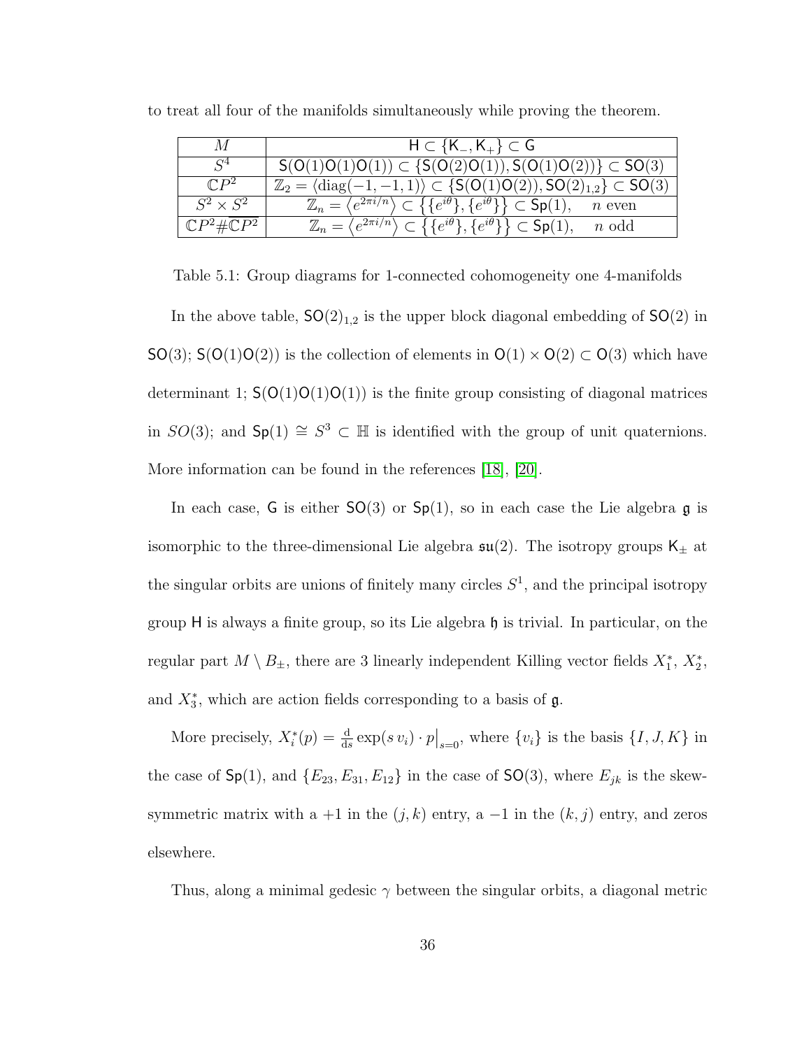to treat all four of the manifolds simultaneously while proving the theorem.

| $M$ | $\mathsf{H} \subset \{\mathsf{K}_-, \mathsf{K}_+\} \subset \mathsf{G}$ |
|---|---|
| $S^4$ | $\mathsf{S}(\mathsf{O}(1)\mathsf{O}(1)\mathsf{O}(1)) \subset \{\mathsf{S}(\mathsf{O}(2)\mathsf{O}(1)), \mathsf{S}(\mathsf{O}(1)\mathsf{O}(2))\} \subset \mathsf{SO}(3)$ |
| $\mathbb{C}P^2$ | $\mathbb{Z}_2 = \langle \mathrm{diag}(-1,-1,1)\rangle \subset \{\mathsf{S}(\mathsf{O}(1)\mathsf{O}(2)), \mathsf{SO}(2)_{1,2}\} \subset \mathsf{SO}(3)$ |
| $S^2 \times S^2$ | $\mathbb{Z}_n = \left\langle e^{2\pi i/n}\right\rangle \subset \left\{\{e^{i\theta}\}, \{e^{i\theta}\}\right\} \subset \mathsf{Sp}(1), \quad n \text{ even}$ |
| $\mathbb{C}P^2 \# \overline{\mathbb{C}P^2}$ | $\mathbb{Z}_n = \left\langle e^{2\pi i/n}\right\rangle \subset \left\{\{e^{i\theta}\}, \{e^{i\theta}\}\right\} \subset \mathsf{Sp}(1), \quad n \text{ odd}$ |

Table 5.1: Group diagrams for 1-connected cohomogeneity one 4-manifolds

In the above table, $\mathsf{SO}(2)_{1,2}$ is the upper block diagonal embedding of $\mathsf{SO}(2)$ in $\mathsf{SO}(3)$; $\mathsf{S}(\mathsf{O}(1)\mathsf{O}(2))$ is the collection of elements in $\mathsf{O}(1) \times \mathsf{O}(2) \subset \mathsf{O}(3)$ which have determinant 1; $\mathsf{S}(\mathsf{O}(1)\mathsf{O}(1)\mathsf{O}(1))$ is the finite group consisting of diagonal matrices in $SO(3)$; and $\mathsf{Sp}(1) \cong S^3 \subset \mathbb{H}$ is identified with the group of unit quaternions. More information can be found in the references [18], [20].

In each case, $\mathsf{G}$ is either $\mathsf{SO}(3)$ or $\mathsf{Sp}(1)$, so in each case the Lie algebra $\mathfrak{g}$ is isomorphic to the three-dimensional Lie algebra $\mathfrak{su}(2)$. The isotropy groups $\mathsf{K}_\pm$ at the singular orbits are unions of finitely many circles $S^1$, and the principal isotropy group $\mathsf{H}$ is always a finite group, so its Lie algebra $\mathfrak{h}$ is trivial. In particular, on the regular part $M \setminus B_\pm$, there are 3 linearly independent Killing vector fields $X_1^*$, $X_2^*$, and $X_3^*$, which are action fields corresponding to a basis of $\mathfrak{g}$.

More precisely, $X_i^*(p) = \frac{\mathrm{d}}{\mathrm{d}s} \exp(s\, v_i) \cdot p\big|_{s=0}$, where $\{v_i\}$ is the basis $\{I, J, K\}$ in the case of $\mathsf{Sp}(1)$, and $\{E_{23}, E_{31}, E_{12}\}$ in the case of $\mathsf{SO}(3)$, where $E_{jk}$ is the skew-symmetric matrix with a $+1$ in the $(j,k)$ entry, a $-1$ in the $(k,j)$ entry, and zeros elsewhere.

Thus, along a minimal gedesic $\gamma$ between the singular orbits, a diagonal metric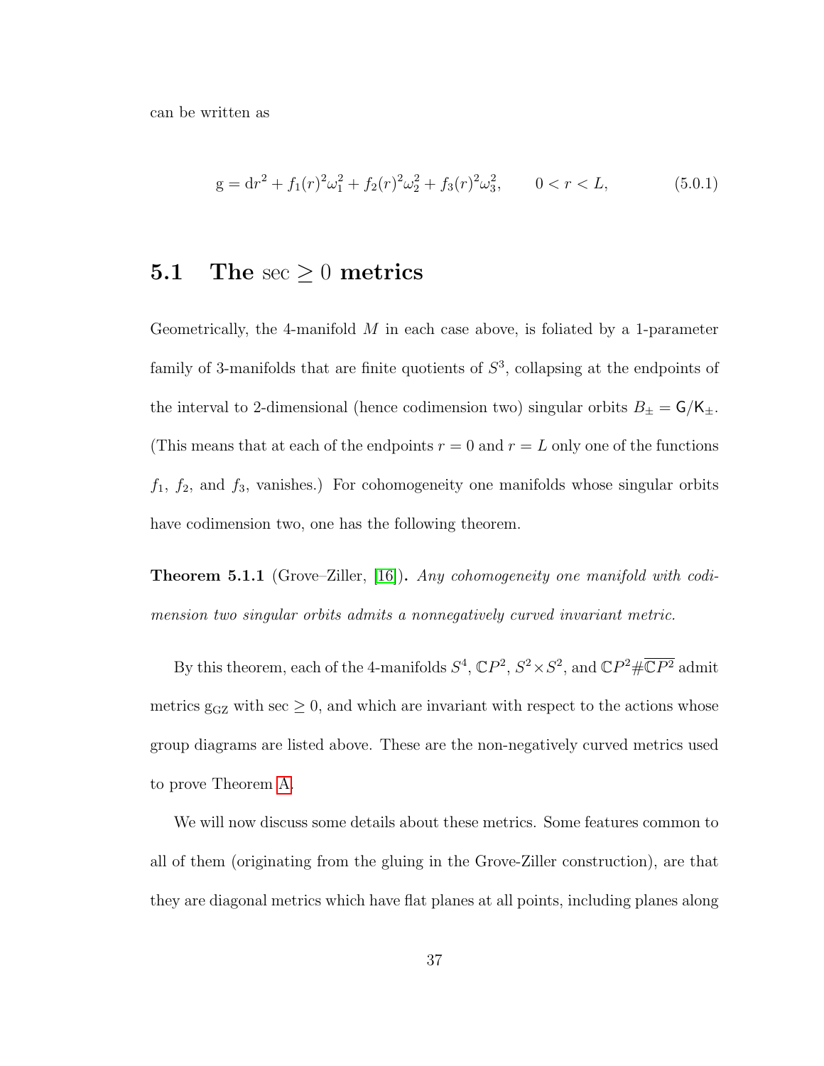can be written as

$$\mathrm{g} = \mathrm{d}r^2 + f_1(r)^2\omega_1^2 + f_2(r)^2\omega_2^2 + f_3(r)^2\omega_3^2, \qquad 0 < r < L, \tag{5.0.1}$$

## 5.1 The $\sec \geq 0$ metrics

Geometrically, the 4-manifold $M$ in each case above, is foliated by a 1-parameter family of 3-manifolds that are finite quotients of $S^3$, collapsing at the endpoints of the interval to 2-dimensional (hence codimension two) singular orbits $B_\pm = \mathsf{G}/\mathsf{K}_\pm$. (This means that at each of the endpoints $r = 0$ and $r = L$ only one of the functions $f_1$, $f_2$, and $f_3$, vanishes.) For cohomogeneity one manifolds whose singular orbits have codimension two, one has the following theorem.

**Theorem 5.1.1** (Grove–Ziller, [16])**.** *Any cohomogeneity one manifold with codimension two singular orbits admits a nonnegatively curved invariant metric.*

By this theorem, each of the 4-manifolds $S^4$, $\mathbb{C}P^2$, $S^2 \times S^2$, and $\mathbb{C}P^2 \# \overline{\mathbb{C}P^2}$ admit metrics $\mathrm{g}_{\mathrm{GZ}}$ with $\sec \geq 0$, and which are invariant with respect to the actions whose group diagrams are listed above. These are the non-negatively curved metrics used to prove Theorem A.

We will now discuss some details about these metrics. Some features common to all of them (originating from the gluing in the Grove-Ziller construction), are that they are diagonal metrics which have flat planes at all points, including planes along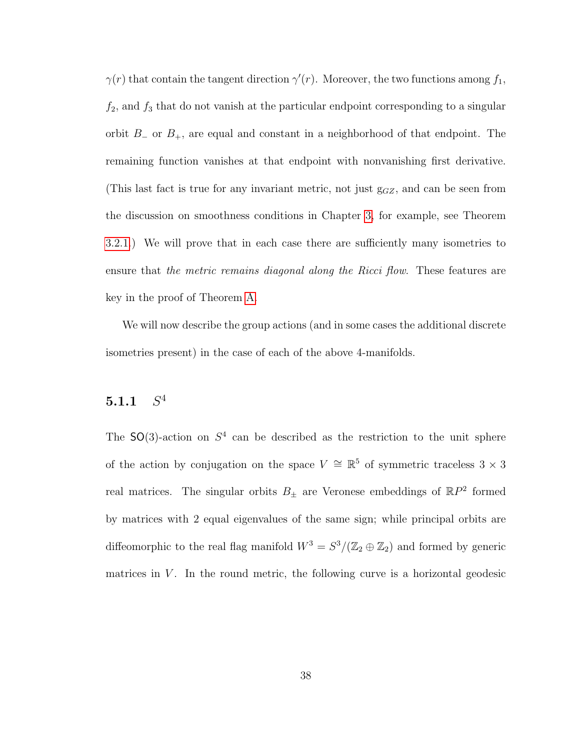$\gamma(r)$ that contain the tangent direction $\gamma'(r)$. Moreover, the two functions among $f_1$, $f_2$, and $f_3$ that do not vanish at the particular endpoint corresponding to a singular orbit $B_-$ or $B_+$, are equal and constant in a neighborhood of that endpoint. The remaining function vanishes at that endpoint with nonvanishing first derivative. (This last fact is true for any invariant metric, not just $\mathrm{g}_{GZ}$, and can be seen from the discussion on smoothness conditions in Chapter 3, for example, see Theorem 3.2.1.) We will prove that in each case there are sufficiently many isometries to ensure that *the metric remains diagonal along the Ricci flow*. These features are key in the proof of Theorem A.

We will now describe the group actions (and in some cases the additional discrete isometries present) in the case of each of the above 4-manifolds.

### 5.1.1 $S^4$

The $\mathsf{SO}(3)$-action on $S^4$ can be described as the restriction to the unit sphere of the action by conjugation on the space $V \cong \mathbb{R}^5$ of symmetric traceless $3 \times 3$ real matrices. The singular orbits $B_\pm$ are Veronese embeddings of $\mathbb{R}P^2$ formed by matrices with 2 equal eigenvalues of the same sign; while principal orbits are diffeomorphic to the real flag manifold $W^3 = S^3/(\mathbb{Z}_2 \oplus \mathbb{Z}_2)$ and formed by generic matrices in $V$. In the round metric, the following curve is a horizontal geodesic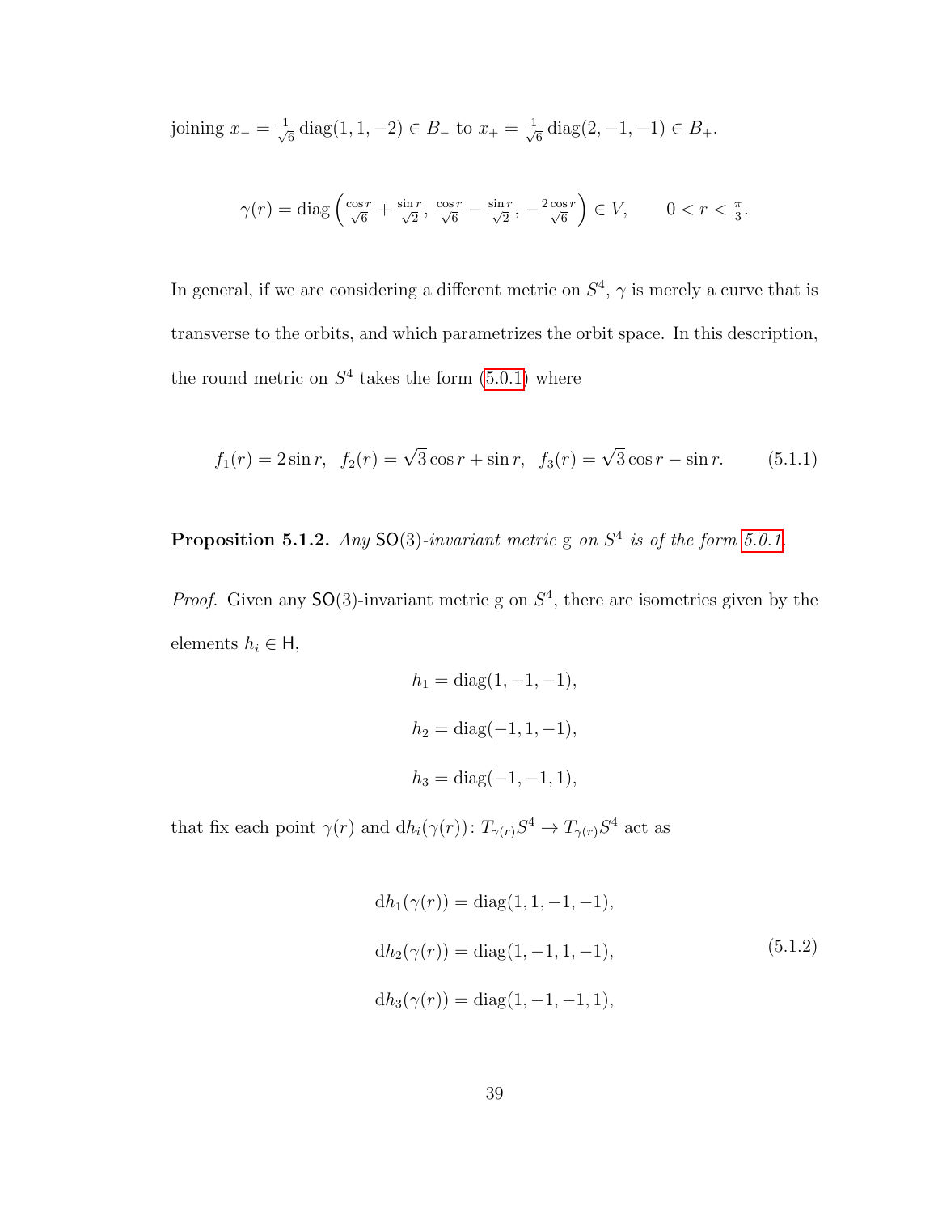joining $x_- = \frac{1}{\sqrt{6}}\operatorname{diag}(1,1,-2) \in B_-$ to $x_+ = \frac{1}{\sqrt{6}}\operatorname{diag}(2,-1,-1) \in B_+$.

$$\gamma(r) = \operatorname{diag}\left(\tfrac{\cos r}{\sqrt{6}} + \tfrac{\sin r}{\sqrt{2}},\ \tfrac{\cos r}{\sqrt{6}} - \tfrac{\sin r}{\sqrt{2}},\ -\tfrac{2\cos r}{\sqrt{6}}\right) \in V, \qquad 0 < r < \tfrac{\pi}{3}.$$

In general, if we are considering a different metric on $S^4$, $\gamma$ is merely a curve that is transverse to the orbits, and which parametrizes the orbit space. In this description, the round metric on $S^4$ takes the form (5.0.1) where

$$f_1(r) = 2\sin r, \quad f_2(r) = \sqrt{3}\cos r + \sin r, \quad f_3(r) = \sqrt{3}\cos r - \sin r. \tag{5.1.1}$$

**Proposition 5.1.2.** *Any* $\mathsf{SO}(3)$*-invariant metric* $\mathrm{g}$ *on* $S^4$ *is of the form 5.0.1.*

*Proof.* Given any $\mathsf{SO}(3)$-invariant metric $\mathrm{g}$ on $S^4$, there are isometries given by the elements $h_i \in \mathsf{H}$,

$$h_1 = \operatorname{diag}(1,-1,-1),$$

$$h_2 = \operatorname{diag}(-1,1,-1),$$

$$h_3 = \operatorname{diag}(-1,-1,1),$$

that fix each point $\gamma(r)$ and $\mathrm{d}h_i(\gamma(r)) \colon T_{\gamma(r)}S^4 \to T_{\gamma(r)}S^4$ act as

$$\begin{aligned}
\mathrm{d}h_1(\gamma(r)) &= \operatorname{diag}(1,1,-1,-1),\\
\mathrm{d}h_2(\gamma(r)) &= \operatorname{diag}(1,-1,1,-1),\\
\mathrm{d}h_3(\gamma(r)) &= \operatorname{diag}(1,-1,-1,1),
\end{aligned} \tag{5.1.2}$$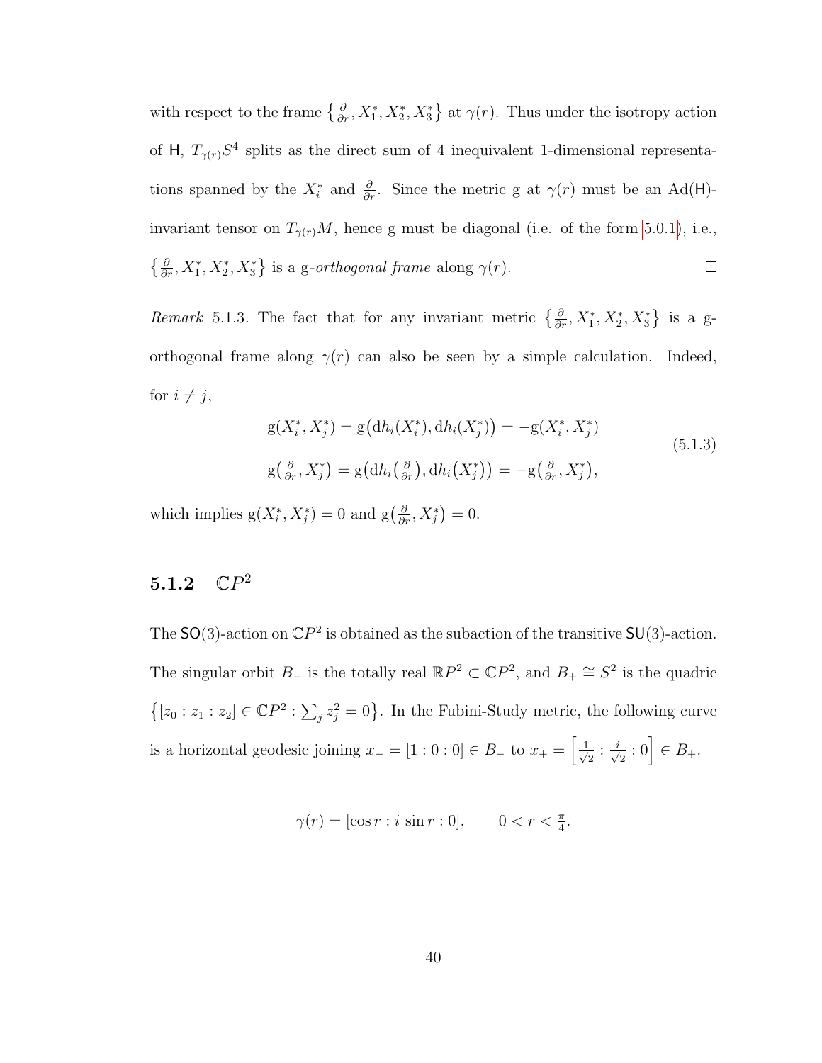with respect to the frame $\left\{\frac{\partial}{\partial r}, X_1^*, X_2^*, X_3^*\right\}$ at $\gamma(r)$. Thus under the isotropy action of $\mathsf{H}$, $T_{\gamma(r)}S^4$ splits as the direct sum of 4 inequivalent 1-dimensional representations spanned by the $X_i^*$ and $\frac{\partial}{\partial r}$. Since the metric g at $\gamma(r)$ must be an $\mathrm{Ad}(\mathsf{H})$-invariant tensor on $T_{\gamma(r)}M$, hence g must be diagonal (i.e. of the form 5.0.1), i.e., $\left\{\frac{\partial}{\partial r}, X_1^*, X_2^*, X_3^*\right\}$ is a g-*orthogonal frame* along $\gamma(r)$. $\square$

*Remark* 5.1.3. The fact that for any invariant metric $\left\{\frac{\partial}{\partial r}, X_1^*, X_2^*, X_3^*\right\}$ is a g-orthogonal frame along $\gamma(r)$ can also be seen by a simple calculation. Indeed, for $i \neq j$,

$$
\begin{aligned}
\mathrm{g}(X_i^*, X_j^*) &= \mathrm{g}\big(\mathrm{d}h_i(X_i^*), \mathrm{d}h_i(X_j^*)\big) = -\mathrm{g}(X_i^*, X_j^*) \\
\mathrm{g}\big(\tfrac{\partial}{\partial r}, X_j^*\big) &= \mathrm{g}\big(\mathrm{d}h_i\big(\tfrac{\partial}{\partial r}\big), \mathrm{d}h_i\big(X_j^*\big)\big) = -\mathrm{g}\big(\tfrac{\partial}{\partial r}, X_j^*\big),
\end{aligned}
\tag{5.1.3}
$$

which implies $\mathrm{g}(X_i^*, X_j^*) = 0$ and $\mathrm{g}\big(\frac{\partial}{\partial r}, X_j^*\big) = 0$.

### 5.1.2 $\mathbb{C}P^2$

The $\mathsf{SO}(3)$-action on $\mathbb{C}P^2$ is obtained as the subaction of the transitive $\mathsf{SU}(3)$-action. The singular orbit $B_-$ is the totally real $\mathbb{R}P^2 \subset \mathbb{C}P^2$, and $B_+ \cong S^2$ is the quadric $\left\{[z_0 : z_1 : z_2] \in \mathbb{C}P^2 : \sum_j z_j^2 = 0\right\}$. In the Fubini-Study metric, the following curve is a horizontal geodesic joining $x_- = [1 : 0 : 0] \in B_-$ to $x_+ = \left[\frac{1}{\sqrt{2}} : \frac{i}{\sqrt{2}} : 0\right] \in B_+$.

$$
\gamma(r) = [\cos r : i\,\sin r : 0], \qquad 0 < r < \tfrac{\pi}{4}.
$$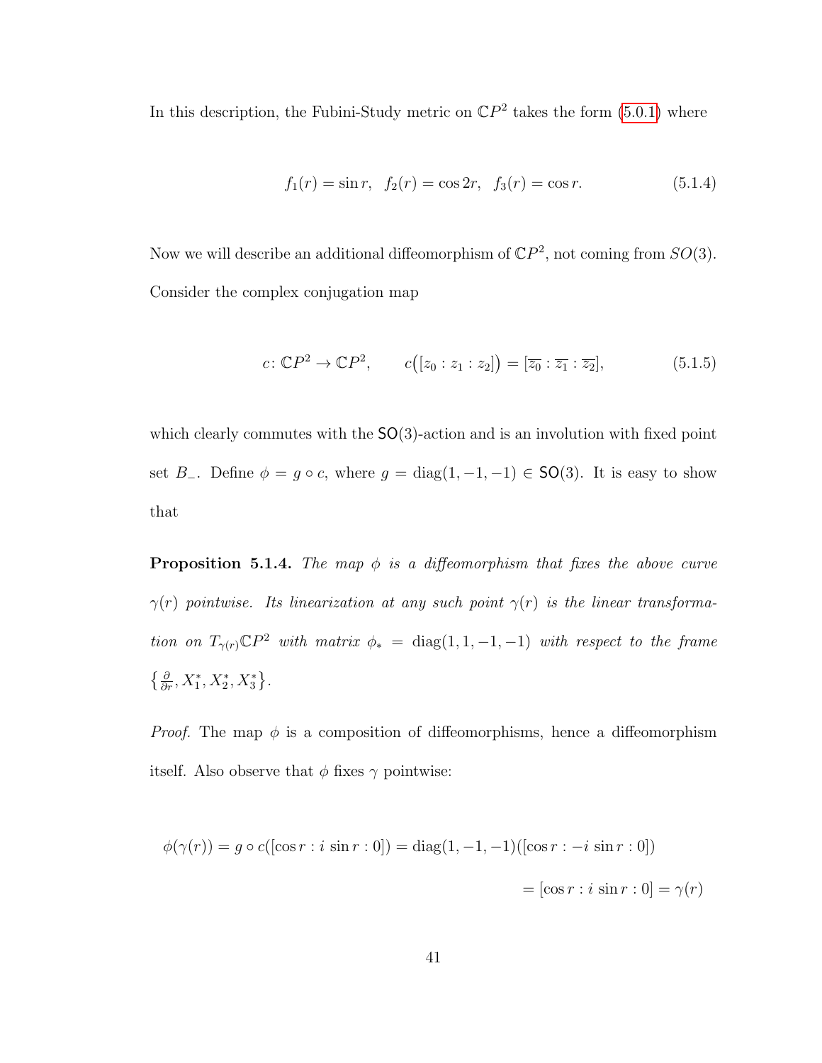In this description, the Fubini-Study metric on $\mathbb{C}P^2$ takes the form (5.0.1) where

$$f_1(r) = \sin r, \quad f_2(r) = \cos 2r, \quad f_3(r) = \cos r. \tag{5.1.4}$$

Now we will describe an additional diffeomorphism of $\mathbb{C}P^2$, not coming from $SO(3)$. Consider the complex conjugation map

$$c\colon \mathbb{C}P^2 \to \mathbb{C}P^2, \qquad c\big([z_0 : z_1 : z_2]\big) = [\overline{z_0} : \overline{z_1} : \overline{z_2}], \tag{5.1.5}$$

which clearly commutes with the $\mathsf{SO}(3)$-action and is an involution with fixed point set $B_-$. Define $\phi = g \circ c$, where $g = \operatorname{diag}(1, -1, -1) \in \mathsf{SO}(3)$. It is easy to show that

**Proposition 5.1.4.** *The map $\phi$ is a diffeomorphism that fixes the above curve $\gamma(r)$ pointwise. Its linearization at any such point $\gamma(r)$ is the linear transformation on $T_{\gamma(r)}\mathbb{C}P^2$ with matrix $\phi_* = \operatorname{diag}(1, 1, -1, -1)$ with respect to the frame $\big\{\frac{\partial}{\partial r}, X_1^*, X_2^*, X_3^*\big\}$.*

*Proof.* The map $\phi$ is a composition of diffeomorphisms, hence a diffeomorphism itself. Also observe that $\phi$ fixes $\gamma$ pointwise:

$$\phi(\gamma(r)) = g \circ c([\cos r : i\,\sin r : 0]) = \operatorname{diag}(1, -1, -1)([\cos r : -i\,\sin r : 0])$$
$$= [\cos r : i\,\sin r : 0] = \gamma(r)$$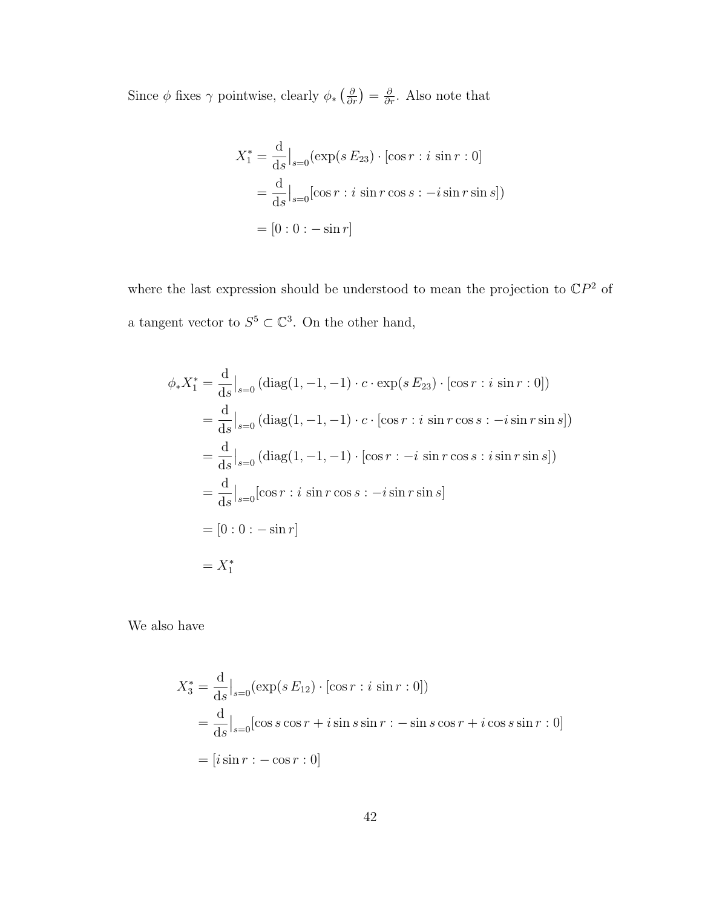Since $\phi$ fixes $\gamma$ pointwise, clearly $\phi_*\left(\frac{\partial}{\partial r}\right) = \frac{\partial}{\partial r}$. Also note that

$$
\begin{aligned}
X_1^* &= \frac{\mathrm{d}}{\mathrm{d}s}\Big|_{s=0}(\exp(s\,E_{23}) \cdot [\cos r : i\,\sin r : 0] \\
&= \frac{\mathrm{d}}{\mathrm{d}s}\Big|_{s=0}[\cos r : i\,\sin r \cos s : -i \sin r \sin s]) \\
&= [0 : 0 : -\sin r]
\end{aligned}
$$

where the last expression should be understood to mean the projection to $\mathbb{C}P^2$ of a tangent vector to $S^5 \subset \mathbb{C}^3$. On the other hand,

$$
\begin{aligned}
\phi_* X_1^* &= \frac{\mathrm{d}}{\mathrm{d}s}\Big|_{s=0}\left(\mathrm{diag}(1,-1,-1) \cdot c \cdot \exp(s\,E_{23}) \cdot [\cos r : i\,\sin r : 0]\right) \\
&= \frac{\mathrm{d}}{\mathrm{d}s}\Big|_{s=0}\left(\mathrm{diag}(1,-1,-1) \cdot c \cdot [\cos r : i\,\sin r \cos s : -i \sin r \sin s]\right) \\
&= \frac{\mathrm{d}}{\mathrm{d}s}\Big|_{s=0}\left(\mathrm{diag}(1,-1,-1) \cdot [\cos r : -i\,\sin r \cos s : i \sin r \sin s]\right) \\
&= \frac{\mathrm{d}}{\mathrm{d}s}\Big|_{s=0}[\cos r : i\,\sin r \cos s : -i \sin r \sin s] \\
&= [0 : 0 : -\sin r] \\
&= X_1^*
\end{aligned}
$$

We also have

$$
\begin{aligned}
X_3^* &= \frac{\mathrm{d}}{\mathrm{d}s}\Big|_{s=0}(\exp(s\,E_{12}) \cdot [\cos r : i\,\sin r : 0]) \\
&= \frac{\mathrm{d}}{\mathrm{d}s}\Big|_{s=0}[\cos s \cos r + i \sin s \sin r : -\sin s \cos r + i \cos s \sin r : 0] \\
&= [i \sin r : -\cos r : 0]
\end{aligned}
$$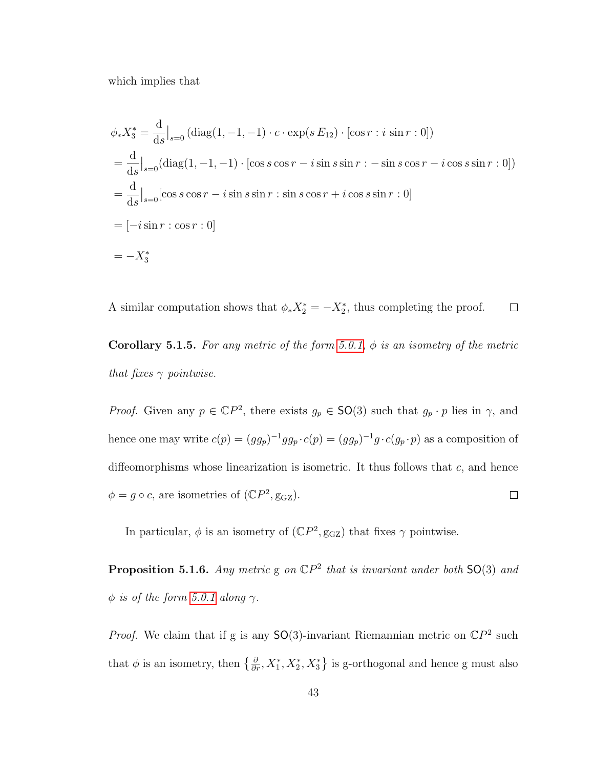which implies that

$$
\begin{aligned}
\phi_* X_3^* &= \frac{\mathrm{d}}{\mathrm{d}s}\Big|_{s=0} \left(\mathrm{diag}(1,-1,-1) \cdot c \cdot \exp(s\, E_{12}) \cdot [\cos r : i\, \sin r : 0]\right) \\
&= \frac{\mathrm{d}}{\mathrm{d}s}\Big|_{s=0} (\mathrm{diag}(1,-1,-1) \cdot [\cos s \cos r - i \sin s \sin r : -\sin s \cos r - i \cos s \sin r : 0]) \\
&= \frac{\mathrm{d}}{\mathrm{d}s}\Big|_{s=0} [\cos s \cos r - i \sin s \sin r : \sin s \cos r + i \cos s \sin r : 0] \\
&= [-i \sin r : \cos r : 0] \\
&= -X_3^*
\end{aligned}
$$

A similar computation shows that $\phi_* X_2^* = -X_2^*$, thus completing the proof. $\square$

**Corollary 5.1.5.** *For any metric of the form 5.0.1, $\phi$ is an isometry of the metric that fixes $\gamma$ pointwise.*

*Proof.* Given any $p \in \mathbb{C}P^2$, there exists $g_p \in \mathsf{SO}(3)$ such that $g_p \cdot p$ lies in $\gamma$, and hence one may write $c(p) = (g g_p)^{-1} g g_p \cdot c(p) = (g g_p)^{-1} g \cdot c(g_p \cdot p)$ as a composition of diffeomorphisms whose linearization is isometric. It thus follows that $c$, and hence $\phi = g \circ c$, are isometries of $(\mathbb{C}P^2, \mathrm{g_{GZ}})$. $\square$

In particular, $\phi$ is an isometry of $(\mathbb{C}P^2, \mathrm{g_{GZ}})$ that fixes $\gamma$ pointwise.

**Proposition 5.1.6.** *Any metric* $\mathrm{g}$ *on* $\mathbb{C}P^2$ *that is invariant under both* $\mathsf{SO}(3)$ *and* $\phi$ *is of the form 5.0.1 along* $\gamma$.

*Proof.* We claim that if $\mathrm{g}$ is any $\mathsf{SO}(3)$-invariant Riemannian metric on $\mathbb{C}P^2$ such that $\phi$ is an isometry, then $\left\{\frac{\partial}{\partial r}, X_1^*, X_2^*, X_3^*\right\}$ is g-orthogonal and hence g must also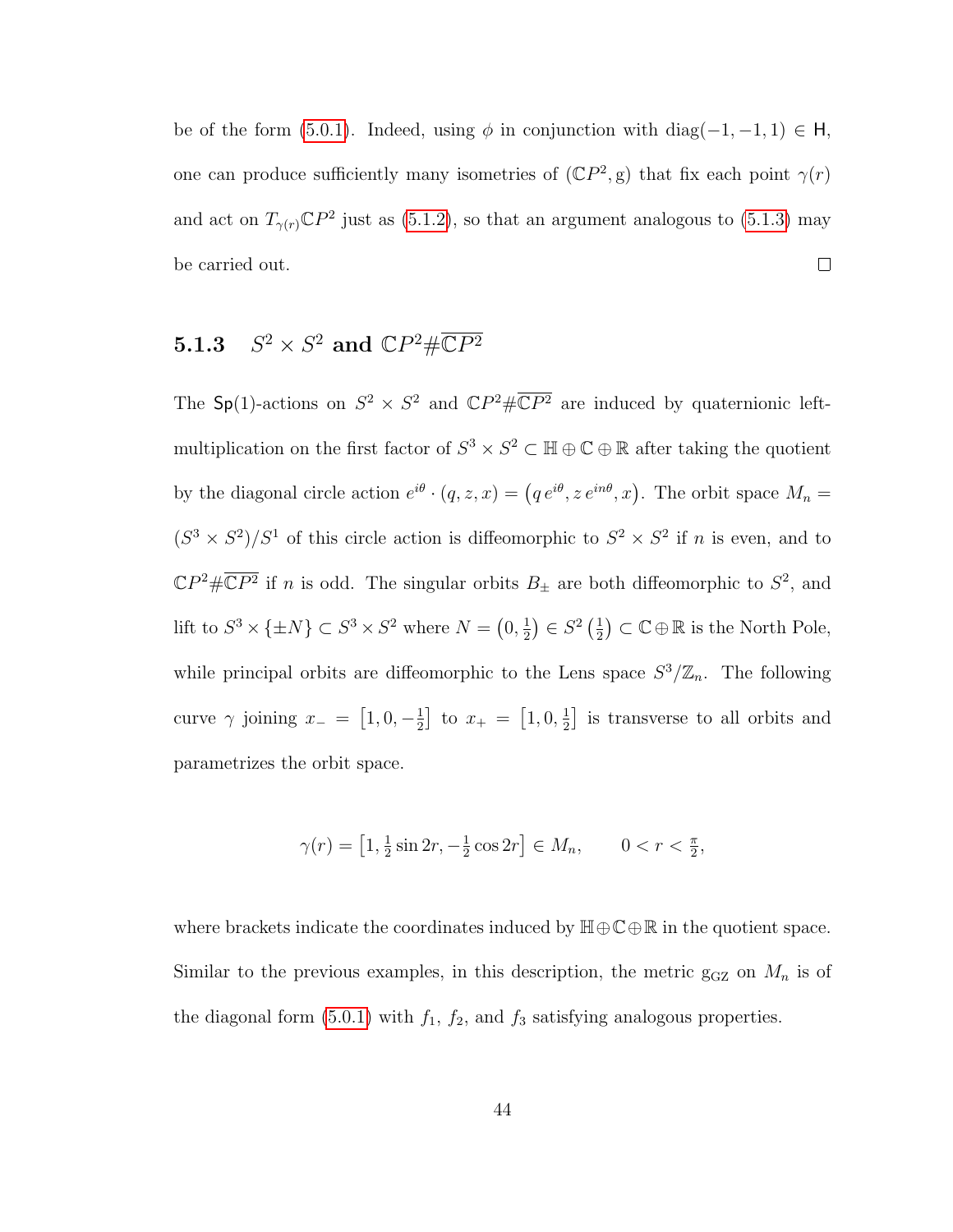be of the form (5.0.1). Indeed, using $\phi$ in conjunction with $\mathrm{diag}(-1,-1,1) \in \mathsf{H}$, one can produce sufficiently many isometries of $(\mathbb{C}P^2, \mathrm{g})$ that fix each point $\gamma(r)$ and act on $T_{\gamma(r)}\mathbb{C}P^2$ just as (5.1.2), so that an argument analogous to (5.1.3) may be carried out. $\square$

### 5.1.3 $S^2 \times S^2$ and $\mathbb{C}P^2 \# \overline{\mathbb{C}P^2}$

The $\mathsf{Sp}(1)$-actions on $S^2 \times S^2$ and $\mathbb{C}P^2 \# \overline{\mathbb{C}P^2}$ are induced by quaternionic left-multiplication on the first factor of $S^3 \times S^2 \subset \mathbb{H} \oplus \mathbb{C} \oplus \mathbb{R}$ after taking the quotient by the diagonal circle action $e^{i\theta} \cdot (q, z, x) = \left(q\, e^{i\theta}, z\, e^{in\theta}, x\right)$. The orbit space $M_n = (S^3 \times S^2)/S^1$ of this circle action is diffeomorphic to $S^2 \times S^2$ if $n$ is even, and to $\mathbb{C}P^2 \# \overline{\mathbb{C}P^2}$ if $n$ is odd. The singular orbits $B_\pm$ are both diffeomorphic to $S^2$, and lift to $S^3 \times \{\pm N\} \subset S^3 \times S^2$ where $N = \left(0, \frac{1}{2}\right) \in S^2\left(\frac{1}{2}\right) \subset \mathbb{C} \oplus \mathbb{R}$ is the North Pole, while principal orbits are diffeomorphic to the Lens space $S^3/\mathbb{Z}_n$. The following curve $\gamma$ joining $x_- = \left[1, 0, -\frac{1}{2}\right]$ to $x_+ = \left[1, 0, \frac{1}{2}\right]$ is transverse to all orbits and parametrizes the orbit space.

$$\gamma(r) = \left[1, \tfrac{1}{2}\sin 2r, -\tfrac{1}{2}\cos 2r\right] \in M_n, \qquad 0 < r < \tfrac{\pi}{2},$$

where brackets indicate the coordinates induced by $\mathbb{H} \oplus \mathbb{C} \oplus \mathbb{R}$ in the quotient space. Similar to the previous examples, in this description, the metric $\mathrm{g}_{\mathrm{GZ}}$ on $M_n$ is of the diagonal form (5.0.1) with $f_1$, $f_2$, and $f_3$ satisfying analogous properties.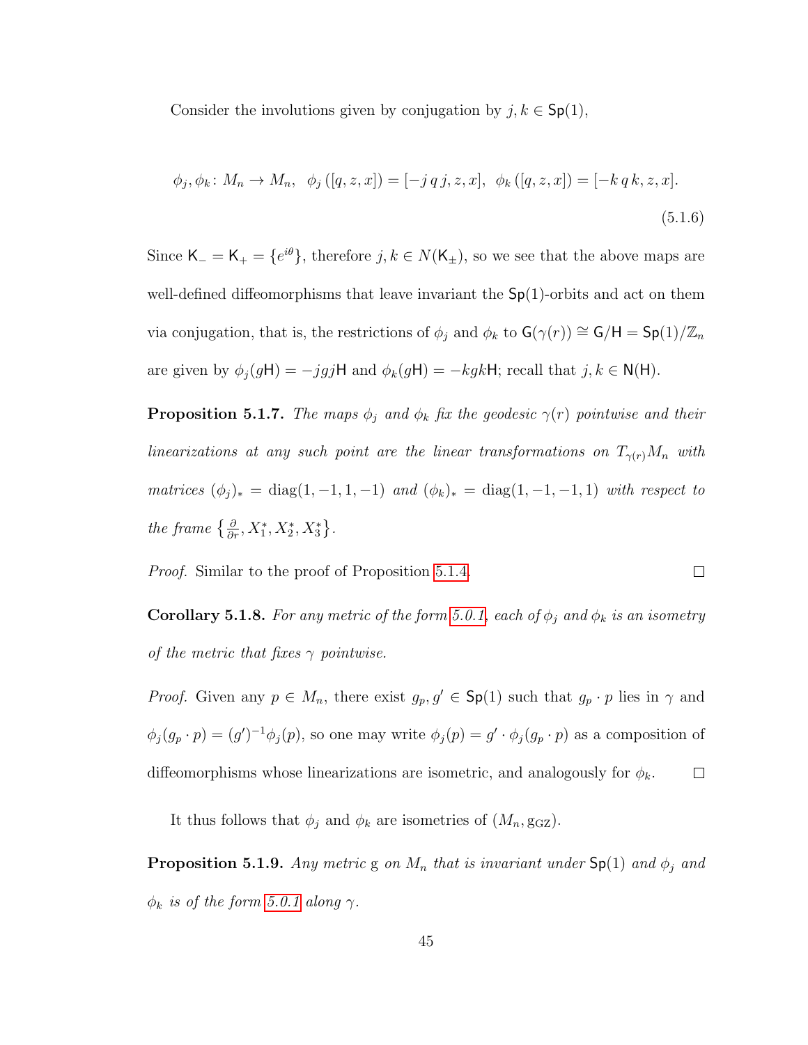Consider the involutions given by conjugation by $j, k \in \mathsf{Sp}(1)$,

$$\phi_j, \phi_k \colon M_n \to M_n, \;\; \phi_j\left([q, z, x]\right) = [-j\, q\, j, z, x], \;\; \phi_k\left([q, z, x]\right) = [-k\, q\, k, z, x]. \tag{5.1.6}$$

Since $\mathsf{K}_- = \mathsf{K}_+ = \{e^{i\theta}\}$, therefore $j, k \in N(\mathsf{K}_\pm)$, so we see that the above maps are well-defined diffeomorphisms that leave invariant the $\mathsf{Sp}(1)$-orbits and act on them via conjugation, that is, the restrictions of $\phi_j$ and $\phi_k$ to $\mathsf{G}(\gamma(r)) \cong \mathsf{G}/\mathsf{H} = \mathsf{Sp}(1)/\mathbb{Z}_n$ are given by $\phi_j(g\mathsf{H}) = -jgj\mathsf{H}$ and $\phi_k(g\mathsf{H}) = -kgk\mathsf{H}$; recall that $j, k \in \mathsf{N}(\mathsf{H})$.

**Proposition 5.1.7.** *The maps $\phi_j$ and $\phi_k$ fix the geodesic $\gamma(r)$ pointwise and their linearizations at any such point are the linear transformations on $T_{\gamma(r)}M_n$ with matrices $(\phi_j)_* = \operatorname{diag}(1, -1, 1, -1)$ and $(\phi_k)_* = \operatorname{diag}(1, -1, -1, 1)$ with respect to the frame $\left\{\frac{\partial}{\partial r}, X_1^*, X_2^*, X_3^*\right\}$.*

*Proof.* Similar to the proof of Proposition 5.1.4. $\square$

**Corollary 5.1.8.** *For any metric of the form 5.0.1, each of $\phi_j$ and $\phi_k$ is an isometry of the metric that fixes $\gamma$ pointwise.*

*Proof.* Given any $p \in M_n$, there exist $g_p, g' \in \mathsf{Sp}(1)$ such that $g_p \cdot p$ lies in $\gamma$ and $\phi_j(g_p \cdot p) = (g')^{-1}\phi_j(p)$, so one may write $\phi_j(p) = g' \cdot \phi_j(g_p \cdot p)$ as a composition of diffeomorphisms whose linearizations are isometric, and analogously for $\phi_k$. $\square$

It thus follows that $\phi_j$ and $\phi_k$ are isometries of $(M_n, \mathrm{g}_{\mathrm{GZ}})$.

**Proposition 5.1.9.** *Any metric $\mathrm{g}$ on $M_n$ that is invariant under $\mathsf{Sp}(1)$ and $\phi_j$ and $\phi_k$ is of the form 5.0.1 along $\gamma$.*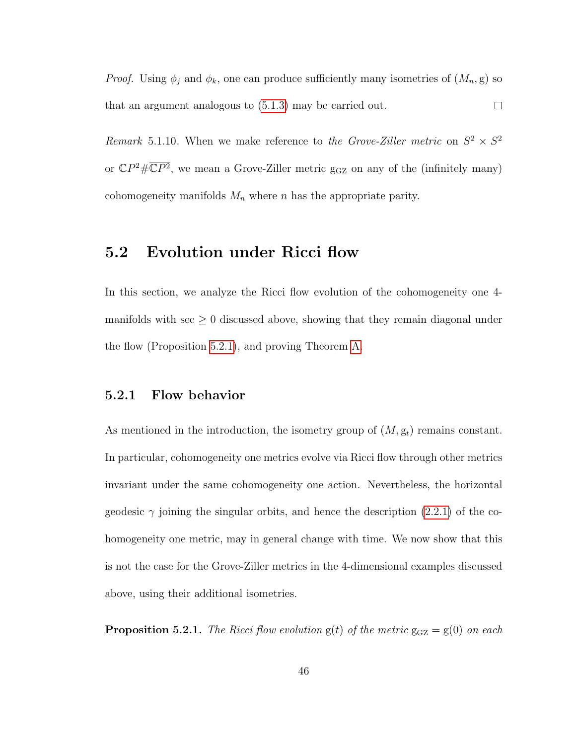*Proof.* Using $\phi_j$ and $\phi_k$, one can produce sufficiently many isometries of $(M_n, \mathrm{g})$ so that an argument analogous to (5.1.3) may be carried out. $\square$

*Remark* 5.1.10. When we make reference to *the Grove-Ziller metric* on $S^2 \times S^2$ or $\mathbb{C}P^2 \# \overline{\mathbb{C}P^2}$, we mean a Grove-Ziller metric $\mathrm{g}_{\mathrm{GZ}}$ on any of the (infinitely many) cohomogeneity manifolds $M_n$ where $n$ has the appropriate parity.

## 5.2 Evolution under Ricci flow

In this section, we analyze the Ricci flow evolution of the cohomogeneity one 4-manifolds with $\sec \geq 0$ discussed above, showing that they remain diagonal under the flow (Proposition 5.2.1), and proving Theorem A.

### 5.2.1 Flow behavior

As mentioned in the introduction, the isometry group of $(M, \mathrm{g}_t)$ remains constant. In particular, cohomogeneity one metrics evolve via Ricci flow through other metrics invariant under the same cohomogeneity one action. Nevertheless, the horizontal geodesic $\gamma$ joining the singular orbits, and hence the description (2.2.1) of the cohomogeneity one metric, may in general change with time. We now show that this is not the case for the Grove-Ziller metrics in the 4-dimensional examples discussed above, using their additional isometries.

**Proposition 5.2.1.** *The Ricci flow evolution* $\mathrm{g}(t)$ *of the metric* $\mathrm{g}_{\mathrm{GZ}} = \mathrm{g}(0)$ *on each*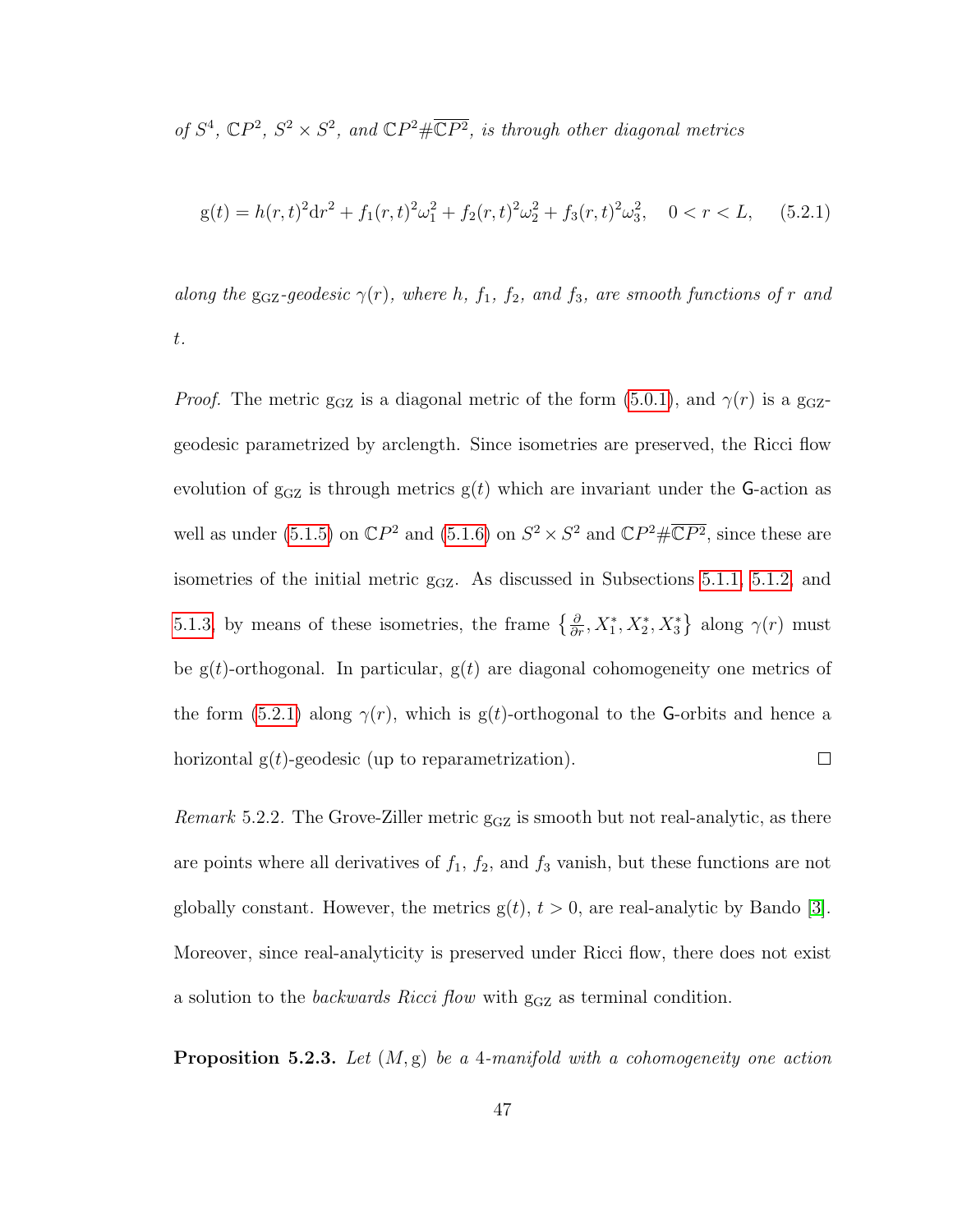*of $S^4$, $\mathbb{C}P^2$, $S^2 \times S^2$, and $\mathbb{C}P^2 \# \overline{\mathbb{C}P^2}$, is through other diagonal metrics*

$$\mathrm{g}(t) = h(r,t)^2 \mathrm{d}r^2 + f_1(r,t)^2 \omega_1^2 + f_2(r,t)^2 \omega_2^2 + f_3(r,t)^2 \omega_3^2, \quad 0 < r < L, \qquad (5.2.1)$$

*along the $\mathrm{g}_{\mathrm{GZ}}$-geodesic $\gamma(r)$, where $h$, $f_1$, $f_2$, and $f_3$, are smooth functions of $r$ and $t$.*

*Proof.* The metric $\mathrm{g}_{\mathrm{GZ}}$ is a diagonal metric of the form (5.0.1), and $\gamma(r)$ is a $\mathrm{g}_{\mathrm{GZ}}$-geodesic parametrized by arclength. Since isometries are preserved, the Ricci flow evolution of $\mathrm{g}_{\mathrm{GZ}}$ is through metrics $\mathrm{g}(t)$ which are invariant under the $\mathsf{G}$-action as well as under (5.1.5) on $\mathbb{C}P^2$ and (5.1.6) on $S^2 \times S^2$ and $\mathbb{C}P^2 \# \overline{\mathbb{C}P^2}$, since these are isometries of the initial metric $\mathrm{g}_{\mathrm{GZ}}$. As discussed in Subsections 5.1.1, 5.1.2, and 5.1.3, by means of these isometries, the frame $\left\{\frac{\partial}{\partial r}, X_1^*, X_2^*, X_3^*\right\}$ along $\gamma(r)$ must be $\mathrm{g}(t)$-orthogonal. In particular, $\mathrm{g}(t)$ are diagonal cohomogeneity one metrics of the form (5.2.1) along $\gamma(r)$, which is $\mathrm{g}(t)$-orthogonal to the $\mathsf{G}$-orbits and hence a horizontal $\mathrm{g}(t)$-geodesic (up to reparametrization). $\square$

*Remark* 5.2.2. The Grove-Ziller metric $\mathrm{g}_{\mathrm{GZ}}$ is smooth but not real-analytic, as there are points where all derivatives of $f_1$, $f_2$, and $f_3$ vanish, but these functions are not globally constant. However, the metrics $\mathrm{g}(t)$, $t > 0$, are real-analytic by Bando [3]. Moreover, since real-analyticity is preserved under Ricci flow, there does not exist a solution to the *backwards Ricci flow* with $\mathrm{g}_{\mathrm{GZ}}$ as terminal condition.

**Proposition 5.2.3.** *Let $(M, \mathrm{g})$ be a 4-manifold with a cohomogeneity one action*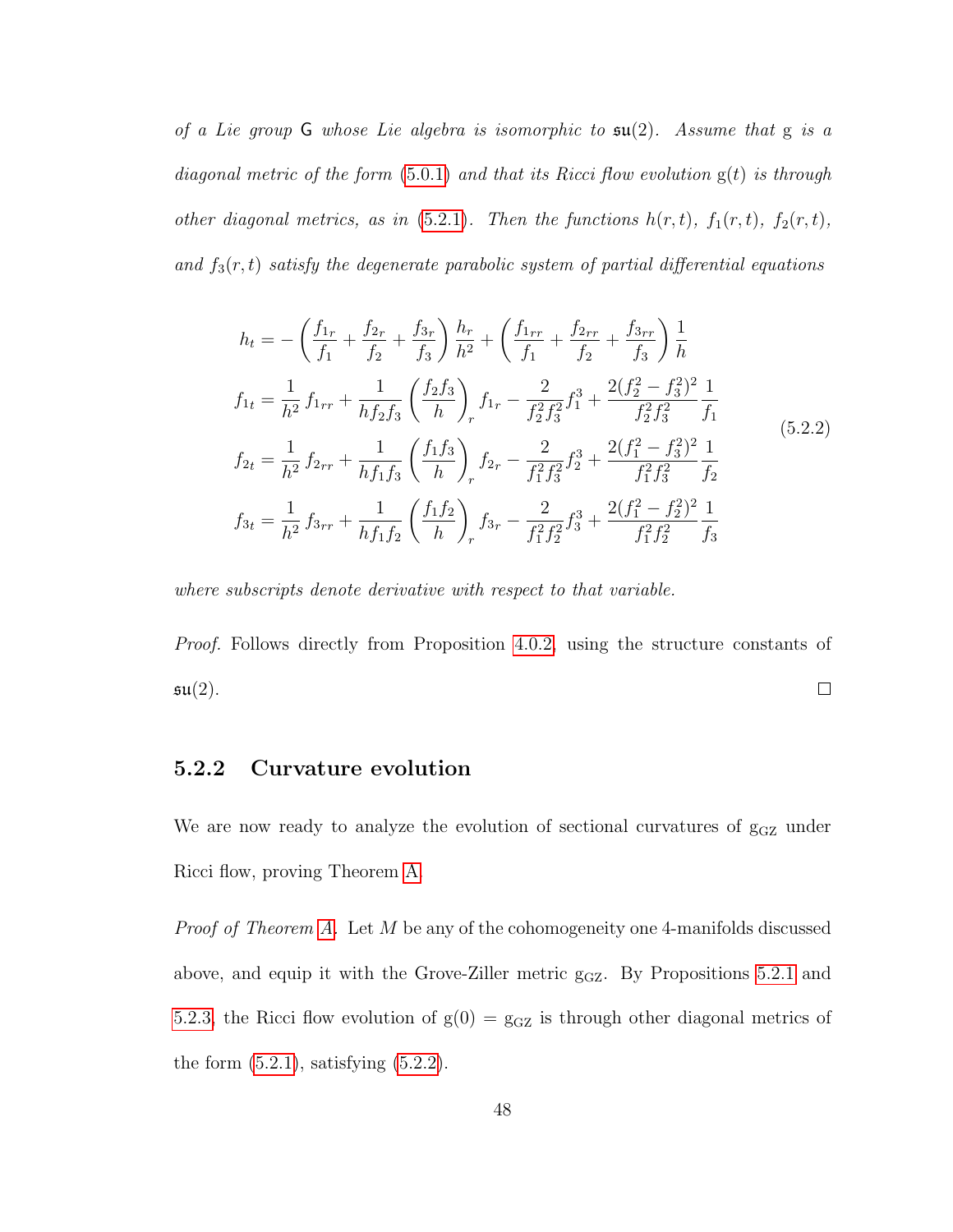*of a Lie group* $\mathsf{G}$ *whose Lie algebra is isomorphic to* $\mathfrak{su}(2)$*. Assume that* $\mathrm{g}$ *is a diagonal metric of the form* (5.0.1) *and that its Ricci flow evolution* $\mathrm{g}(t)$ *is through other diagonal metrics, as in* (5.2.1)*. Then the functions* $h(r,t)$*,* $f_1(r,t)$*,* $f_2(r,t)$*, and* $f_3(r,t)$ *satisfy the degenerate parabolic system of partial differential equations*

$$
\begin{aligned}
h_t &= -\left(\frac{f_{1r}}{f_1}+\frac{f_{2r}}{f_2}+\frac{f_{3r}}{f_3}\right)\frac{h_r}{h^2}+\left(\frac{f_{1rr}}{f_1}+\frac{f_{2rr}}{f_2}+\frac{f_{3rr}}{f_3}\right)\frac{1}{h}\\
f_{1t} &= \frac{1}{h^2}\,f_{1rr}+\frac{1}{hf_2f_3}\left(\frac{f_2f_3}{h}\right)_r f_{1r}-\frac{2}{f_2^2f_3^2}f_1^3+\frac{2(f_2^2-f_3^2)^2}{f_2^2f_3^2}\frac{1}{f_1}\\
f_{2t} &= \frac{1}{h^2}\,f_{2rr}+\frac{1}{hf_1f_3}\left(\frac{f_1f_3}{h}\right)_r f_{2r}-\frac{2}{f_1^2f_3^2}f_2^3+\frac{2(f_1^2-f_3^2)^2}{f_1^2f_3^2}\frac{1}{f_2}\\
f_{3t} &= \frac{1}{h^2}\,f_{3rr}+\frac{1}{hf_1f_2}\left(\frac{f_1f_2}{h}\right)_r f_{3r}-\frac{2}{f_1^2f_2^2}f_3^3+\frac{2(f_1^2-f_2^2)^2}{f_1^2f_2^2}\frac{1}{f_3}
\end{aligned}
\tag{5.2.2}
$$

*where subscripts denote derivative with respect to that variable.*

*Proof.* Follows directly from Proposition 4.0.2, using the structure constants of $\mathfrak{su}(2)$. □

### 5.2.2 Curvature evolution

We are now ready to analyze the evolution of sectional curvatures of $\mathrm{g}_{\mathrm{GZ}}$ under Ricci flow, proving Theorem A.

*Proof of Theorem A.* Let $M$ be any of the cohomogeneity one 4-manifolds discussed above, and equip it with the Grove-Ziller metric $\mathrm{g}_{\mathrm{GZ}}$. By Propositions 5.2.1 and 5.2.3, the Ricci flow evolution of $\mathrm{g}(0) = \mathrm{g}_{\mathrm{GZ}}$ is through other diagonal metrics of the form (5.2.1), satisfying (5.2.2).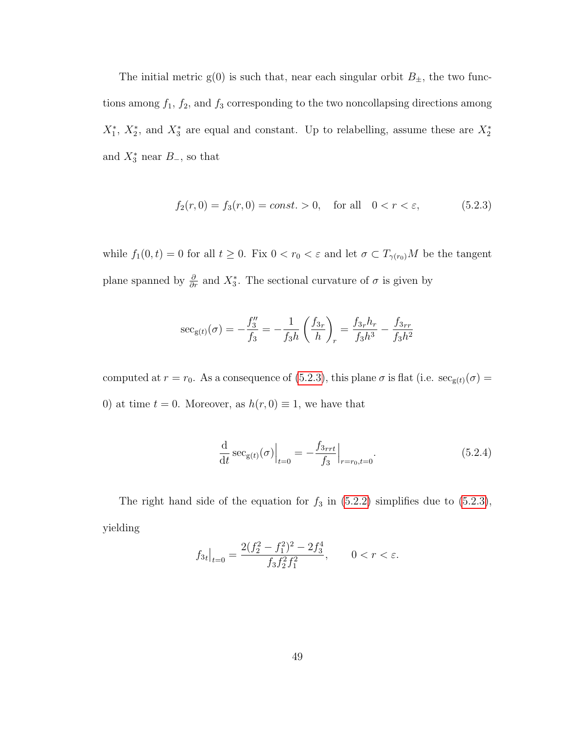The initial metric $\mathrm{g}(0)$ is such that, near each singular orbit $B_\pm$, the two functions among $f_1$, $f_2$, and $f_3$ corresponding to the two noncollapsing directions among $X_1^*$, $X_2^*$, and $X_3^*$ are equal and constant. Up to relabelling, assume these are $X_2^*$ and $X_3^*$ near $B_-$, so that

$$f_2(r,0) = f_3(r,0) = const. > 0, \quad \text{for all} \quad 0 < r < \varepsilon, \tag{5.2.3}$$

while $f_1(0,t) = 0$ for all $t \geq 0$. Fix $0 < r_0 < \varepsilon$ and let $\sigma \subset T_{\gamma(r_0)}M$ be the tangent plane spanned by $\frac{\partial}{\partial r}$ and $X_3^*$. The sectional curvature of $\sigma$ is given by

$$\sec_{\mathrm{g}(t)}(\sigma) = -\frac{f_3''}{f_3} = -\frac{1}{f_3 h}\left(\frac{f_{3r}}{h}\right)_r = \frac{f_{3r}h_r}{f_3 h^3} - \frac{f_{3rr}}{f_3 h^2}$$

computed at $r = r_0$. As a consequence of (5.2.3), this plane $\sigma$ is flat (i.e. $\sec_{\mathrm{g}(t)}(\sigma) = 0$) at time $t = 0$. Moreover, as $h(r,0) \equiv 1$, we have that

$$\frac{\mathrm{d}}{\mathrm{d}t}\sec_{\mathrm{g}(t)}(\sigma)\Big|_{t=0} = -\frac{f_{3rrt}}{f_3}\Big|_{r=r_0,t=0}. \tag{5.2.4}$$

The right hand side of the equation for $f_3$ in (5.2.2) simplifies due to (5.2.3), yielding

$$f_{3t}\big|_{t=0} = \frac{2(f_2^2 - f_1^2)^2 - 2f_3^4}{f_3 f_2^2 f_1^2}, \qquad 0 < r < \varepsilon.$$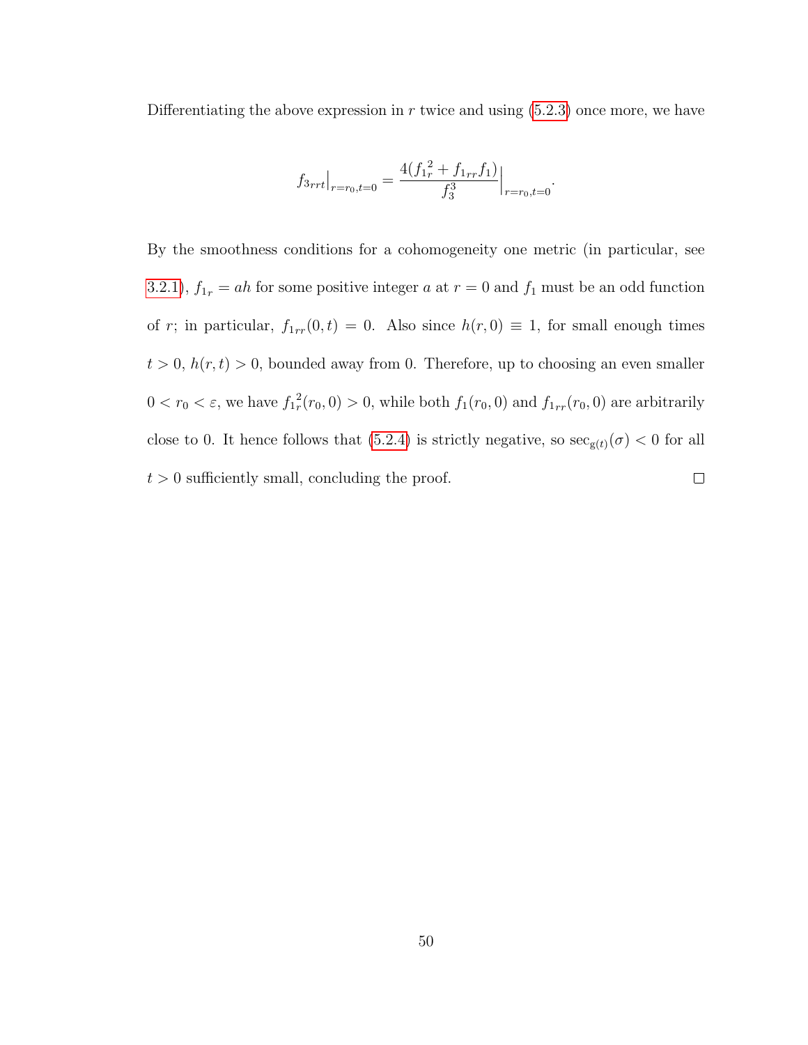Differentiating the above expression in $r$ twice and using (5.2.3) once more, we have

$$f_{3_{rrt}}\Big|_{r=r_0,t=0} = \frac{4({f_1}_r^2 + f_{1_{rr}} f_1)}{f_3^3}\Big|_{r=r_0,t=0}.$$

By the smoothness conditions for a cohomogeneity one metric (in particular, see 3.2.1), $f_{1_r} = ah$ for some positive integer $a$ at $r = 0$ and $f_1$ must be an odd function of $r$; in particular, $f_{1_{rr}}(0,t) = 0$. Also since $h(r,0) \equiv 1$, for small enough times $t > 0$, $h(r,t) > 0$, bounded away from 0. Therefore, up to choosing an even smaller $0 < r_0 < \varepsilon$, we have ${f_1}_r^2(r_0, 0) > 0$, while both $f_1(r_0, 0)$ and $f_{1_{rr}}(r_0, 0)$ are arbitrarily close to 0. It hence follows that (5.2.4) is strictly negative, so $\sec_{g(t)}(\sigma) < 0$ for all $t > 0$ sufficiently small, concluding the proof. $\square$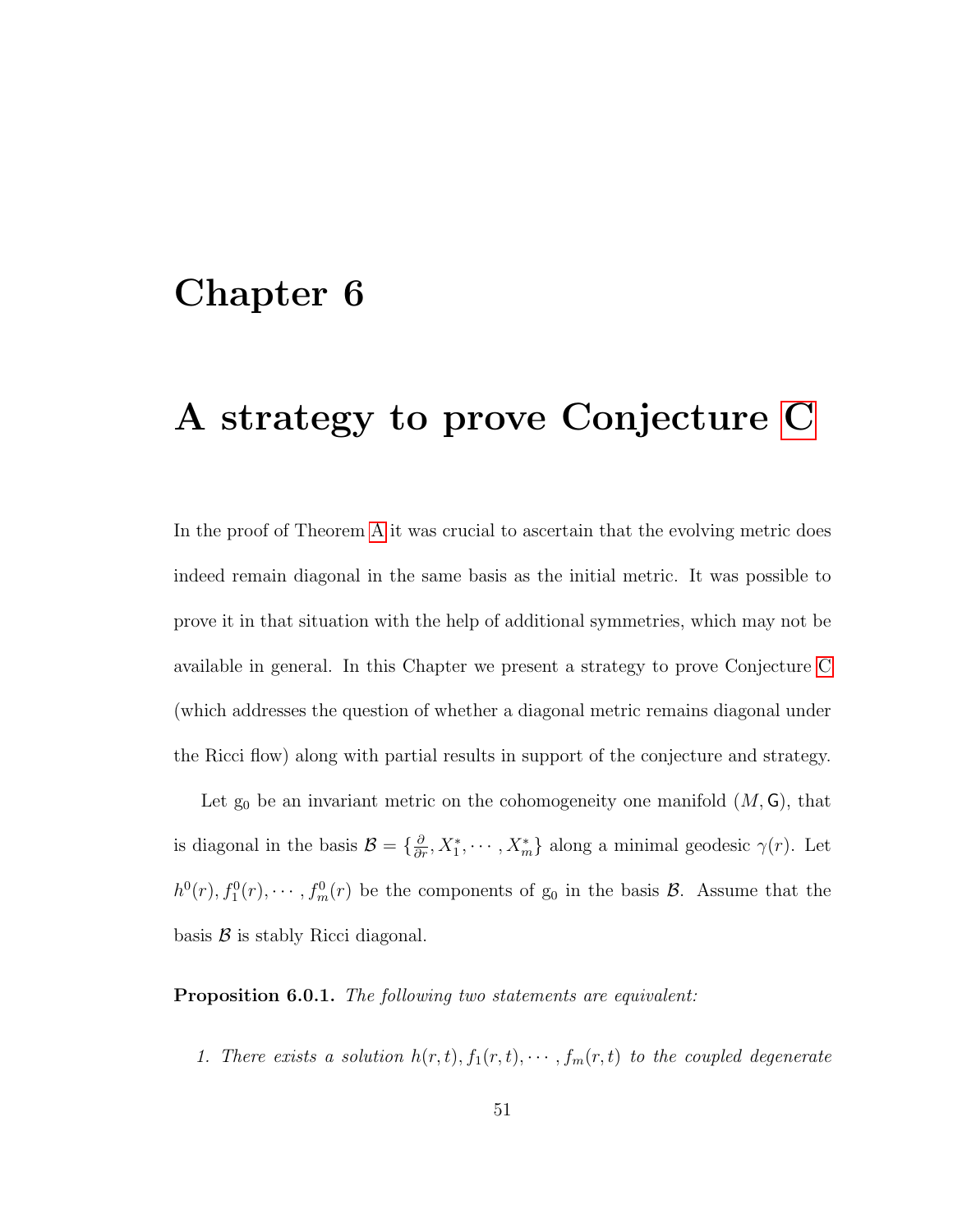# Chapter 6

# A strategy to prove Conjecture C

In the proof of Theorem A it was crucial to ascertain that the evolving metric does indeed remain diagonal in the same basis as the initial metric. It was possible to prove it in that situation with the help of additional symmetries, which may not be available in general. In this Chapter we present a strategy to prove Conjecture C (which addresses the question of whether a diagonal metric remains diagonal under the Ricci flow) along with partial results in support of the conjecture and strategy.

Let $\mathrm{g}_0$ be an invariant metric on the cohomogeneity one manifold $(M, \mathsf{G})$, that is diagonal in the basis $\mathcal{B} = \{\frac{\partial}{\partial r}, X_1^*, \cdots, X_m^*\}$ along a minimal geodesic $\gamma(r)$. Let $h^0(r), f_1^0(r), \cdots, f_m^0(r)$ be the components of $\mathrm{g}_0$ in the basis $\mathcal{B}$. Assume that the basis $\mathcal{B}$ is stably Ricci diagonal.

**Proposition 6.0.1.** *The following two statements are equivalent:*

1. *There exists a solution $h(r,t), f_1(r,t), \cdots, f_m(r,t)$ to the coupled degenerate*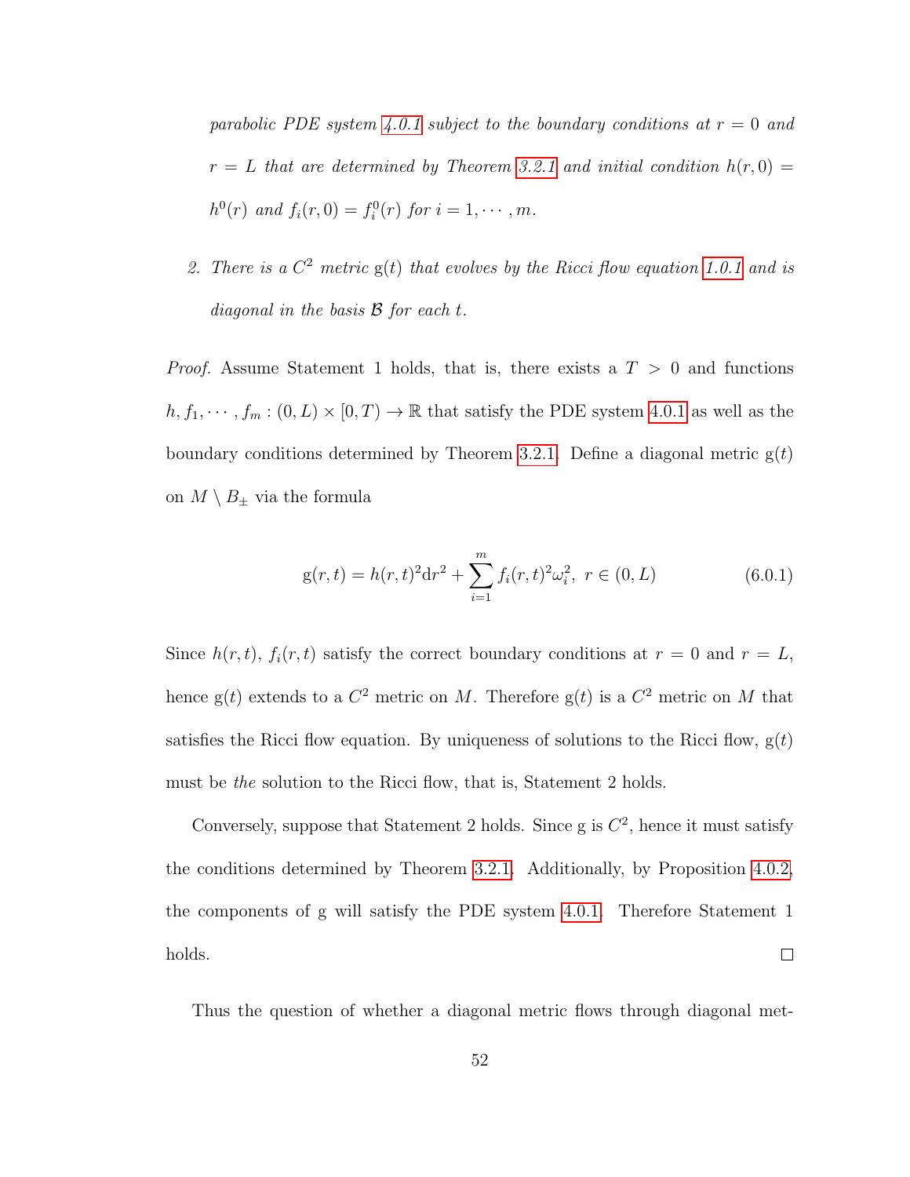*parabolic PDE system 4.0.1 subject to the boundary conditions at $r = 0$ and $r = L$ that are determined by Theorem 3.2.1 and initial condition $h(r, 0) = h^0(r)$ and $f_i(r, 0) = f_i^0(r)$ for $i = 1, \cdots, m$.*

2. *There is a $C^2$ metric $\mathrm{g}(t)$ that evolves by the Ricci flow equation 1.0.1 and is diagonal in the basis $\mathcal{B}$ for each $t$.*

*Proof.* Assume Statement 1 holds, that is, there exists a $T > 0$ and functions $h, f_1, \cdots, f_m : (0, L) \times [0, T) \to \mathbb{R}$ that satisfy the PDE system 4.0.1 as well as the boundary conditions determined by Theorem 3.2.1. Define a diagonal metric $\mathrm{g}(t)$ on $M \setminus B_\pm$ via the formula

$$\mathrm{g}(r, t) = h(r, t)^2 \mathrm{d}r^2 + \sum_{i=1}^{m} f_i(r, t)^2 \omega_i^2, \ r \in (0, L) \tag{6.0.1}$$

Since $h(r, t)$, $f_i(r, t)$ satisfy the correct boundary conditions at $r = 0$ and $r = L$, hence $\mathrm{g}(t)$ extends to a $C^2$ metric on $M$. Therefore $\mathrm{g}(t)$ is a $C^2$ metric on $M$ that satisfies the Ricci flow equation. By uniqueness of solutions to the Ricci flow, $\mathrm{g}(t)$ must be *the* solution to the Ricci flow, that is, Statement 2 holds.

Conversely, suppose that Statement 2 holds. Since $\mathrm{g}$ is $C^2$, hence it must satisfy the conditions determined by Theorem 3.2.1. Additionally, by Proposition 4.0.2, the components of $\mathrm{g}$ will satisfy the PDE system 4.0.1. Therefore Statement 1 holds. □

Thus the question of whether a diagonal metric flows through diagonal met-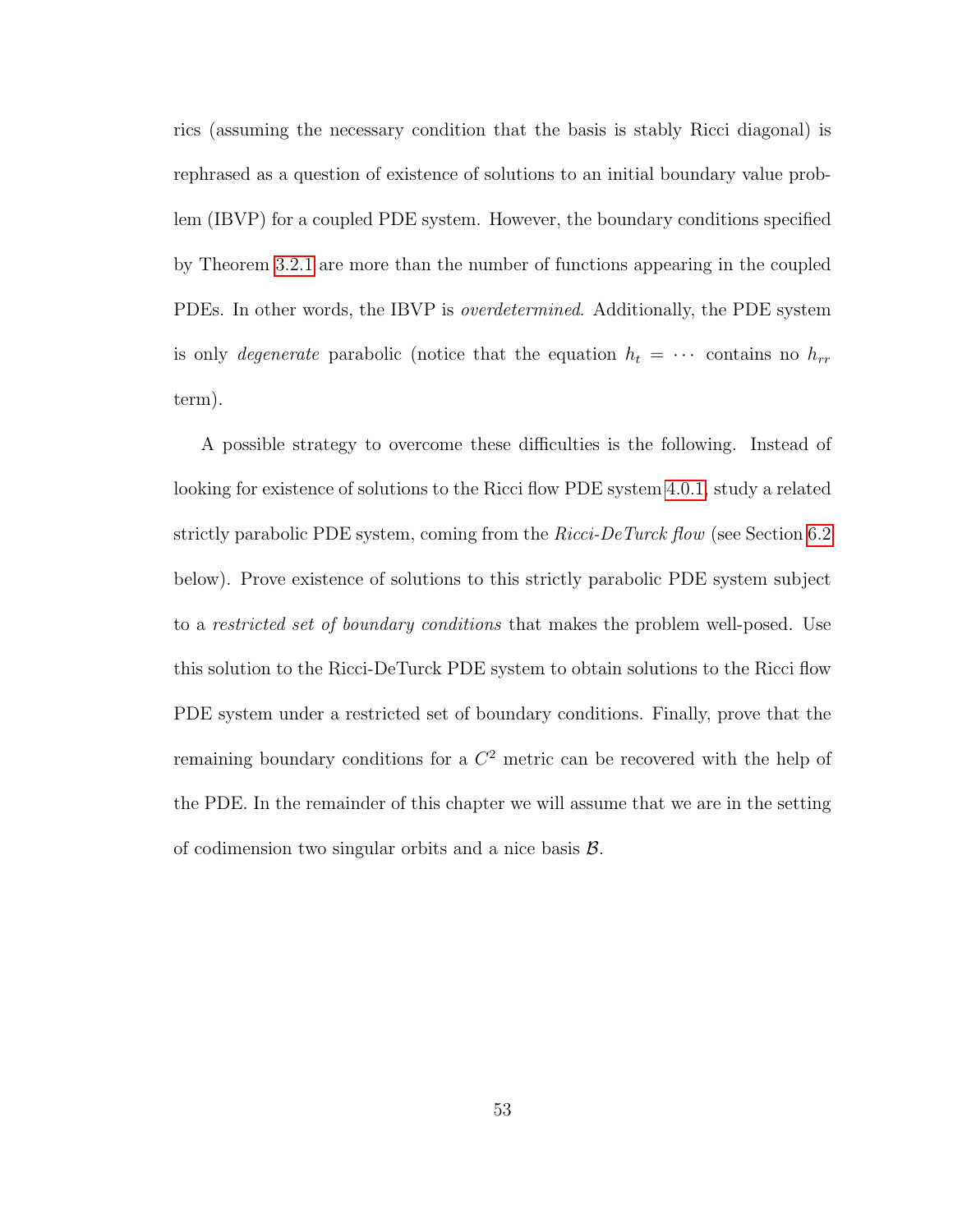rics (assuming the necessary condition that the basis is stably Ricci diagonal) is rephrased as a question of existence of solutions to an initial boundary value problem (IBVP) for a coupled PDE system. However, the boundary conditions specified by Theorem 3.2.1 are more than the number of functions appearing in the coupled PDEs. In other words, the IBVP is *overdetermined*. Additionally, the PDE system is only *degenerate* parabolic (notice that the equation $h_t = \cdots$ contains no $h_{rr}$ term).

A possible strategy to overcome these difficulties is the following. Instead of looking for existence of solutions to the Ricci flow PDE system 4.0.1, study a related strictly parabolic PDE system, coming from the *Ricci-DeTurck flow* (see Section 6.2 below). Prove existence of solutions to this strictly parabolic PDE system subject to a *restricted set of boundary conditions* that makes the problem well-posed. Use this solution to the Ricci-DeTurck PDE system to obtain solutions to the Ricci flow PDE system under a restricted set of boundary conditions. Finally, prove that the remaining boundary conditions for a $C^2$ metric can be recovered with the help of the PDE. In the remainder of this chapter we will assume that we are in the setting of codimension two singular orbits and a nice basis $\mathcal{B}$.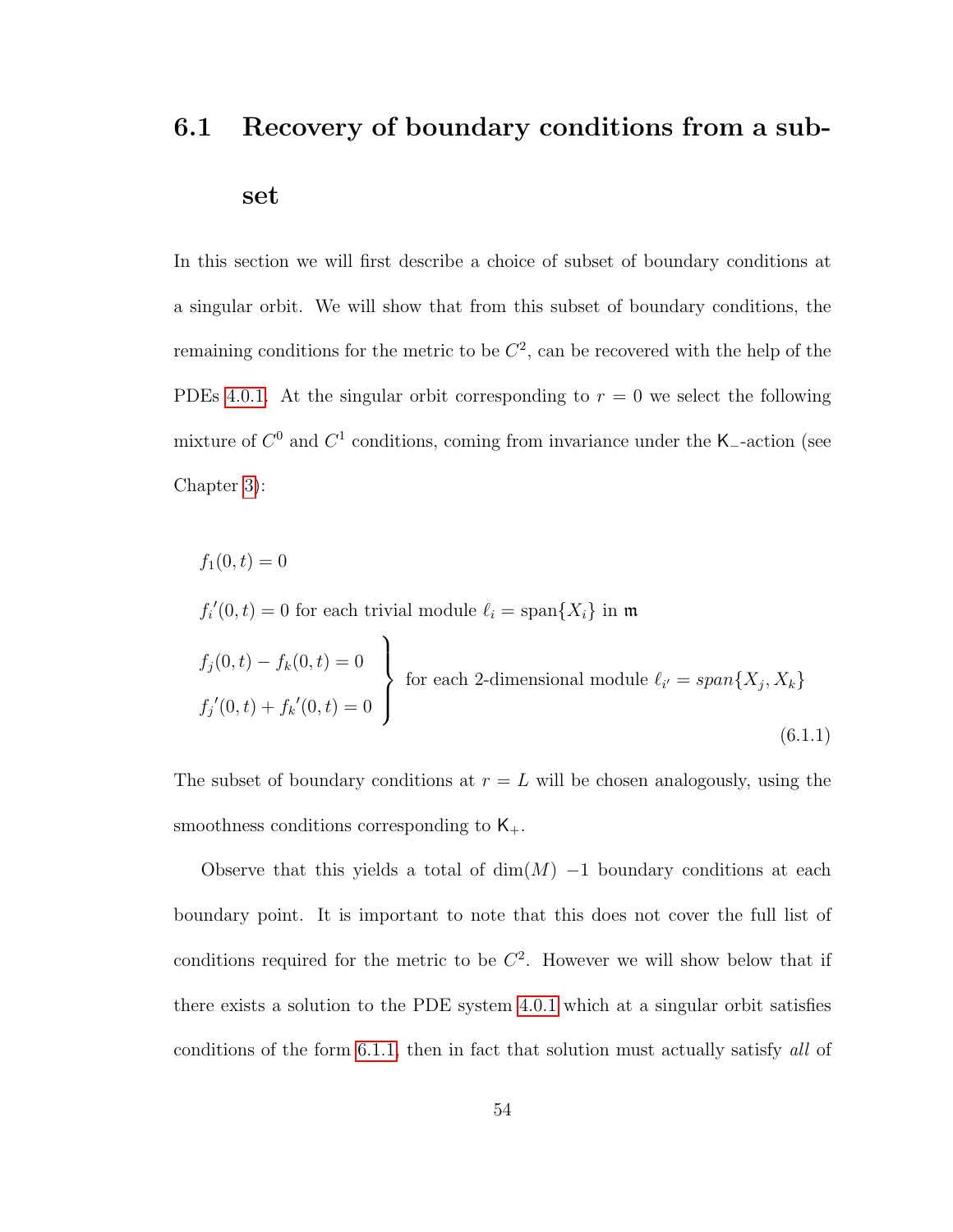## 6.1 Recovery of boundary conditions from a subset

In this section we will first describe a choice of subset of boundary conditions at a singular orbit. We will show that from this subset of boundary conditions, the remaining conditions for the metric to be $C^2$, can be recovered with the help of the PDEs 4.0.1. At the singular orbit corresponding to $r = 0$ we select the following mixture of $C^0$ and $C^1$ conditions, coming from invariance under the $\mathsf{K}_-$-action (see Chapter 3):

$$
\begin{aligned}
& f_1(0,t) = 0 \\
& f_i{}'(0,t) = 0 \text{ for each trivial module } \ell_i = \text{span}\{X_i\} \text{ in } \mathfrak{m} \\
& \left.\begin{aligned} & f_j(0,t) - f_k(0,t) = 0 \\ & f_j{}'(0,t) + f_k{}'(0,t) = 0 \end{aligned}\right\} \text{ for each 2-dimensional module } \ell_{i'} = span\{X_j, X_k\}
\end{aligned}
\tag{6.1.1}
$$

The subset of boundary conditions at $r = L$ will be chosen analogously, using the smoothness conditions corresponding to $\mathsf{K}_+$.

Observe that this yields a total of $\dim(M)$ $-1$ boundary conditions at each boundary point. It is important to note that this does not cover the full list of conditions required for the metric to be $C^2$. However we will show below that if there exists a solution to the PDE system 4.0.1 which at a singular orbit satisfies conditions of the form 6.1.1, then in fact that solution must actually satisfy *all* of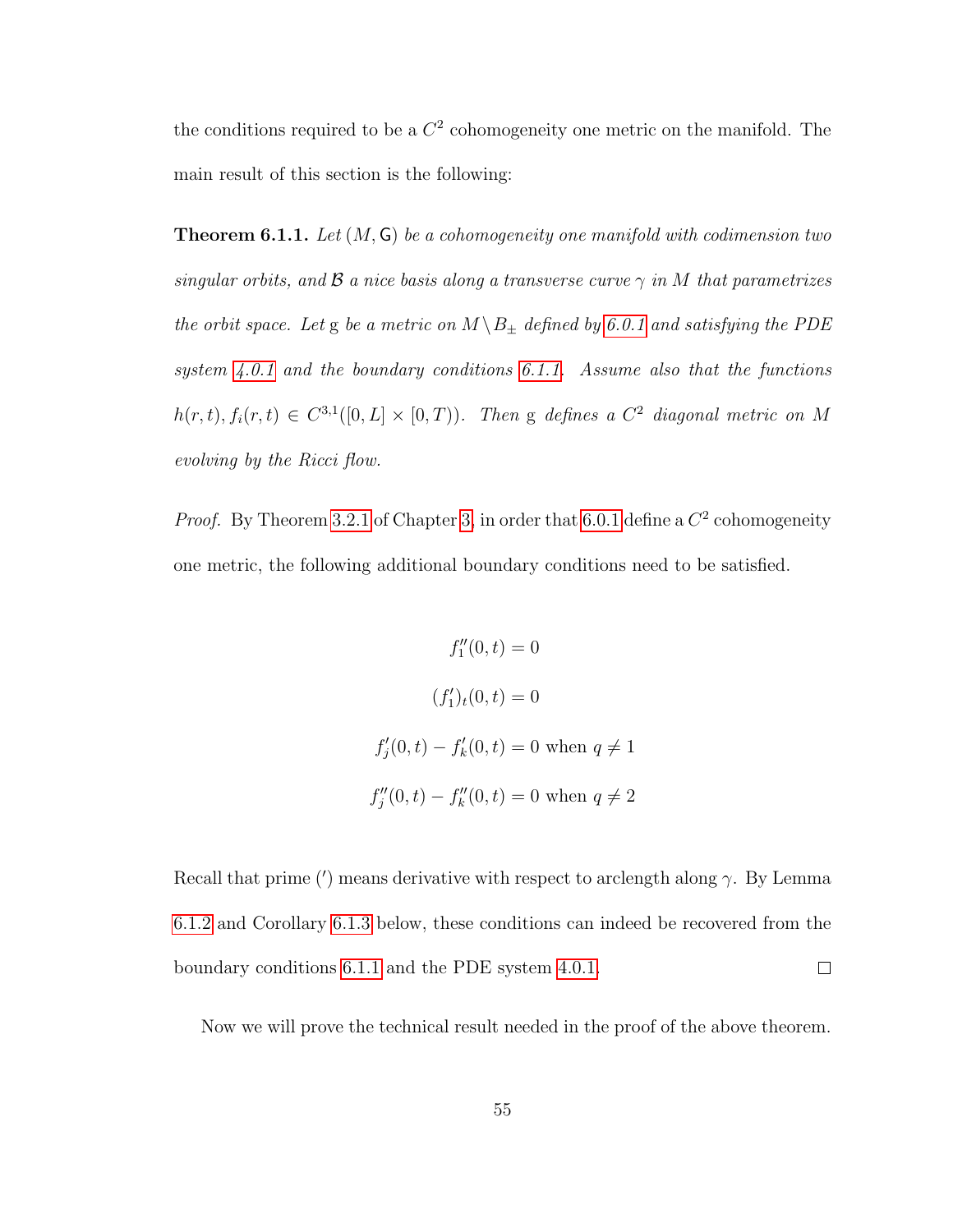the conditions required to be a $C^2$ cohomogeneity one metric on the manifold. The main result of this section is the following:

**Theorem 6.1.1.** *Let $(M, \mathsf{G})$ be a cohomogeneity one manifold with codimension two singular orbits, and $\mathcal{B}$ a nice basis along a transverse curve $\gamma$ in $M$ that parametrizes the orbit space. Let* g *be a metric on $M \setminus B_{\pm}$ defined by 6.0.1 and satisfying the PDE system 4.0.1 and the boundary conditions 6.1.1. Assume also that the functions $h(r,t), f_i(r,t) \in C^{3,1}([0,L] \times [0,T))$. Then* g *defines a $C^2$ diagonal metric on $M$ evolving by the Ricci flow.*

*Proof.* By Theorem 3.2.1 of Chapter 3, in order that 6.0.1 define a $C^2$ cohomogeneity one metric, the following additional boundary conditions need to be satisfied.

$$f_1''(0,t) = 0$$

$$(f_1')_t(0,t) = 0$$

$$f_j'(0,t) - f_k'(0,t) = 0 \text{ when } q \neq 1$$

$$f_j''(0,t) - f_k''(0,t) = 0 \text{ when } q \neq 2$$

Recall that prime ($'$) means derivative with respect to arclength along $\gamma$. By Lemma 6.1.2 and Corollary 6.1.3 below, these conditions can indeed be recovered from the boundary conditions 6.1.1 and the PDE system 4.0.1. $\square$

Now we will prove the technical result needed in the proof of the above theorem.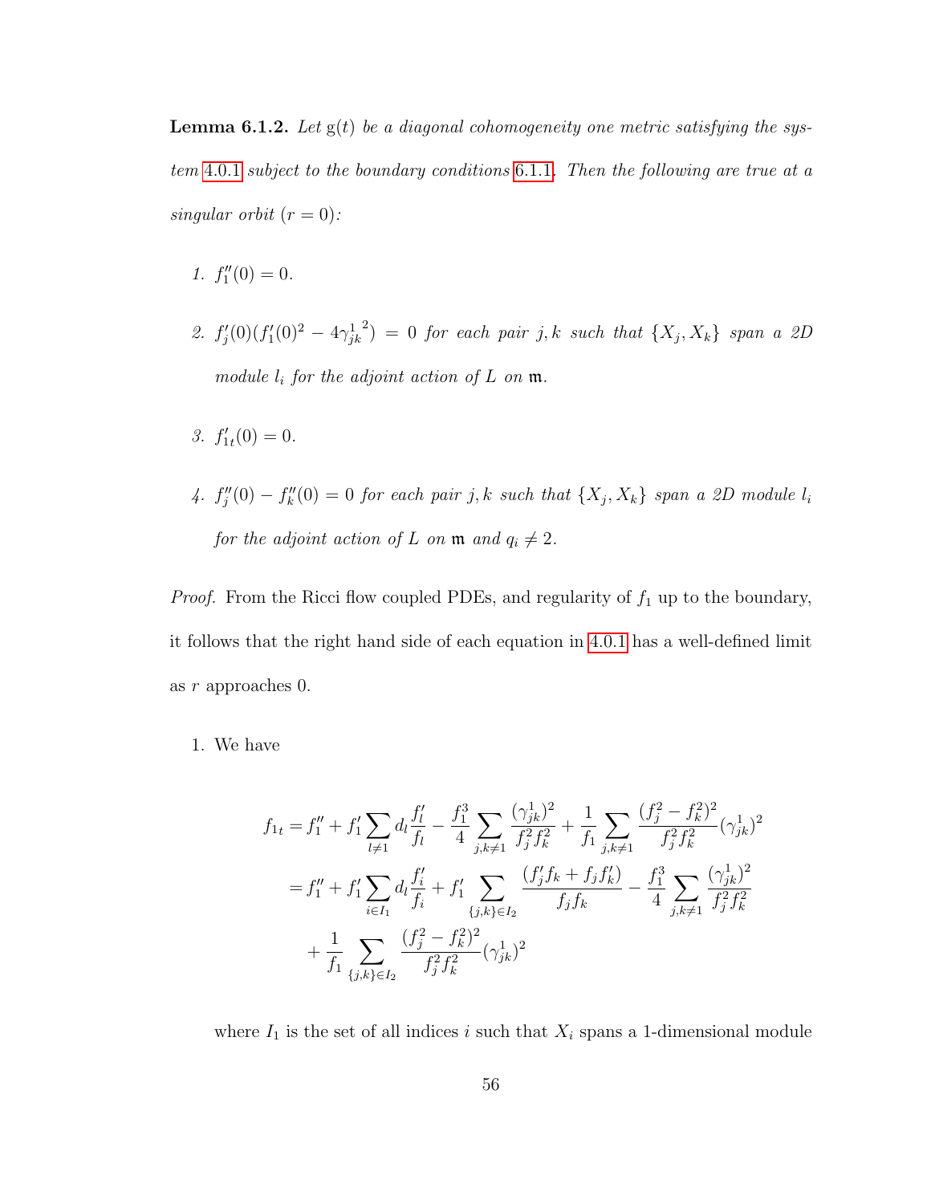**Lemma 6.1.2.** *Let* $\mathrm{g}(t)$ *be a diagonal cohomogeneity one metric satisfying the system* 4.0.1 *subject to the boundary conditions* 6.1.1*. Then the following are true at a singular orbit* ($r = 0$)*:*

1. $f_1''(0) = 0$.

2. $f_j'(0)(f_1'(0)^2 - 4{\gamma_{jk}^1}^2) = 0$ *for each pair* $j, k$ *such that* $\{X_j, X_k\}$ *span a 2D module* $l_i$ *for the adjoint action of* $L$ *on* $\mathfrak{m}$*.*

3. $f_{1t}'(0) = 0$.

4. $f_j''(0) - f_k''(0) = 0$ *for each pair* $j, k$ *such that* $\{X_j, X_k\}$ *span a 2D module* $l_i$ *for the adjoint action of* $L$ *on* $\mathfrak{m}$ *and* $q_i \neq 2$*.*

*Proof.* From the Ricci flow coupled PDEs, and regularity of $f_1$ up to the boundary, it follows that the right hand side of each equation in 4.0.1 has a well-defined limit as $r$ approaches 0.

1. We have

$$
\begin{aligned}
f_{1t} &= f_1'' + f_1' \sum_{l \neq 1} d_l \frac{f_l'}{f_l} - \frac{f_1^3}{4} \sum_{j,k \neq 1} \frac{(\gamma_{jk}^1)^2}{f_j^2 f_k^2} + \frac{1}{f_1} \sum_{j,k \neq 1} \frac{(f_j^2 - f_k^2)^2}{f_j^2 f_k^2} (\gamma_{jk}^1)^2 \\
&= f_1'' + f_1' \sum_{i \in I_1} d_l \frac{f_i'}{f_i} + f_1' \sum_{\{j,k\} \in I_2} \frac{(f_j' f_k + f_j f_k')}{f_j f_k} - \frac{f_1^3}{4} \sum_{j,k \neq 1} \frac{(\gamma_{jk}^1)^2}{f_j^2 f_k^2} \\
&\quad + \frac{1}{f_1} \sum_{\{j,k\} \in I_2} \frac{(f_j^2 - f_k^2)^2}{f_j^2 f_k^2} (\gamma_{jk}^1)^2
\end{aligned}
$$

where $I_1$ is the set of all indices $i$ such that $X_i$ spans a 1-dimensional module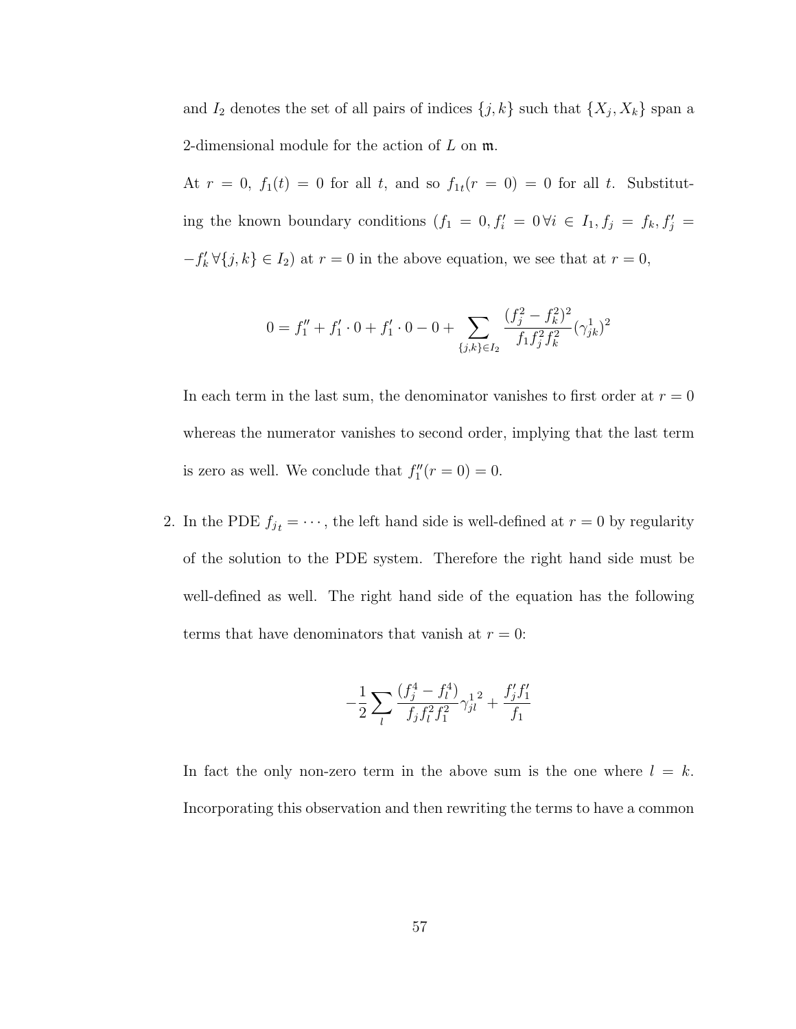and $I_2$ denotes the set of all pairs of indices $\{j, k\}$ such that $\{X_j, X_k\}$ span a 2-dimensional module for the action of $L$ on $\mathfrak{m}$.

At $r = 0$, $f_1(t) = 0$ for all $t$, and so $f_{1t}(r = 0) = 0$ for all $t$. Substituting the known boundary conditions ($f_1 = 0, f_i' = 0\, \forall i \in I_1, f_j = f_k, f_j' = -f_k'\, \forall \{j, k\} \in I_2$) at $r = 0$ in the above equation, we see that at $r = 0$,

$$0 = f_1'' + f_1' \cdot 0 + f_1' \cdot 0 - 0 + \sum_{\{j,k\} \in I_2} \frac{(f_j^2 - f_k^2)^2}{f_1 f_j^2 f_k^2} (\gamma_{jk}^1)^2$$

In each term in the last sum, the denominator vanishes to first order at $r = 0$ whereas the numerator vanishes to second order, implying that the last term is zero as well. We conclude that $f_1''(r = 0) = 0$.

2. In the PDE $f_{j_t} = \cdots$, the left hand side is well-defined at $r = 0$ by regularity of the solution to the PDE system. Therefore the right hand side must be well-defined as well. The right hand side of the equation has the following terms that have denominators that vanish at $r = 0$:

$$-\frac{1}{2} \sum_l \frac{(f_j^4 - f_l^4)}{f_j f_l^2 f_1^2} {\gamma_{jl}^1}^2 + \frac{f_j' f_1'}{f_1}$$

In fact the only non-zero term in the above sum is the one where $l = k$. Incorporating this observation and then rewriting the terms to have a common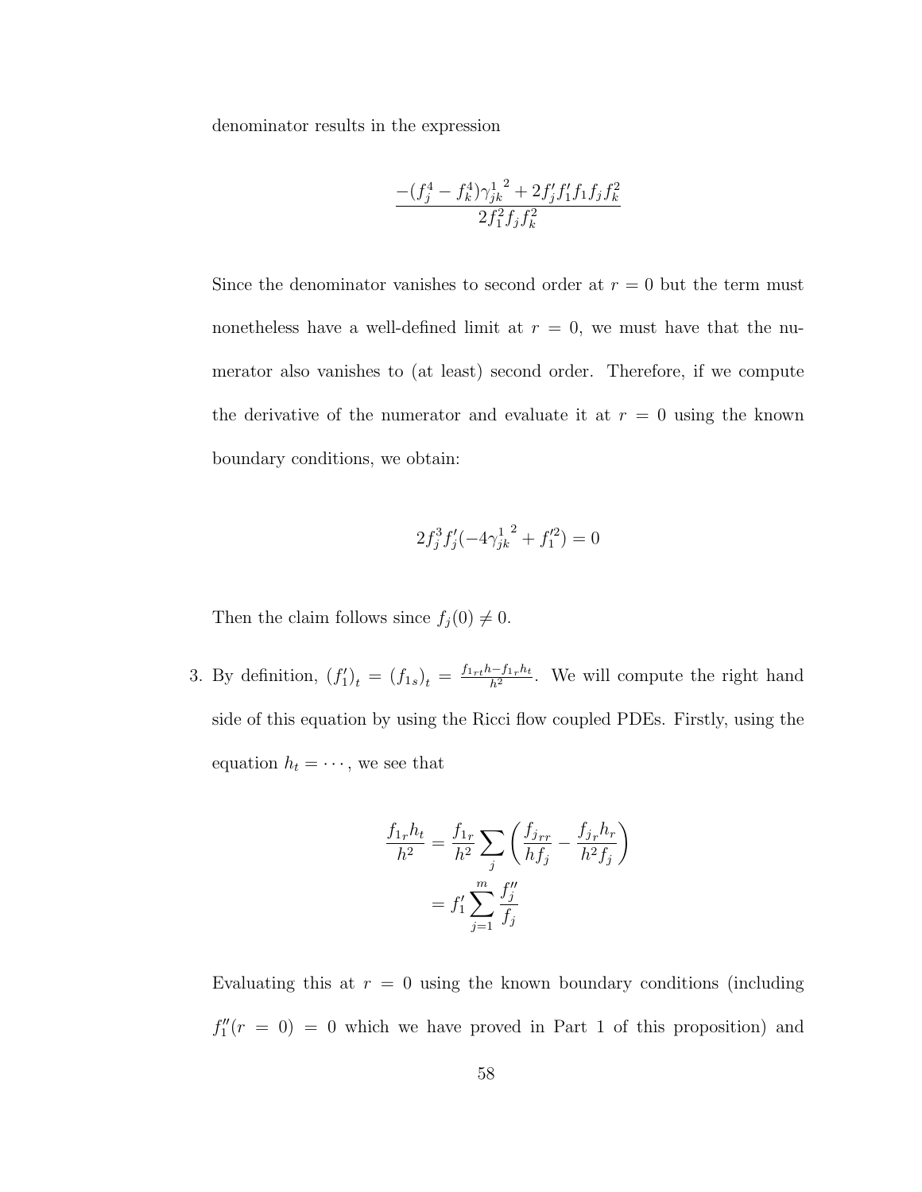denominator results in the expression

$$\frac{-(f_j^4 - f_k^4){\gamma_{jk}^1}^2 + 2f_j' f_1' f_1 f_j f_k^2}{2f_1^2 f_j f_k^2}$$

Since the denominator vanishes to second order at $r = 0$ but the term must nonetheless have a well-defined limit at $r = 0$, we must have that the numerator also vanishes to (at least) second order. Therefore, if we compute the derivative of the numerator and evaluate it at $r = 0$ using the known boundary conditions, we obtain:

$$2f_j^3 f_j'(-4{\gamma_{jk}^1}^2 + f_1'^2) = 0$$

Then the claim follows since $f_j(0) \neq 0$.

3. By definition, $(f_1')_t = (f_{1s})_t = \frac{f_{1rt}h - f_{1r}h_t}{h^2}$. We will compute the right hand side of this equation by using the Ricci flow coupled PDEs. Firstly, using the equation $h_t = \cdots$, we see that

$$\begin{aligned}
\frac{f_{1r}h_t}{h^2} &= \frac{f_{1r}}{h^2} \sum_j \left( \frac{f_{jrr}}{hf_j} - \frac{f_{jr}h_r}{h^2 f_j} \right) \\
&= f_1' \sum_{j=1}^m \frac{f_j''}{f_j}
\end{aligned}$$

Evaluating this at $r = 0$ using the known boundary conditions (including $f_1''(r = 0) = 0$ which we have proved in Part 1 of this proposition) and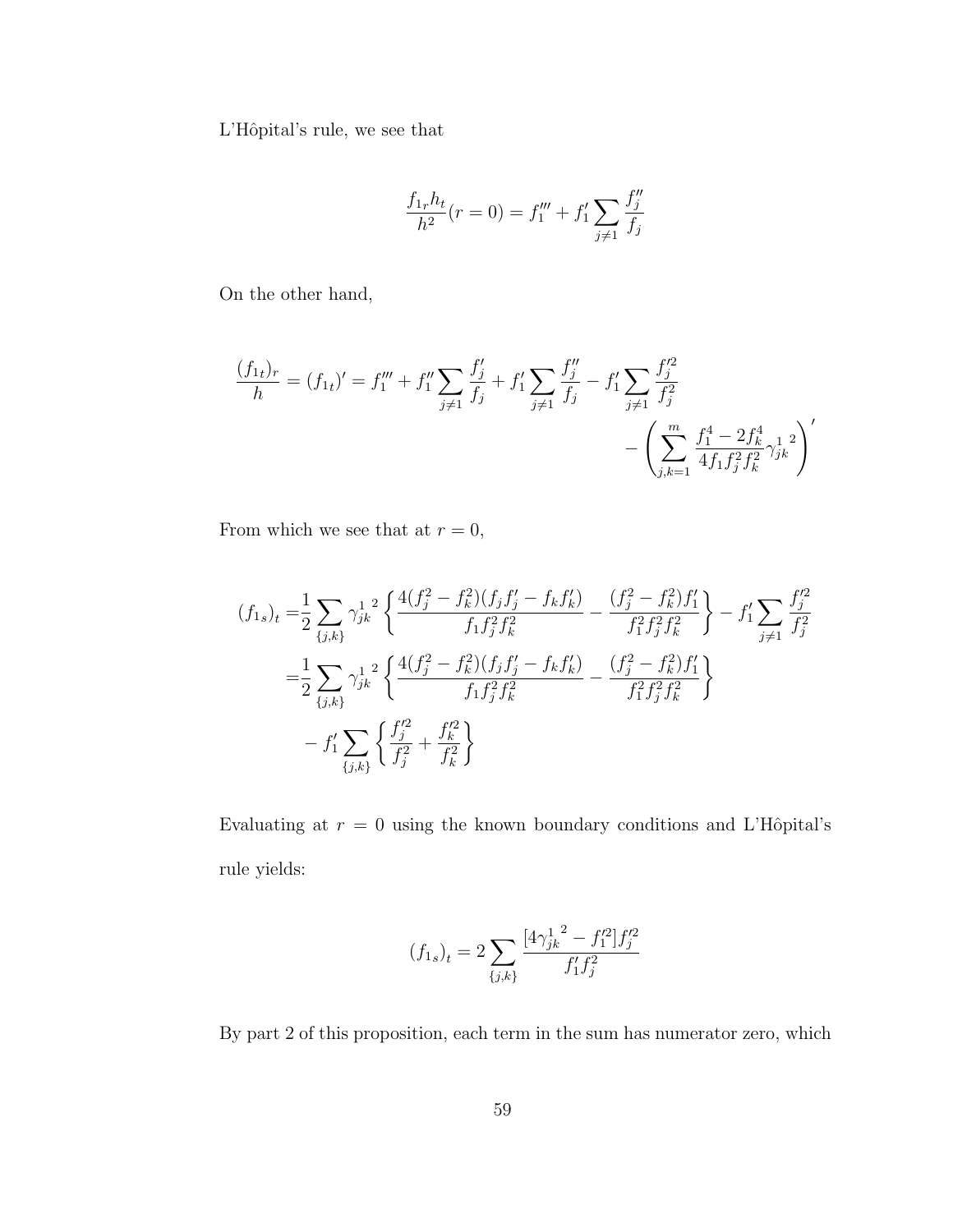L'Hôpital's rule, we see that

$$\frac{f_{1r}h_t}{h^2}(r=0) = f_1''' + f_1' \sum_{j\neq 1} \frac{f_j''}{f_j}$$

On the other hand,

$$\frac{(f_{1t})_r}{h} = (f_{1t})' = f_1''' + f_1'' \sum_{j\neq 1} \frac{f_j'}{f_j} + f_1' \sum_{j\neq 1} \frac{f_j''}{f_j} - f_1' \sum_{j\neq 1} \frac{f_j'^2}{f_j^2} - \left( \sum_{j,k=1}^{m} \frac{f_1^4 - 2f_k^4}{4 f_1 f_j^2 f_k^2} {\gamma_{jk}^1}^2 \right)'$$

From which we see that at $r = 0$,

$$\begin{aligned}
(f_{1s})_t =& \frac{1}{2} \sum_{\{j,k\}} {\gamma_{jk}^1}^2 \left\{ \frac{4(f_j^2 - f_k^2)(f_j f_j' - f_k f_k')}{f_1 f_j^2 f_k^2} - \frac{(f_j^2 - f_k^2) f_1'}{f_1^2 f_j^2 f_k^2} \right\} - f_1' \sum_{j\neq 1} \frac{f_j'^2}{f_j^2} \\
=& \frac{1}{2} \sum_{\{j,k\}} {\gamma_{jk}^1}^2 \left\{ \frac{4(f_j^2 - f_k^2)(f_j f_j' - f_k f_k')}{f_1 f_j^2 f_k^2} - \frac{(f_j^2 - f_k^2) f_1'}{f_1^2 f_j^2 f_k^2} \right\} \\
& - f_1' \sum_{\{j,k\}} \left\{ \frac{f_j'^2}{f_j^2} + \frac{f_k'^2}{f_k^2} \right\}
\end{aligned}$$

Evaluating at $r = 0$ using the known boundary conditions and L'Hôpital's rule yields:

$$(f_{1s})_t = 2 \sum_{\{j,k\}} \frac{[4{\gamma_{jk}^1}^2 - f_1'^2] f_j'^2}{f_1' f_j^2}$$

By part 2 of this proposition, each term in the sum has numerator zero, which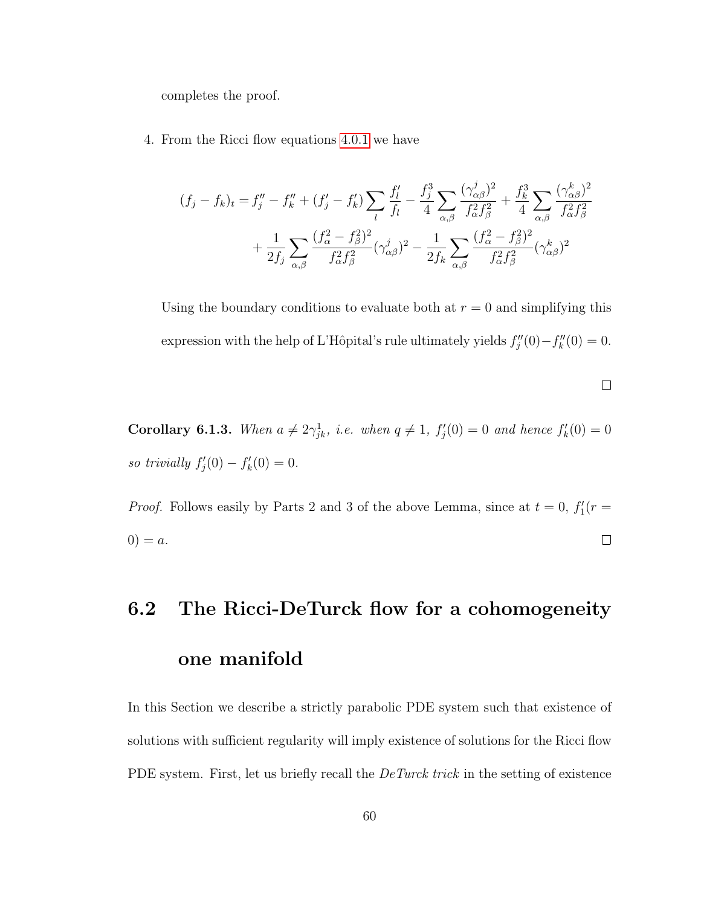completes the proof.

4. From the Ricci flow equations 4.0.1 we have

$$
\begin{aligned}
(f_j - f_k)_t = & f_j'' - f_k'' + (f_j' - f_k') \sum_l \frac{f_l'}{f_l} - \frac{f_j^3}{4} \sum_{\alpha,\beta} \frac{(\gamma^j_{\alpha\beta})^2}{f_\alpha^2 f_\beta^2} + \frac{f_k^3}{4} \sum_{\alpha,\beta} \frac{(\gamma^k_{\alpha\beta})^2}{f_\alpha^2 f_\beta^2} \\
& + \frac{1}{2f_j} \sum_{\alpha,\beta} \frac{(f_\alpha^2 - f_\beta^2)^2}{f_\alpha^2 f_\beta^2} (\gamma^j_{\alpha\beta})^2 - \frac{1}{2f_k} \sum_{\alpha,\beta} \frac{(f_\alpha^2 - f_\beta^2)^2}{f_\alpha^2 f_\beta^2} (\gamma^k_{\alpha\beta})^2
\end{aligned}
$$

Using the boundary conditions to evaluate both at $r = 0$ and simplifying this expression with the help of L'Hôpital's rule ultimately yields $f_j''(0) - f_k''(0) = 0$.

∎

**Corollary 6.1.3.** *When $a \neq 2\gamma^1_{jk}$, i.e. when $q \neq 1$, $f_j'(0) = 0$ and hence $f_k'(0) = 0$ so trivially $f_j'(0) - f_k'(0) = 0$.*

*Proof.* Follows easily by Parts 2 and 3 of the above Lemma, since at $t = 0$, $f_1'(r = 0) = a$. ∎

## 6.2 The Ricci-DeTurck flow for a cohomogeneity one manifold

In this Section we describe a strictly parabolic PDE system such that existence of solutions with sufficient regularity will imply existence of solutions for the Ricci flow PDE system. First, let us briefly recall the *DeTurck trick* in the setting of existence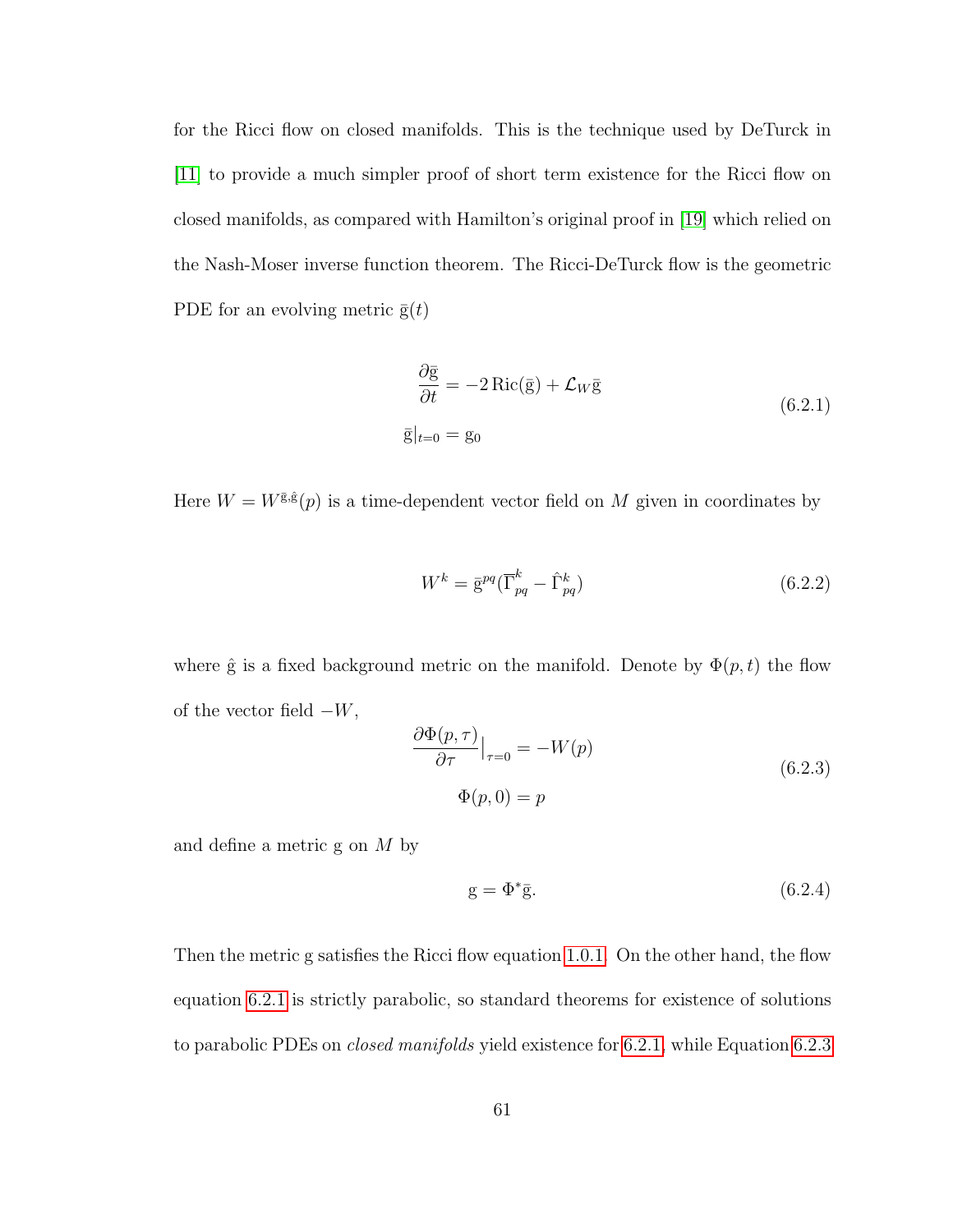for the Ricci flow on closed manifolds. This is the technique used by DeTurck in [11] to provide a much simpler proof of short term existence for the Ricci flow on closed manifolds, as compared with Hamilton's original proof in [19] which relied on the Nash-Moser inverse function theorem. The Ricci-DeTurck flow is the geometric PDE for an evolving metric $\bar{\mathrm{g}}(t)$

$$
\begin{aligned}
\frac{\partial \bar{\mathrm{g}}}{\partial t} &= -2\operatorname{Ric}(\bar{\mathrm{g}}) + \mathcal{L}_W \bar{\mathrm{g}} \\
\bar{\mathrm{g}}|_{t=0} &= \mathrm{g}_0
\end{aligned}
\tag{6.2.1}
$$

Here $W = W^{\bar{\mathrm{g}},\hat{\mathrm{g}}}(p)$ is a time-dependent vector field on $M$ given in coordinates by

$$
W^k = \bar{\mathrm{g}}^{pq}(\overline{\Gamma}^k_{pq} - \hat{\Gamma}^k_{pq}) \tag{6.2.2}
$$

where $\hat{\mathrm{g}}$ is a fixed background metric on the manifold. Denote by $\Phi(p,t)$ the flow of the vector field $-W$,

$$
\begin{aligned}
\frac{\partial \Phi(p,\tau)}{\partial \tau}\Big|_{\tau=0} &= -W(p) \\
\Phi(p,0) &= p
\end{aligned}
\tag{6.2.3}
$$

and define a metric g on $M$ by

$$
\mathrm{g} = \Phi^* \bar{\mathrm{g}}. \tag{6.2.4}
$$

Then the metric g satisfies the Ricci flow equation 1.0.1. On the other hand, the flow equation 6.2.1 is strictly parabolic, so standard theorems for existence of solutions to parabolic PDEs on *closed manifolds* yield existence for 6.2.1, while Equation 6.2.3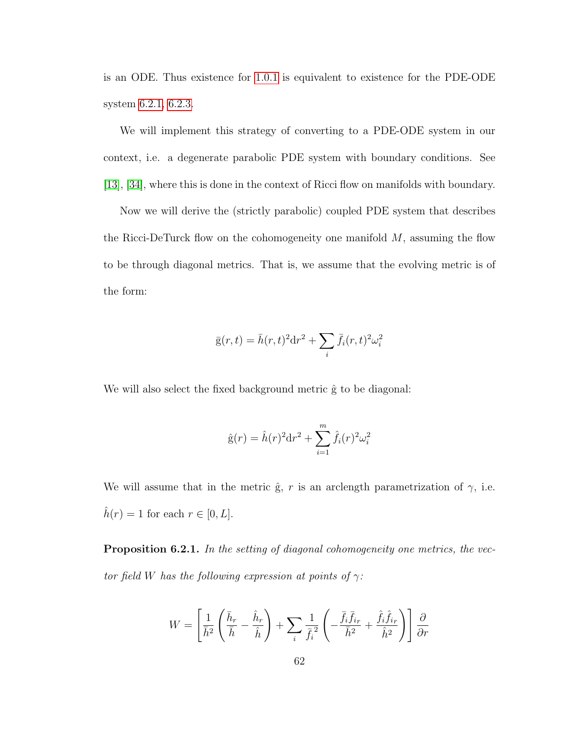is an ODE. Thus existence for 1.0.1 is equivalent to existence for the PDE-ODE system 6.2.1, 6.2.3.

We will implement this strategy of converting to a PDE-ODE system in our context, i.e. a degenerate parabolic PDE system with boundary conditions. See [13], [34], where this is done in the context of Ricci flow on manifolds with boundary.

Now we will derive the (strictly parabolic) coupled PDE system that describes the Ricci-DeTurck flow on the cohomogeneity one manifold $M$, assuming the flow to be through diagonal metrics. That is, we assume that the evolving metric is of the form:

$$\bar{\mathrm{g}}(r,t) = \bar{h}(r,t)^2 \mathrm{d}r^2 + \sum_i \bar{f}_i(r,t)^2 \omega_i^2$$

We will also select the fixed background metric $\hat{\mathrm{g}}$ to be diagonal:

$$\hat{\mathrm{g}}(r) = \hat{h}(r)^2 \mathrm{d}r^2 + \sum_{i=1}^{m} \hat{f}_i(r)^2 \omega_i^2$$

We will assume that in the metric $\hat{\mathrm{g}}$, $r$ is an arclength parametrization of $\gamma$, i.e. $\hat{h}(r) = 1$ for each $r \in [0, L]$.

**Proposition 6.2.1.** *In the setting of diagonal cohomogeneity one metrics, the vector field $W$ has the following expression at points of $\gamma$:*

$$W = \left[ \frac{1}{\bar{h}^2} \left( \frac{\bar{h}_r}{\bar{h}} - \frac{\hat{h}_r}{\hat{h}} \right) + \sum_i \frac{1}{\bar{f}_i^{\,2}} \left( -\frac{\bar{f}_i \bar{f}_{ir}}{\bar{h}^2} + \frac{\hat{f}_i \hat{f}_{ir}}{\hat{h}^2} \right) \right] \frac{\partial}{\partial r}$$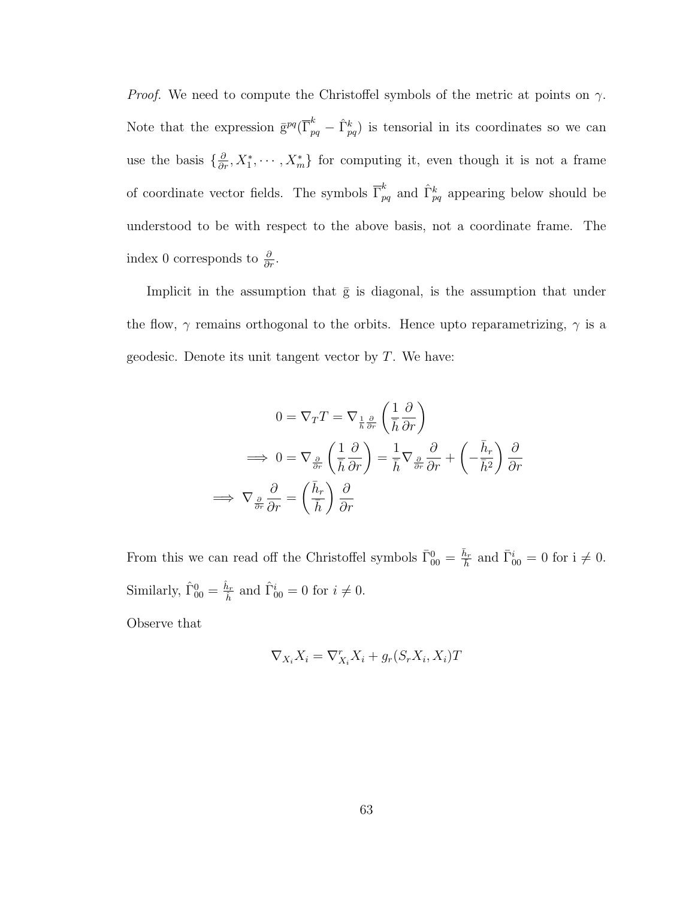*Proof.* We need to compute the Christoffel symbols of the metric at points on $\gamma$. Note that the expression $\bar{g}^{pq}(\overline{\Gamma}^k_{pq} - \hat{\Gamma}^k_{pq})$ is tensorial in its coordinates so we can use the basis $\{\frac{\partial}{\partial r}, X_1^*, \cdots, X_m^*\}$ for computing it, even though it is not a frame of coordinate vector fields. The symbols $\overline{\Gamma}^k_{pq}$ and $\hat{\Gamma}^k_{pq}$ appearing below should be understood to be with respect to the above basis, not a coordinate frame. The index 0 corresponds to $\frac{\partial}{\partial r}$.

Implicit in the assumption that $\bar{g}$ is diagonal, is the assumption that under the flow, $\gamma$ remains orthogonal to the orbits. Hence upto reparametrizing, $\gamma$ is a geodesic. Denote its unit tangent vector by $T$. We have:

$$
\begin{aligned}
0 = \nabla_T T = \nabla_{\frac{1}{\bar{h}}\frac{\partial}{\partial r}} \left( \frac{1}{\bar{h}} \frac{\partial}{\partial r} \right) \\
\implies 0 = \nabla_{\frac{\partial}{\partial r}} \left( \frac{1}{\bar{h}} \frac{\partial}{\partial r} \right) = \frac{1}{\bar{h}} \nabla_{\frac{\partial}{\partial r}} \frac{\partial}{\partial r} + \left( -\frac{\bar{h}_r}{\bar{h}^2} \right) \frac{\partial}{\partial r} \\
\implies \nabla_{\frac{\partial}{\partial r}} \frac{\partial}{\partial r} = \left( \frac{\bar{h}_r}{\bar{h}} \right) \frac{\partial}{\partial r}
\end{aligned}
$$

From this we can read off the Christoffel symbols $\bar{\Gamma}^0_{00} = \frac{\bar{h}_r}{\bar{h}}$ and $\bar{\Gamma}^i_{00} = 0$ for i $\neq 0$. Similarly, $\hat{\Gamma}^0_{00} = \frac{\hat{h}_r}{\hat{h}}$ and $\hat{\Gamma}^i_{00} = 0$ for $i \neq 0$.

Observe that

$$
\nabla_{X_i} X_i = \nabla^r_{X_i} X_i + g_r(S_r X_i, X_i) T
$$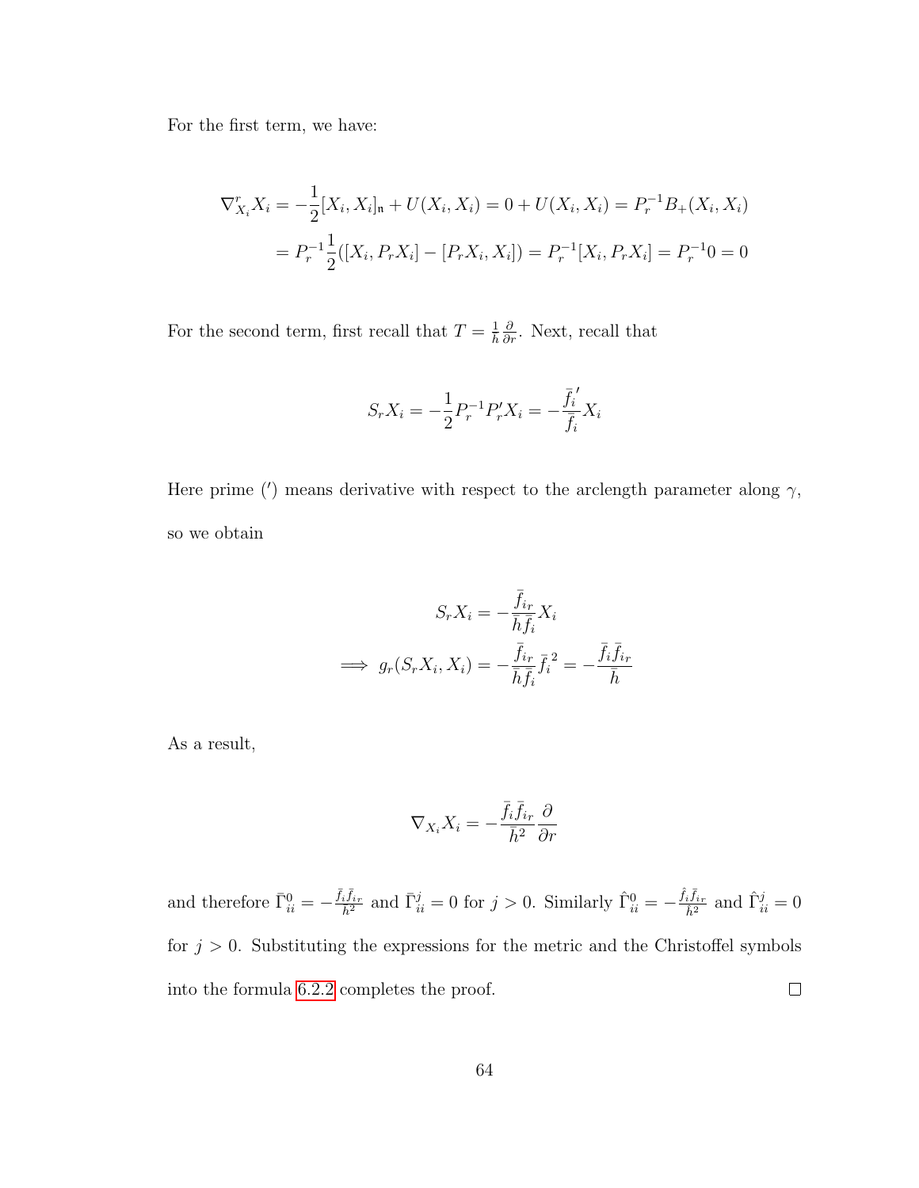For the first term, we have:

$$\nabla^r_{X_i} X_i = -\frac{1}{2}[X_i, X_i]_{\mathfrak{n}} + U(X_i, X_i) = 0 + U(X_i, X_i) = P_r^{-1} B_+(X_i, X_i)$$
$$= P_r^{-1}\frac{1}{2}([X_i, P_r X_i] - [P_r X_i, X_i]) = P_r^{-1}[X_i, P_r X_i] = P_r^{-1} 0 = 0$$

For the second term, first recall that $T = \frac{1}{h}\frac{\partial}{\partial r}$. Next, recall that

$$S_r X_i = -\frac{1}{2} P_r^{-1} P_r' X_i = -\frac{\bar{f}_i{}'}{\bar{f}_i} X_i$$

Here prime ($'$) means derivative with respect to the arclength parameter along $\gamma$, so we obtain

$$S_r X_i = -\frac{\bar{f}_{ir}}{\bar{h}\bar{f}_i} X_i$$
$$\implies g_r(S_r X_i, X_i) = -\frac{\bar{f}_{ir}}{\bar{h}\bar{f}_i}\bar{f}_i{}^2 = -\frac{\bar{f}_i \bar{f}_{ir}}{\bar{h}}$$

As a result,

$$\nabla_{X_i} X_i = -\frac{\bar{f}_i \bar{f}_{ir}}{\bar{h}^2}\frac{\partial}{\partial r}$$

and therefore $\bar{\Gamma}^0_{ii} = -\frac{\bar{f}_i \bar{f}_{ir}}{\bar{h}^2}$ and $\bar{\Gamma}^j_{ii} = 0$ for $j > 0$. Similarly $\hat{\Gamma}^0_{ii} = -\frac{\hat{f}_i \hat{f}_{ir}}{\hat{h}^2}$ and $\hat{\Gamma}^j_{ii} = 0$ for $j > 0$. Substituting the expressions for the metric and the Christoffel symbols into the formula 6.2.2 completes the proof. ☐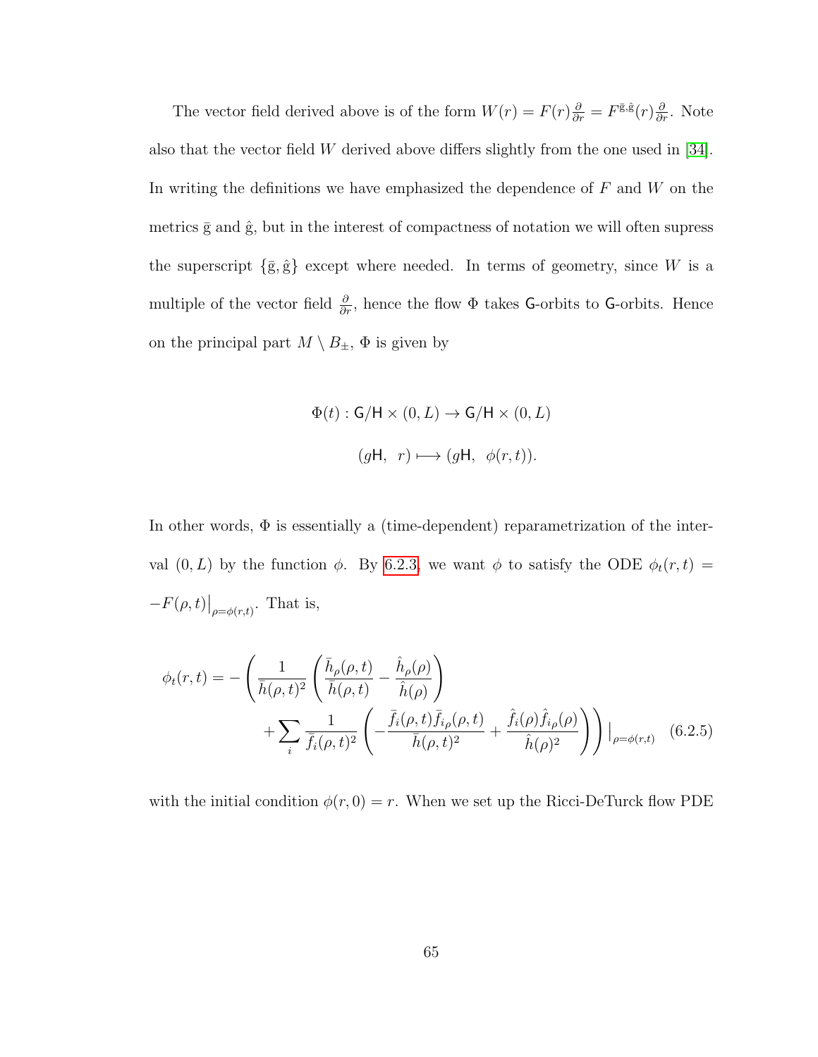The vector field derived above is of the form $W(r) = F(r)\frac{\partial}{\partial r} = F^{\bar{\mathrm{g}},\hat{\mathrm{g}}}(r)\frac{\partial}{\partial r}$. Note also that the vector field $W$ derived above differs slightly from the one used in [34]. In writing the definitions we have emphasized the dependence of $F$ and $W$ on the metrics $\bar{\mathrm{g}}$ and $\hat{\mathrm{g}}$, but in the interest of compactness of notation we will often supress the superscript $\{\bar{\mathrm{g}}, \hat{\mathrm{g}}\}$ except where needed. In terms of geometry, since $W$ is a multiple of the vector field $\frac{\partial}{\partial r}$, hence the flow $\Phi$ takes $\mathsf{G}$-orbits to $\mathsf{G}$-orbits. Hence on the principal part $M \setminus B_{\pm}$, $\Phi$ is given by

$$\Phi(t) : \mathsf{G}/\mathsf{H} \times (0, L) \to \mathsf{G}/\mathsf{H} \times (0, L)$$

$$(g\mathsf{H},\ \ r) \longmapsto (g\mathsf{H},\ \ \phi(r,t)).$$

In other words, $\Phi$ is essentially a (time-dependent) reparametrization of the interval $(0, L)$ by the function $\phi$. By 6.2.3, we want $\phi$ to satisfy the ODE $\phi_t(r,t) = -F(\rho,t)\big|_{\rho=\phi(r,t)}$. That is,

$$\phi_t(r,t) = -\left(\frac{1}{\bar{h}(\rho,t)^2}\left(\frac{\bar{h}_\rho(\rho,t)}{\bar{h}(\rho,t)} - \frac{\hat{h}_\rho(\rho)}{\hat{h}(\rho)}\right) + \sum_i \frac{1}{\bar{f}_i(\rho,t)^2}\left(-\frac{\bar{f}_i(\rho,t)\bar{f}_{i\rho}(\rho,t)}{\bar{h}(\rho,t)^2} + \frac{\hat{f}_i(\rho)\hat{f}_{i\rho}(\rho)}{\hat{h}(\rho)^2}\right)\right)\Big|_{\rho=\phi(r,t)} \quad (6.2.5)$$

with the initial condition $\phi(r, 0) = r$. When we set up the Ricci-DeTurck flow PDE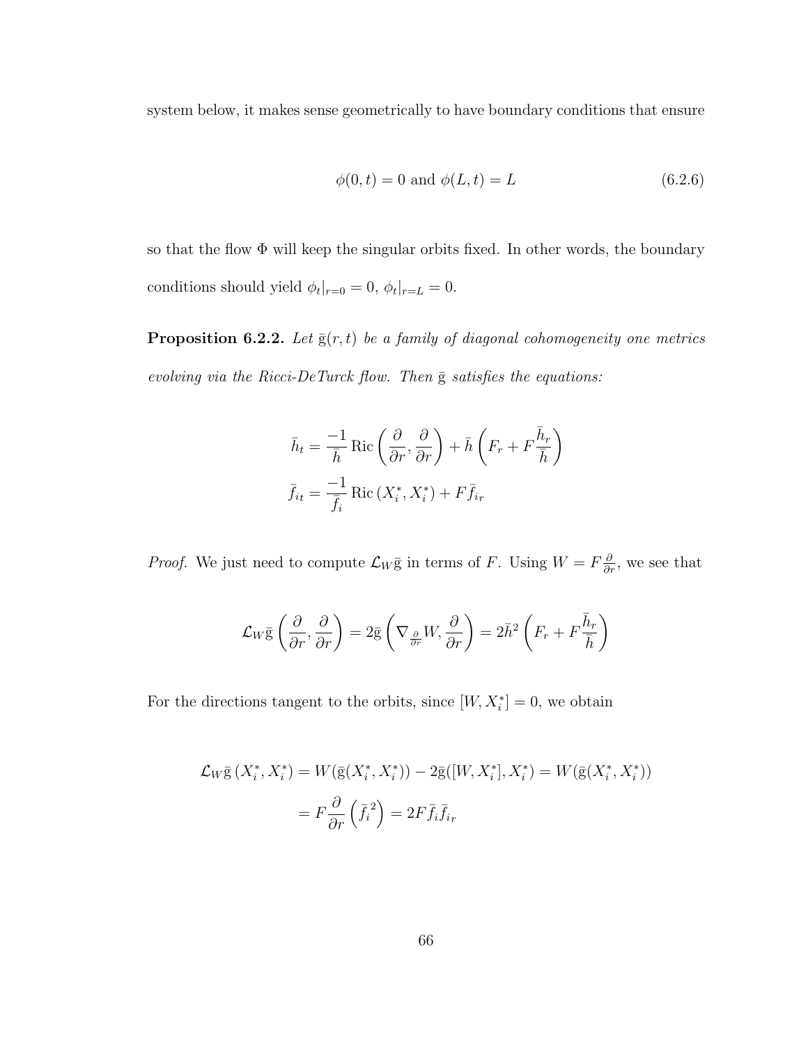system below, it makes sense geometrically to have boundary conditions that ensure

$$\phi(0,t) = 0 \text{ and } \phi(L,t) = L \tag{6.2.6}$$

so that the flow $\Phi$ will keep the singular orbits fixed. In other words, the boundary conditions should yield $\phi_t|_{r=0} = 0$, $\phi_t|_{r=L} = 0$.

**Proposition 6.2.2.** *Let $\bar{\mathrm{g}}(r,t)$ be a family of diagonal cohomogeneity one metrics evolving via the Ricci-DeTurck flow. Then $\bar{\mathrm{g}}$ satisfies the equations:*

$$\bar{h}_t = \frac{-1}{\bar{h}} \operatorname{Ric}\left(\frac{\partial}{\partial r}, \frac{\partial}{\partial r}\right) + \bar{h}\left(F_r + F\frac{\bar{h}_r}{\bar{h}}\right)$$
$$\bar{f}_{it} = \frac{-1}{\bar{f}_i} \operatorname{Ric}\left(X_i^*, X_i^*\right) + F\bar{f}_{ir}$$

*Proof.* We just need to compute $\mathcal{L}_W \bar{\mathrm{g}}$ in terms of $F$. Using $W = F\frac{\partial}{\partial r}$, we see that

$$\mathcal{L}_W \bar{\mathrm{g}}\left(\frac{\partial}{\partial r}, \frac{\partial}{\partial r}\right) = 2\bar{\mathrm{g}}\left(\nabla_{\frac{\partial}{\partial r}} W, \frac{\partial}{\partial r}\right) = 2\bar{h}^2\left(F_r + F\frac{\bar{h}_r}{\bar{h}}\right)$$

For the directions tangent to the orbits, since $[W, X_i^*] = 0$, we obtain

$$\begin{aligned}
\mathcal{L}_W \bar{\mathrm{g}}\left(X_i^*, X_i^*\right) &= W(\bar{\mathrm{g}}(X_i^*, X_i^*)) - 2\bar{\mathrm{g}}([W, X_i^*], X_i^*) = W(\bar{\mathrm{g}}(X_i^*, X_i^*)) \\
&= F\frac{\partial}{\partial r}\left(\bar{f_i}^2\right) = 2F\bar{f}_i\bar{f}_{ir}
\end{aligned}$$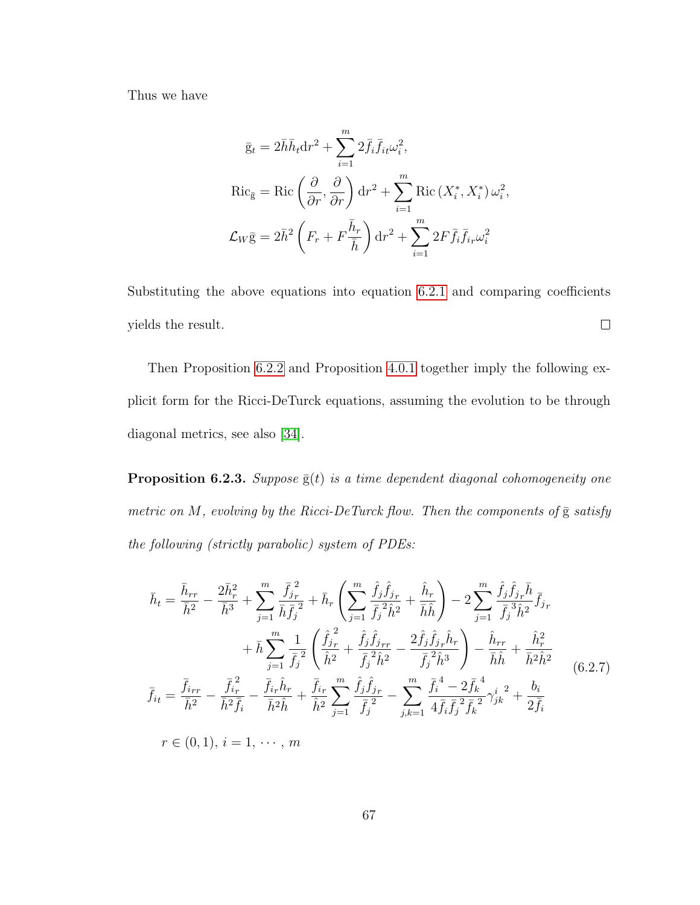Thus we have

$$
\begin{aligned}
\bar{\mathrm{g}}_t &= 2\bar{h}\bar{h}_t \mathrm{d}r^2 + \sum_{i=1}^m 2\bar{f}_i\bar{f}_{it}\omega_i^2, \\
\mathrm{Ric}_{\bar{\mathrm{g}}} &= \mathrm{Ric}\left(\frac{\partial}{\partial r},\frac{\partial}{\partial r}\right)\mathrm{d}r^2 + \sum_{i=1}^m \mathrm{Ric}\left(X_i^*, X_i^*\right)\omega_i^2, \\
\mathcal{L}_W\bar{\mathrm{g}} &= 2\bar{h}^2\left(F_r + F\frac{\bar{h}_r}{\bar{h}}\right)\mathrm{d}r^2 + \sum_{i=1}^m 2F\bar{f}_i\bar{f}_{ir}\omega_i^2
\end{aligned}
$$

Substituting the above equations into equation 6.2.1 and comparing coefficients yields the result. $\square$

Then Proposition 6.2.2 and Proposition 4.0.1 together imply the following explicit form for the Ricci-DeTurck equations, assuming the evolution to be through diagonal metrics, see also [34].

**Proposition 6.2.3.** *Suppose $\bar{\mathrm{g}}(t)$ is a time dependent diagonal cohomogeneity one metric on $M$, evolving by the Ricci-DeTurck flow. Then the components of $\bar{\mathrm{g}}$ satisfy the following (strictly parabolic) system of PDEs:*

$$
\begin{aligned}
\bar{h}_t &= \frac{\bar{h}_{rr}}{\bar{h}^2} - \frac{2\bar{h}_r^2}{\bar{h}^3} + \sum_{j=1}^m \frac{\bar{f}_{j_r}^{\,2}}{\bar{h}\bar{f}_j^{\,2}} + \bar{h}_r\left(\sum_{j=1}^m \frac{\hat{f}_j\hat{f}_{j_r}}{\bar{f}_j^{\,2}\hat{h}^2} + \frac{\hat{h}_r}{\bar{h}\hat{h}}\right) - 2\sum_{j=1}^m \frac{\hat{f}_j\hat{f}_{j_r}\bar{h}}{\bar{f}_j^{\,3}\hat{h}^2}\bar{f}_{j_r} \\
&\quad + \bar{h}\sum_{j=1}^m \frac{1}{\bar{f}_j^{\,2}}\left(\frac{\hat{f}_{j_r}^{\,2}}{\hat{h}^2} + \frac{\hat{f}_j\hat{f}_{j_{rr}}}{\bar{f}_j^{\,2}\hat{h}^2} - \frac{2\hat{f}_j\hat{f}_{j_r}\hat{h}_r}{\bar{f}_j^{\,2}\hat{h}^3}\right) - \frac{\hat{h}_{rr}}{\bar{h}\hat{h}} + \frac{\hat{h}_r^2}{\bar{h}^2\hat{h}^2} \\
\bar{f}_{it} &= \frac{\bar{f}_{irr}}{\bar{h}^2} - \frac{\bar{f}_{ir}^{\,2}}{\bar{h}^2\bar{f}_i} - \frac{\bar{f}_{ir}\hat{h}_r}{\bar{h}^2\hat{h}} + \frac{\bar{f}_{ir}}{\hat{h}^2}\sum_{j=1}^m \frac{\hat{f}_j\hat{f}_{j_r}}{\bar{f}_j^{\,2}} - \sum_{j,k=1}^m \frac{\bar{f}_i^{\,4} - 2\bar{f}_k^{\,4}}{4\bar{f}_i\bar{f}_j^{\,2}\bar{f}_k^{\,2}}{\gamma_{jk}^i}^2 + \frac{b_i}{2\bar{f}_i}
\end{aligned}
\tag{6.2.7}
$$

$r \in (0,1)$, $i = 1, \cdots, m$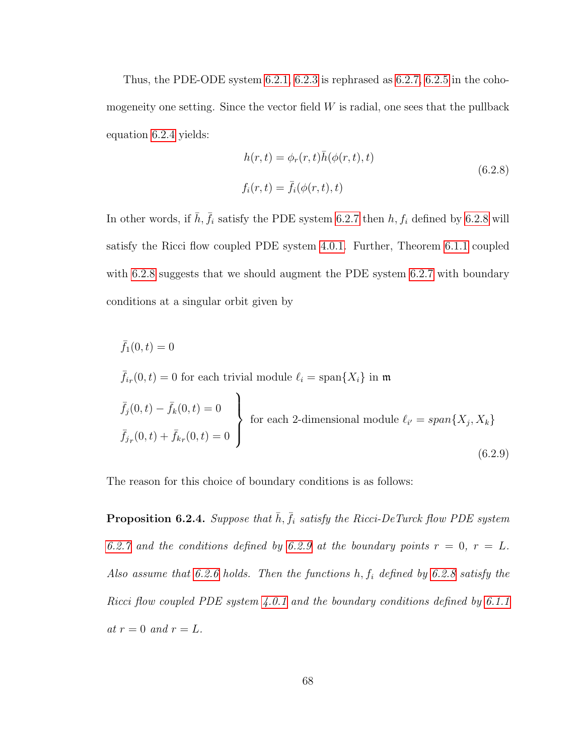Thus, the PDE-ODE system 6.2.1, 6.2.3 is rephrased as 6.2.7, 6.2.5 in the cohomogeneity one setting. Since the vector field $W$ is radial, one sees that the pullback equation 6.2.4 yields:

$$
\begin{aligned}
h(r,t) &= \phi_r(r,t)\bar{h}(\phi(r,t),t) \\
f_i(r,t) &= \bar{f}_i(\phi(r,t),t)
\end{aligned}
\tag{6.2.8}
$$

In other words, if $\bar{h}, \bar{f}_i$ satisfy the PDE system 6.2.7 then $h, f_i$ defined by 6.2.8 will satisfy the Ricci flow coupled PDE system 4.0.1. Further, Theorem 6.1.1 coupled with 6.2.8 suggests that we should augment the PDE system 6.2.7 with boundary conditions at a singular orbit given by

$$
\begin{aligned}
&\bar{f}_1(0,t) = 0 \\
&\bar{f}_{i_r}(0,t) = 0 \text{ for each trivial module } \ell_i = \text{span}\{X_i\} \text{ in } \mathfrak{m} \\
&\left.\begin{aligned}
&\bar{f}_j(0,t) - \bar{f}_k(0,t) = 0 \\
&\bar{f}_{j_r}(0,t) + \bar{f}_{k_r}(0,t) = 0
\end{aligned}\right\} \text{ for each 2-dimensional module } \ell_{i'} = span\{X_j, X_k\}
\end{aligned}
\tag{6.2.9}
$$

The reason for this choice of boundary conditions is as follows:

**Proposition 6.2.4.** *Suppose that $\bar{h}, \bar{f}_i$ satisfy the Ricci-DeTurck flow PDE system 6.2.7 and the conditions defined by 6.2.9 at the boundary points $r = 0$, $r = L$. Also assume that 6.2.6 holds. Then the functions $h, f_i$ defined by 6.2.8 satisfy the Ricci flow coupled PDE system 4.0.1 and the boundary conditions defined by 6.1.1 at $r = 0$ and $r = L$.*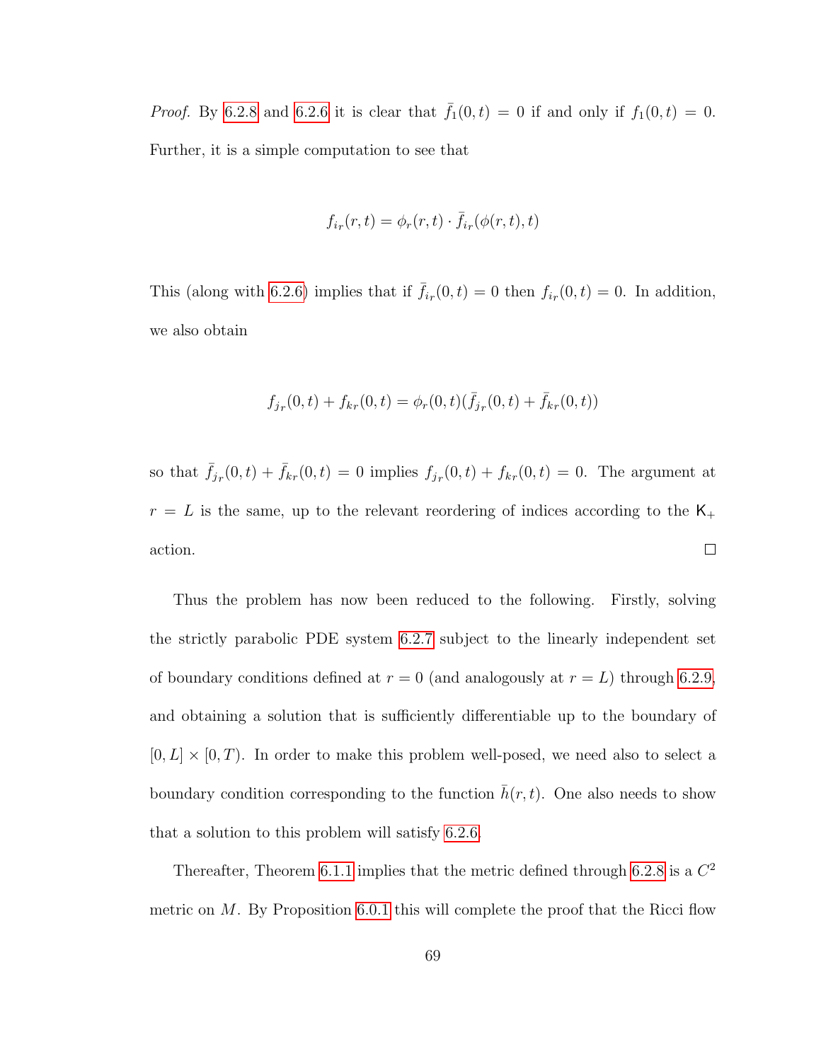*Proof.* By 6.2.8 and 6.2.6 it is clear that $\bar{f}_1(0,t) = 0$ if and only if $f_1(0,t) = 0$. Further, it is a simple computation to see that

$$f_{i_r}(r,t) = \phi_r(r,t) \cdot \bar{f}_{i_r}(\phi(r,t),t)$$

This (along with 6.2.6) implies that if $\bar{f}_{i_r}(0,t) = 0$ then $f_{i_r}(0,t) = 0$. In addition, we also obtain

$$f_{j_r}(0,t) + f_{k_r}(0,t) = \phi_r(0,t)(\bar{f}_{j_r}(0,t) + \bar{f}_{k_r}(0,t))$$

so that $\bar{f}_{j_r}(0,t) + \bar{f}_{k_r}(0,t) = 0$ implies $f_{j_r}(0,t) + f_{k_r}(0,t) = 0$. The argument at $r = L$ is the same, up to the relevant reordering of indices according to the $\mathsf{K}_+$ action. $\square$

Thus the problem has now been reduced to the following. Firstly, solving the strictly parabolic PDE system 6.2.7 subject to the linearly independent set of boundary conditions defined at $r = 0$ (and analogously at $r = L$) through 6.2.9, and obtaining a solution that is sufficiently differentiable up to the boundary of $[0, L] \times [0, T)$. In order to make this problem well-posed, we need also to select a boundary condition corresponding to the function $\bar{h}(r,t)$. One also needs to show that a solution to this problem will satisfy 6.2.6.

Thereafter, Theorem 6.1.1 implies that the metric defined through 6.2.8 is a $C^2$ metric on $M$. By Proposition 6.0.1 this will complete the proof that the Ricci flow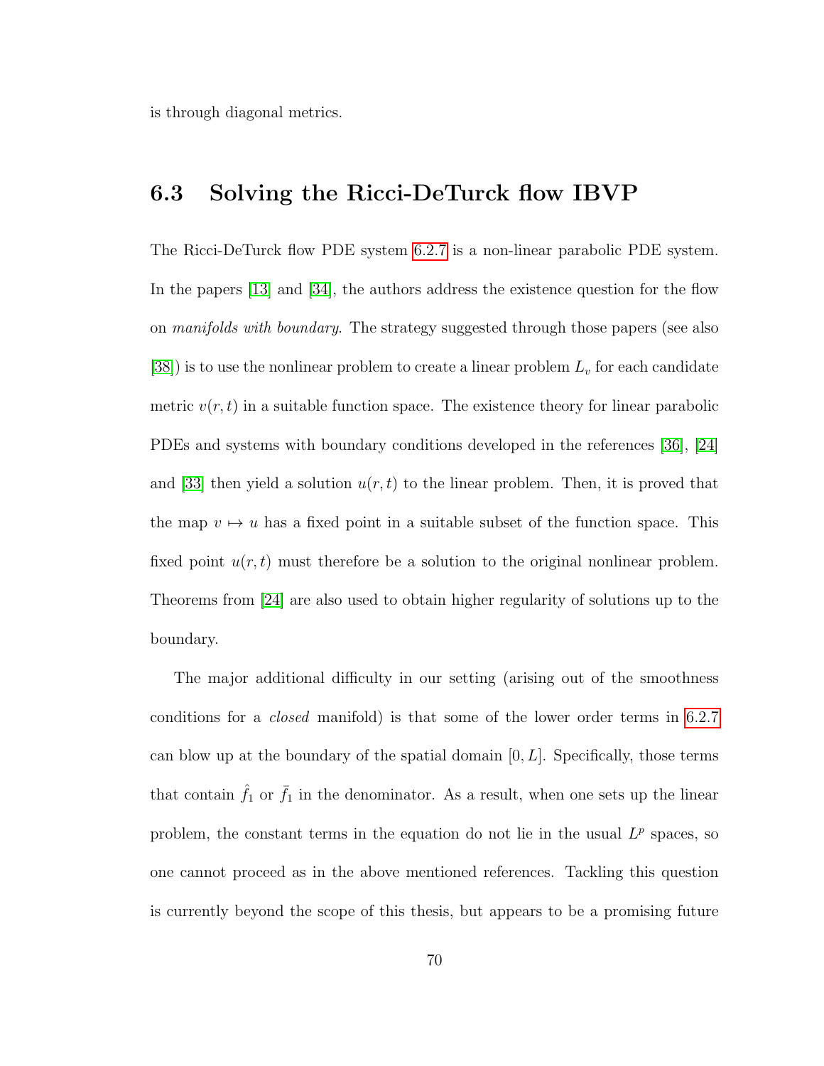is through diagonal metrics.

## 6.3 Solving the Ricci-DeTurck flow IBVP

The Ricci-DeTurck flow PDE system 6.2.7 is a non-linear parabolic PDE system. In the papers [13] and [34], the authors address the existence question for the flow on *manifolds with boundary*. The strategy suggested through those papers (see also [38]) is to use the nonlinear problem to create a linear problem $L_v$ for each candidate metric $v(r,t)$ in a suitable function space. The existence theory for linear parabolic PDEs and systems with boundary conditions developed in the references [36], [24] and [33] then yield a solution $u(r,t)$ to the linear problem. Then, it is proved that the map $v \mapsto u$ has a fixed point in a suitable subset of the function space. This fixed point $u(r,t)$ must therefore be a solution to the original nonlinear problem. Theorems from [24] are also used to obtain higher regularity of solutions up to the boundary.

The major additional difficulty in our setting (arising out of the smoothness conditions for a *closed* manifold) is that some of the lower order terms in 6.2.7 can blow up at the boundary of the spatial domain $[0, L]$. Specifically, those terms that contain $\hat{f}_1$ or $\bar{f}_1$ in the denominator. As a result, when one sets up the linear problem, the constant terms in the equation do not lie in the usual $L^p$ spaces, so one cannot proceed as in the above mentioned references. Tackling this question is currently beyond the scope of this thesis, but appears to be a promising future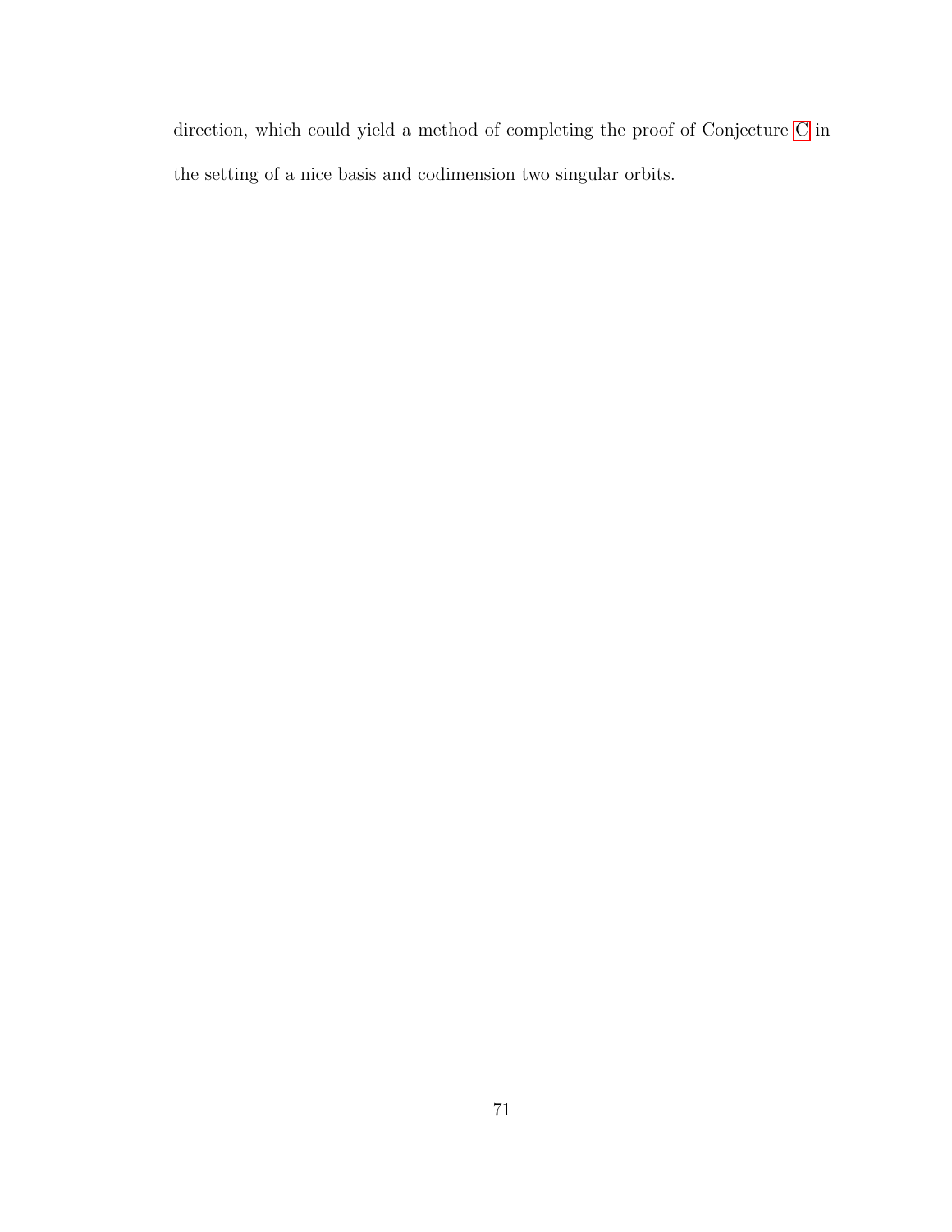direction, which could yield a method of completing the proof of Conjecture C in the setting of a nice basis and codimension two singular orbits.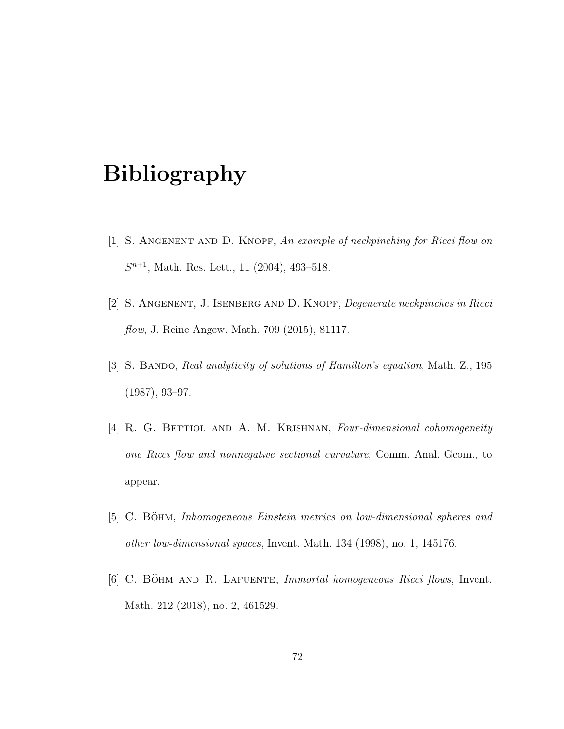# Bibliography

[1] S. Angenent and D. Knopf, *An example of neckpinching for Ricci flow on $S^{n+1}$*, Math. Res. Lett., 11 (2004), 493–518.

[2] S. Angenent, J. Isenberg and D. Knopf, *Degenerate neckpinches in Ricci flow*, J. Reine Angew. Math. 709 (2015), 81117.

[3] S. Bando, *Real analyticity of solutions of Hamilton's equation*, Math. Z., 195 (1987), 93–97.

[4] R. G. Bettiol and A. M. Krishnan, *Four-dimensional cohomogeneity one Ricci flow and nonnegative sectional curvature*, Comm. Anal. Geom., to appear.

[5] C. Böhm, *Inhomogeneous Einstein metrics on low-dimensional spheres and other low-dimensional spaces*, Invent. Math. 134 (1998), no. 1, 145176.

[6] C. Böhm and R. Lafuente, *Immortal homogeneous Ricci flows*, Invent. Math. 212 (2018), no. 2, 461529.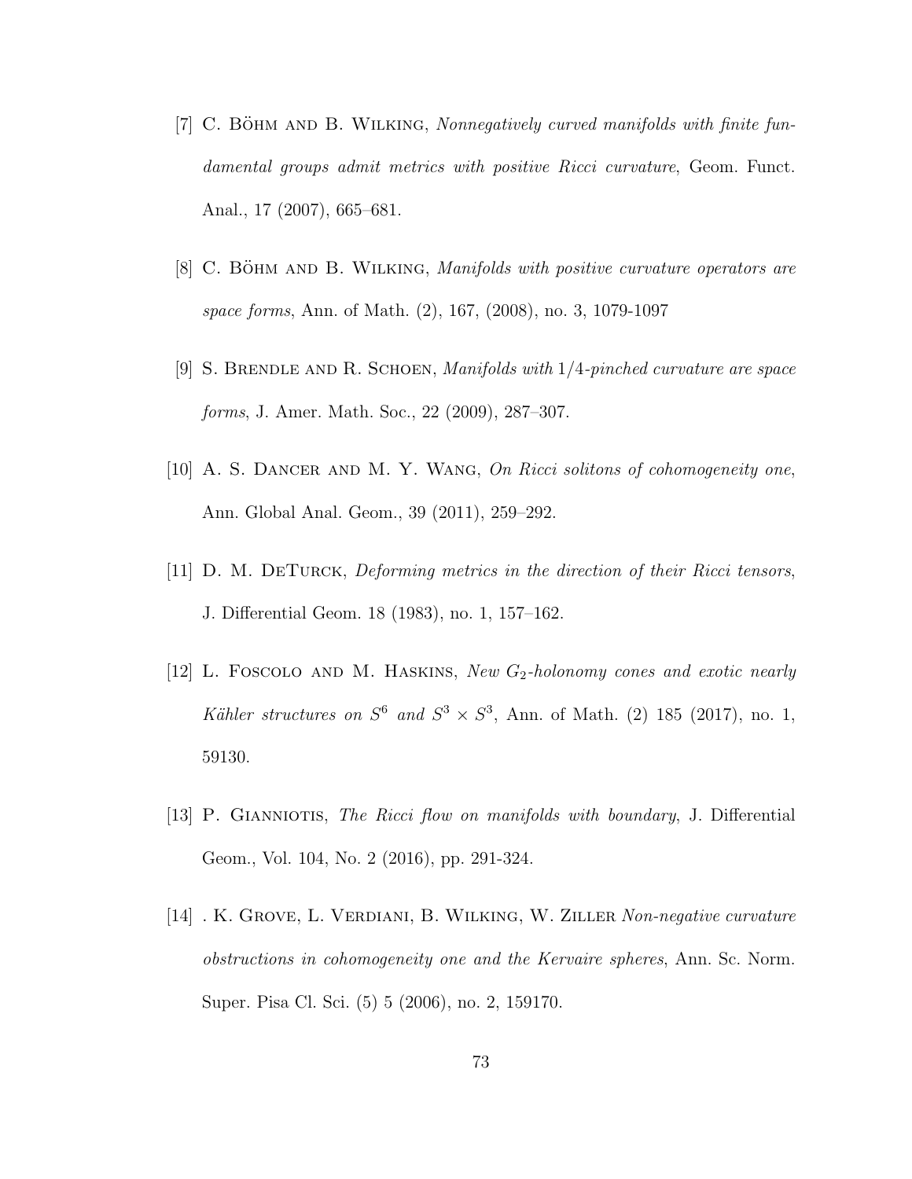[7] C. Böhm and B. Wilking, *Nonnegatively curved manifolds with finite fundamental groups admit metrics with positive Ricci curvature*, Geom. Funct. Anal., 17 (2007), 665–681.

[8] C. Böhm and B. Wilking, *Manifolds with positive curvature operators are space forms*, Ann. of Math. (2), 167, (2008), no. 3, 1079-1097

[9] S. Brendle and R. Schoen, *Manifolds with* $1/4$*-pinched curvature are space forms*, J. Amer. Math. Soc., 22 (2009), 287–307.

[10] A. S. Dancer and M. Y. Wang, *On Ricci solitons of cohomogeneity one*, Ann. Global Anal. Geom., 39 (2011), 259–292.

[11] D. M. DeTurck, *Deforming metrics in the direction of their Ricci tensors*, J. Differential Geom. 18 (1983), no. 1, 157–162.

[12] L. Foscolo and M. Haskins, *New* $G_2$*-holonomy cones and exotic nearly Kähler structures on* $S^6$ *and* $S^3 \times S^3$, Ann. of Math. (2) 185 (2017), no. 1, 59130.

[13] P. Gianniotis, *The Ricci flow on manifolds with boundary*, J. Differential Geom., Vol. 104, No. 2 (2016), pp. 291-324.

[14] . K. Grove, L. Verdiani, B. Wilking, W. Ziller *Non-negative curvature obstructions in cohomogeneity one and the Kervaire spheres*, Ann. Sc. Norm. Super. Pisa Cl. Sci. (5) 5 (2006), no. 2, 159170.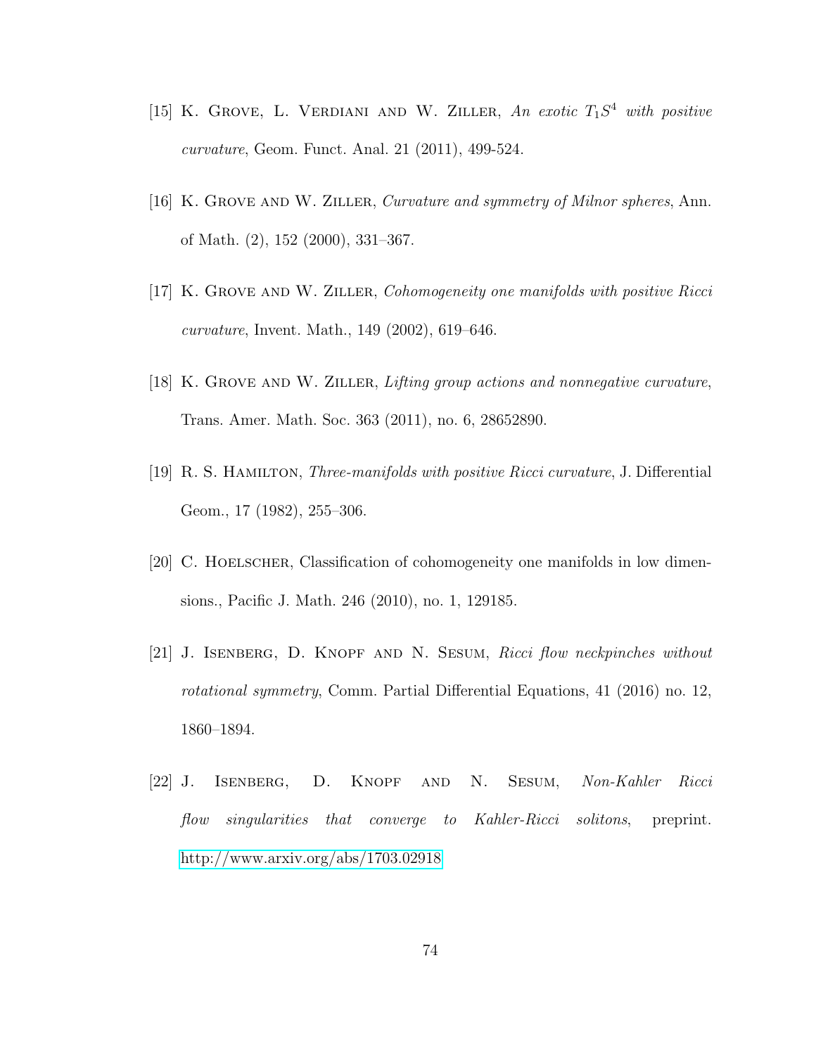[15] K. Grove, L. Verdiani and W. Ziller, *An exotic $T_1S^4$ with positive curvature*, Geom. Funct. Anal. 21 (2011), 499-524.

[16] K. Grove and W. Ziller, *Curvature and symmetry of Milnor spheres*, Ann. of Math. (2), 152 (2000), 331–367.

[17] K. Grove and W. Ziller, *Cohomogeneity one manifolds with positive Ricci curvature*, Invent. Math., 149 (2002), 619–646.

[18] K. Grove and W. Ziller, *Lifting group actions and nonnegative curvature*, Trans. Amer. Math. Soc. 363 (2011), no. 6, 28652890.

[19] R. S. Hamilton, *Three-manifolds with positive Ricci curvature*, J. Differential Geom., 17 (1982), 255–306.

[20] C. Hoelscher, Classification of cohomogeneity one manifolds in low dimensions., Pacific J. Math. 246 (2010), no. 1, 129185.

[21] J. Isenberg, D. Knopf and N. Sesum, *Ricci flow neckpinches without rotational symmetry*, Comm. Partial Differential Equations, 41 (2016) no. 12, 1860–1894.

[22] J. Isenberg, D. Knopf and N. Sesum, *Non-Kahler Ricci flow singularities that converge to Kahler-Ricci solitons*, preprint. http://www.arxiv.org/abs/1703.02918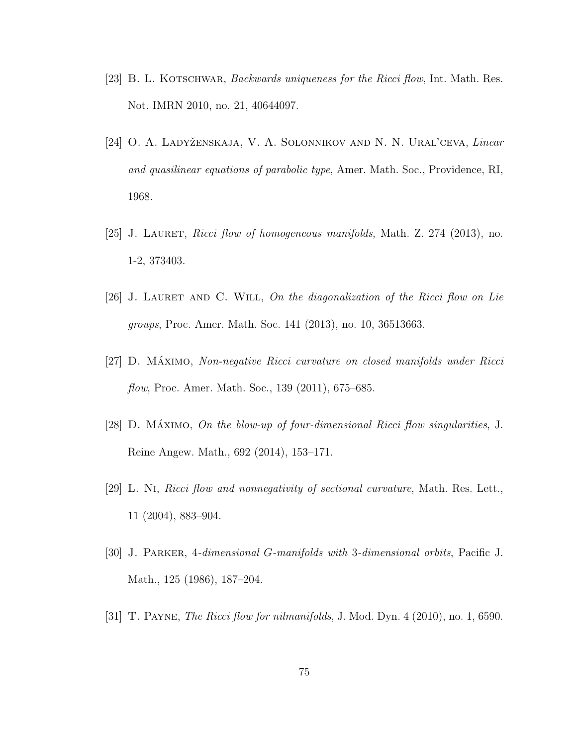[23] B. L. Kotschwar, *Backwards uniqueness for the Ricci flow*, Int. Math. Res. Not. IMRN 2010, no. 21, 40644097.

[24] O. A. Ladyženskaja, V. A. Solonnikov and N. N. Ural'ceva, *Linear and quasilinear equations of parabolic type*, Amer. Math. Soc., Providence, RI, 1968.

[25] J. Lauret, *Ricci flow of homogeneous manifolds*, Math. Z. 274 (2013), no. 1-2, 373403.

[26] J. Lauret and C. Will, *On the diagonalization of the Ricci flow on Lie groups*, Proc. Amer. Math. Soc. 141 (2013), no. 10, 36513663.

[27] D. Máximo, *Non-negative Ricci curvature on closed manifolds under Ricci flow*, Proc. Amer. Math. Soc., 139 (2011), 675–685.

[28] D. Máximo, *On the blow-up of four-dimensional Ricci flow singularities*, J. Reine Angew. Math., 692 (2014), 153–171.

[29] L. Ni, *Ricci flow and nonnegativity of sectional curvature*, Math. Res. Lett., 11 (2004), 883–904.

[30] J. Parker, *4-dimensional G-manifolds with 3-dimensional orbits*, Pacific J. Math., 125 (1986), 187–204.

[31] T. Payne, *The Ricci flow for nilmanifolds*, J. Mod. Dyn. 4 (2010), no. 1, 6590.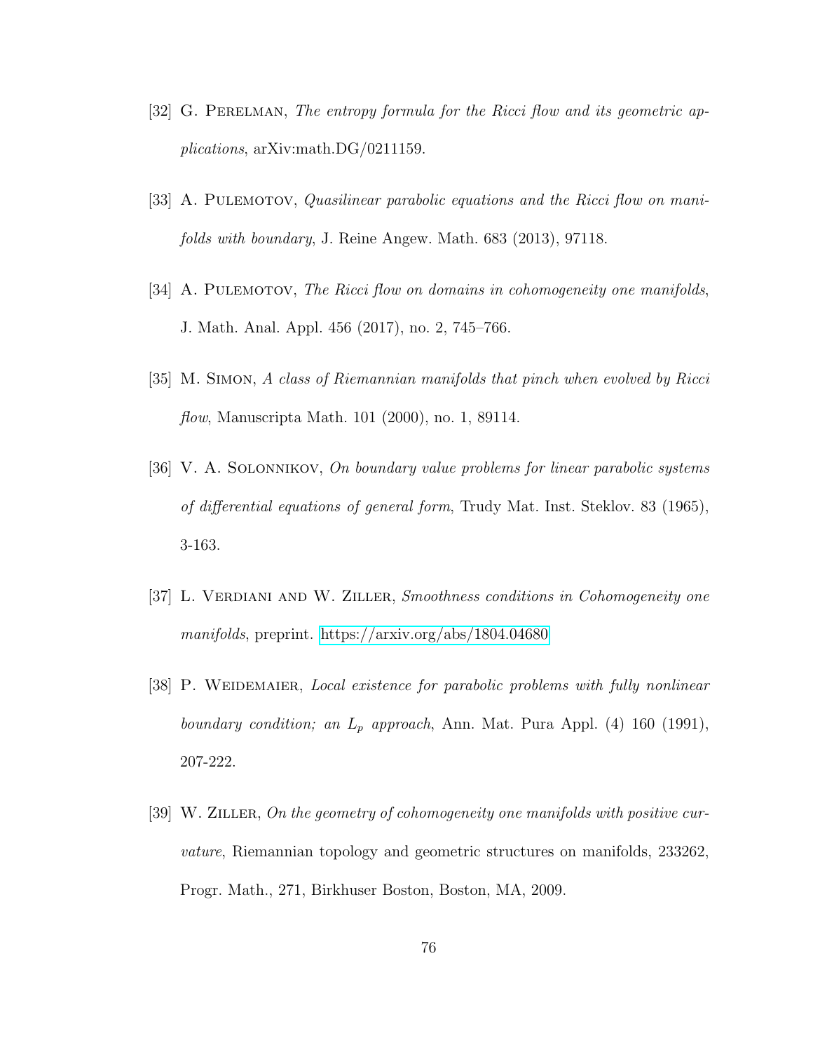[32] G. Perelman, *The entropy formula for the Ricci flow and its geometric applications*, arXiv:math.DG/0211159.

[33] A. Pulemotov, *Quasilinear parabolic equations and the Ricci flow on manifolds with boundary*, J. Reine Angew. Math. 683 (2013), 97118.

[34] A. Pulemotov, *The Ricci flow on domains in cohomogeneity one manifolds*, J. Math. Anal. Appl. 456 (2017), no. 2, 745–766.

[35] M. Simon, *A class of Riemannian manifolds that pinch when evolved by Ricci flow*, Manuscripta Math. 101 (2000), no. 1, 89114.

[36] V. A. Solonnikov, *On boundary value problems for linear parabolic systems of differential equations of general form*, Trudy Mat. Inst. Steklov. 83 (1965), 3-163.

[37] L. Verdiani and W. Ziller, *Smoothness conditions in Cohomogeneity one manifolds*, preprint. https://arxiv.org/abs/1804.04680

[38] P. Weidemaier, *Local existence for parabolic problems with fully nonlinear boundary condition; an $L_p$ approach*, Ann. Mat. Pura Appl. (4) 160 (1991), 207-222.

[39] W. Ziller, *On the geometry of cohomogeneity one manifolds with positive curvature*, Riemannian topology and geometric structures on manifolds, 233262, Progr. Math., 271, Birkhuser Boston, Boston, MA, 2009.